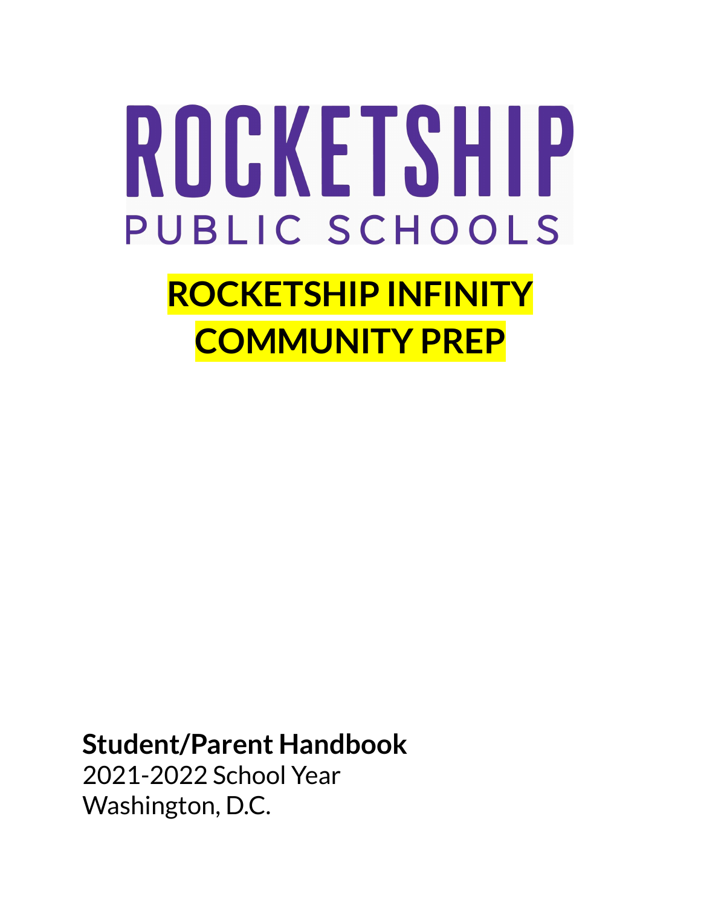# ROCKETSHIP

PUBLIC SCHOOLS

# ROCKETSHIP INFINITY COMMUNITY PREP

**Student/Parent Handbook**

2021-2022 School Year

Washington, D.C.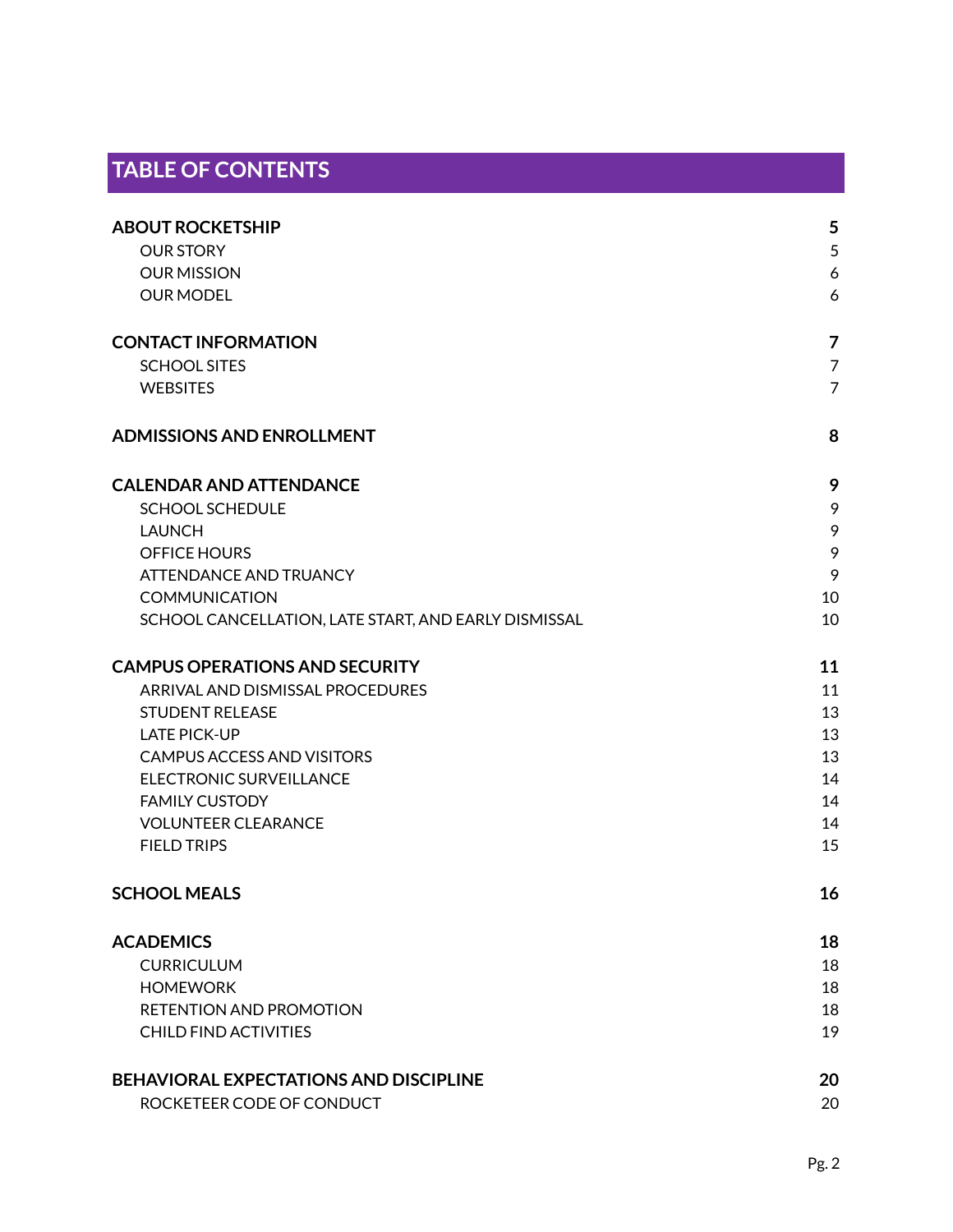# TABLE OF CONTENTS

| | |
|---|---|
| **ABOUT ROCKETSHIP** | **5** |
| OUR STORY | 5 |
| OUR MISSION | 6 |
| OUR MODEL | 6 |
| **CONTACT INFORMATION** | **7** |
| SCHOOL SITES | 7 |
| WEBSITES | 7 |
| **ADMISSIONS AND ENROLLMENT** | **8** |
| **CALENDAR AND ATTENDANCE** | **9** |
| SCHOOL SCHEDULE | 9 |
| LAUNCH | 9 |
| OFFICE HOURS | 9 |
| ATTENDANCE AND TRUANCY | 9 |
| COMMUNICATION | 10 |
| SCHOOL CANCELLATION, LATE START, AND EARLY DISMISSAL | 10 |
| **CAMPUS OPERATIONS AND SECURITY** | **11** |
| ARRIVAL AND DISMISSAL PROCEDURES | 11 |
| STUDENT RELEASE | 13 |
| LATE PICK-UP | 13 |
| CAMPUS ACCESS AND VISITORS | 13 |
| ELECTRONIC SURVEILLANCE | 14 |
| FAMILY CUSTODY | 14 |
| VOLUNTEER CLEARANCE | 14 |
| FIELD TRIPS | 15 |
| **SCHOOL MEALS** | **16** |
| **ACADEMICS** | **18** |
| CURRICULUM | 18 |
| HOMEWORK | 18 |
| RETENTION AND PROMOTION | 18 |
| CHILD FIND ACTIVITIES | 19 |
| **BEHAVIORAL EXPECTATIONS AND DISCIPLINE** | **20** |
| ROCKETEER CODE OF CONDUCT | 20 |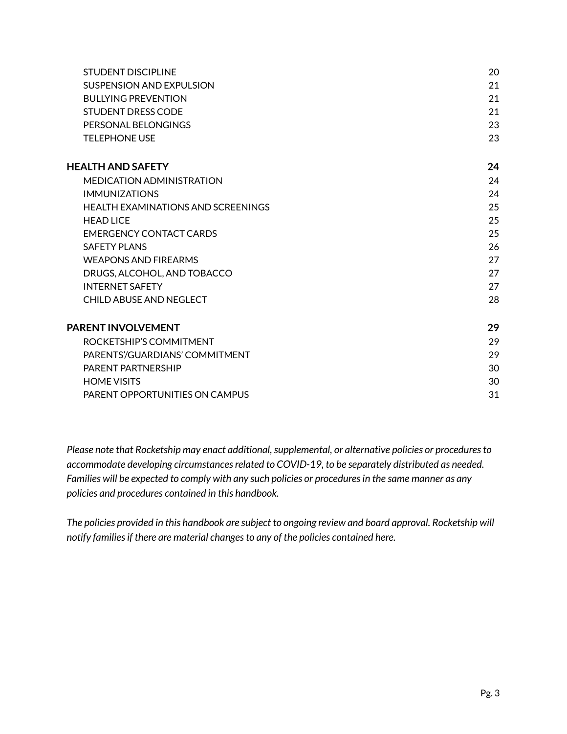| | |
|---|---|
| STUDENT DISCIPLINE | 20 |
| SUSPENSION AND EXPULSION | 21 |
| BULLYING PREVENTION | 21 |
| STUDENT DRESS CODE | 21 |
| PERSONAL BELONGINGS | 23 |
| TELEPHONE USE | 23 |
| **HEALTH AND SAFETY** | **24** |
| MEDICATION ADMINISTRATION | 24 |
| IMMUNIZATIONS | 24 |
| HEALTH EXAMINATIONS AND SCREENINGS | 25 |
| HEAD LICE | 25 |
| EMERGENCY CONTACT CARDS | 25 |
| SAFETY PLANS | 26 |
| WEAPONS AND FIREARMS | 27 |
| DRUGS, ALCOHOL, AND TOBACCO | 27 |
| INTERNET SAFETY | 27 |
| CHILD ABUSE AND NEGLECT | 28 |
| **PARENT INVOLVEMENT** | **29** |
| ROCKETSHIP'S COMMITMENT | 29 |
| PARENTS'/GUARDIANS' COMMITMENT | 29 |
| PARENT PARTNERSHIP | 30 |
| HOME VISITS | 30 |
| PARENT OPPORTUNITIES ON CAMPUS | 31 |

*Please note that Rocketship may enact additional, supplemental, or alternative policies or procedures to accommodate developing circumstances related to COVID-19, to be separately distributed as needed. Families will be expected to comply with any such policies or procedures in the same manner as any policies and procedures contained in this handbook.*

*The policies provided in this handbook are subject to ongoing review and board approval. Rocketship will notify families if there are material changes to any of the policies contained here.*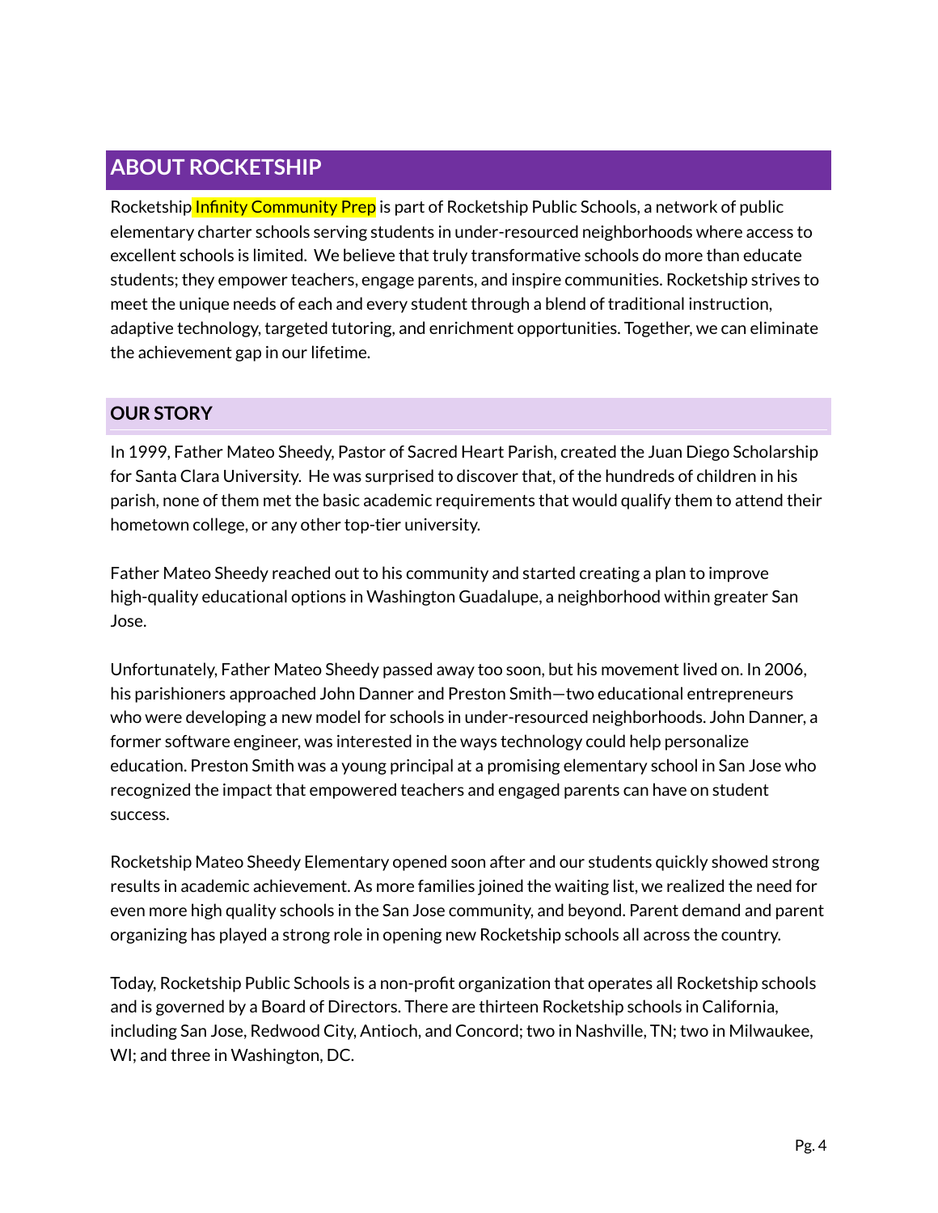## ABOUT ROCKETSHIP

Rocketship Infinity Community Prep is part of Rocketship Public Schools, a network of public elementary charter schools serving students in under-resourced neighborhoods where access to excellent schools is limited. We believe that truly transformative schools do more than educate students; they empower teachers, engage parents, and inspire communities. Rocketship strives to meet the unique needs of each and every student through a blend of traditional instruction, adaptive technology, targeted tutoring, and enrichment opportunities. Together, we can eliminate the achievement gap in our lifetime.

### OUR STORY

In 1999, Father Mateo Sheedy, Pastor of Sacred Heart Parish, created the Juan Diego Scholarship for Santa Clara University. He was surprised to discover that, of the hundreds of children in his parish, none of them met the basic academic requirements that would qualify them to attend their hometown college, or any other top-tier university.

Father Mateo Sheedy reached out to his community and started creating a plan to improve high-quality educational options in Washington Guadalupe, a neighborhood within greater San Jose.

Unfortunately, Father Mateo Sheedy passed away too soon, but his movement lived on. In 2006, his parishioners approached John Danner and Preston Smith—two educational entrepreneurs who were developing a new model for schools in under-resourced neighborhoods. John Danner, a former software engineer, was interested in the ways technology could help personalize education. Preston Smith was a young principal at a promising elementary school in San Jose who recognized the impact that empowered teachers and engaged parents can have on student success.

Rocketship Mateo Sheedy Elementary opened soon after and our students quickly showed strong results in academic achievement. As more families joined the waiting list, we realized the need for even more high quality schools in the San Jose community, and beyond. Parent demand and parent organizing has played a strong role in opening new Rocketship schools all across the country.

Today, Rocketship Public Schools is a non-profit organization that operates all Rocketship schools and is governed by a Board of Directors. There are thirteen Rocketship schools in California, including San Jose, Redwood City, Antioch, and Concord; two in Nashville, TN; two in Milwaukee, WI; and three in Washington, DC.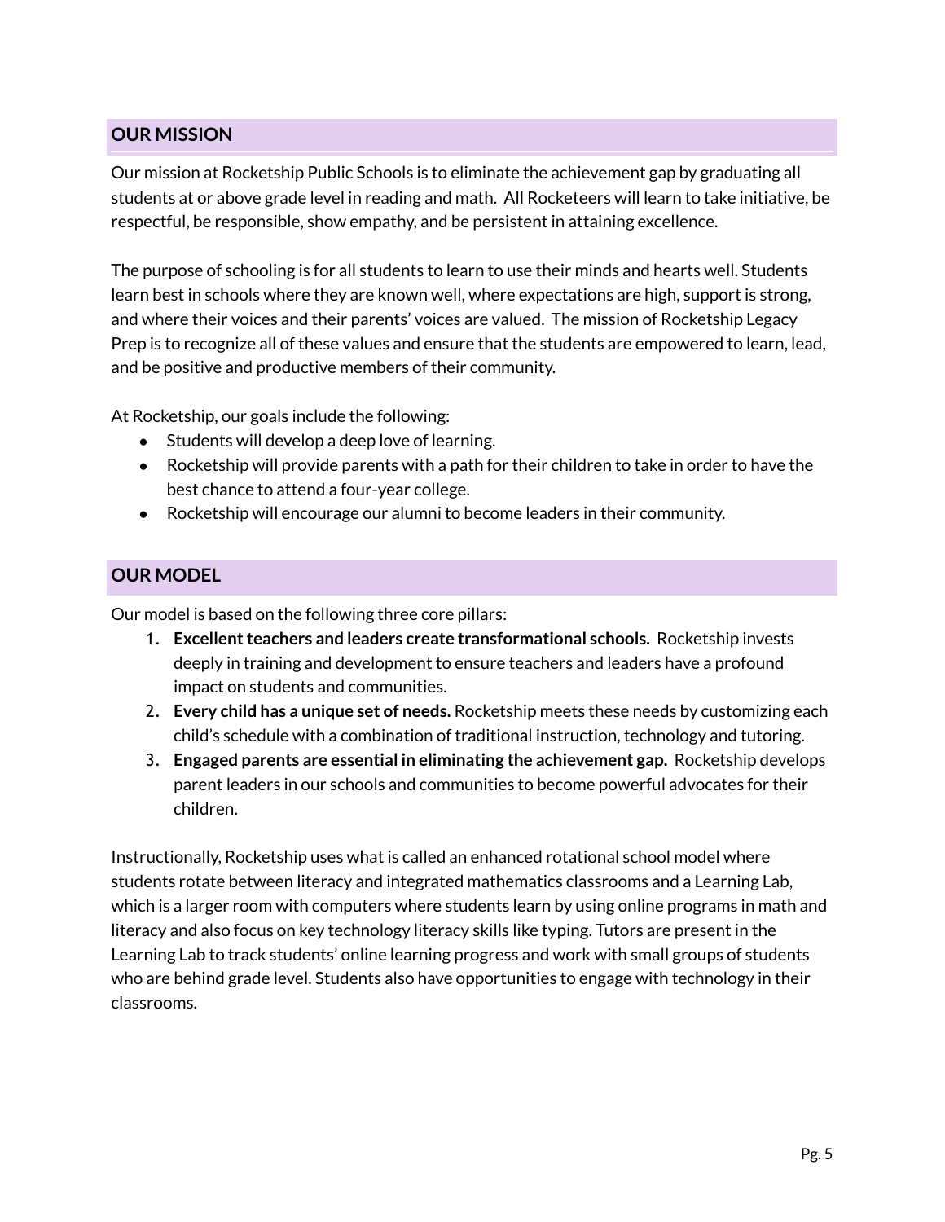## OUR MISSION

Our mission at Rocketship Public Schools is to eliminate the achievement gap by graduating all students at or above grade level in reading and math. All Rocketeers will learn to take initiative, be respectful, be responsible, show empathy, and be persistent in attaining excellence.

The purpose of schooling is for all students to learn to use their minds and hearts well. Students learn best in schools where they are known well, where expectations are high, support is strong, and where their voices and their parents' voices are valued. The mission of Rocketship Legacy Prep is to recognize all of these values and ensure that the students are empowered to learn, lead, and be positive and productive members of their community.

At Rocketship, our goals include the following:

- Students will develop a deep love of learning.
- Rocketship will provide parents with a path for their children to take in order to have the best chance to attend a four-year college.
- Rocketship will encourage our alumni to become leaders in their community.

## OUR MODEL

Our model is based on the following three core pillars:

1. **Excellent teachers and leaders create transformational schools.** Rocketship invests deeply in training and development to ensure teachers and leaders have a profound impact on students and communities.
2. **Every child has a unique set of needs.** Rocketship meets these needs by customizing each child's schedule with a combination of traditional instruction, technology and tutoring.
3. **Engaged parents are essential in eliminating the achievement gap.** Rocketship develops parent leaders in our schools and communities to become powerful advocates for their children.

Instructionally, Rocketship uses what is called an enhanced rotational school model where students rotate between literacy and integrated mathematics classrooms and a Learning Lab, which is a larger room with computers where students learn by using online programs in math and literacy and also focus on key technology literacy skills like typing. Tutors are present in the Learning Lab to track students' online learning progress and work with small groups of students who are behind grade level. Students also have opportunities to engage with technology in their classrooms.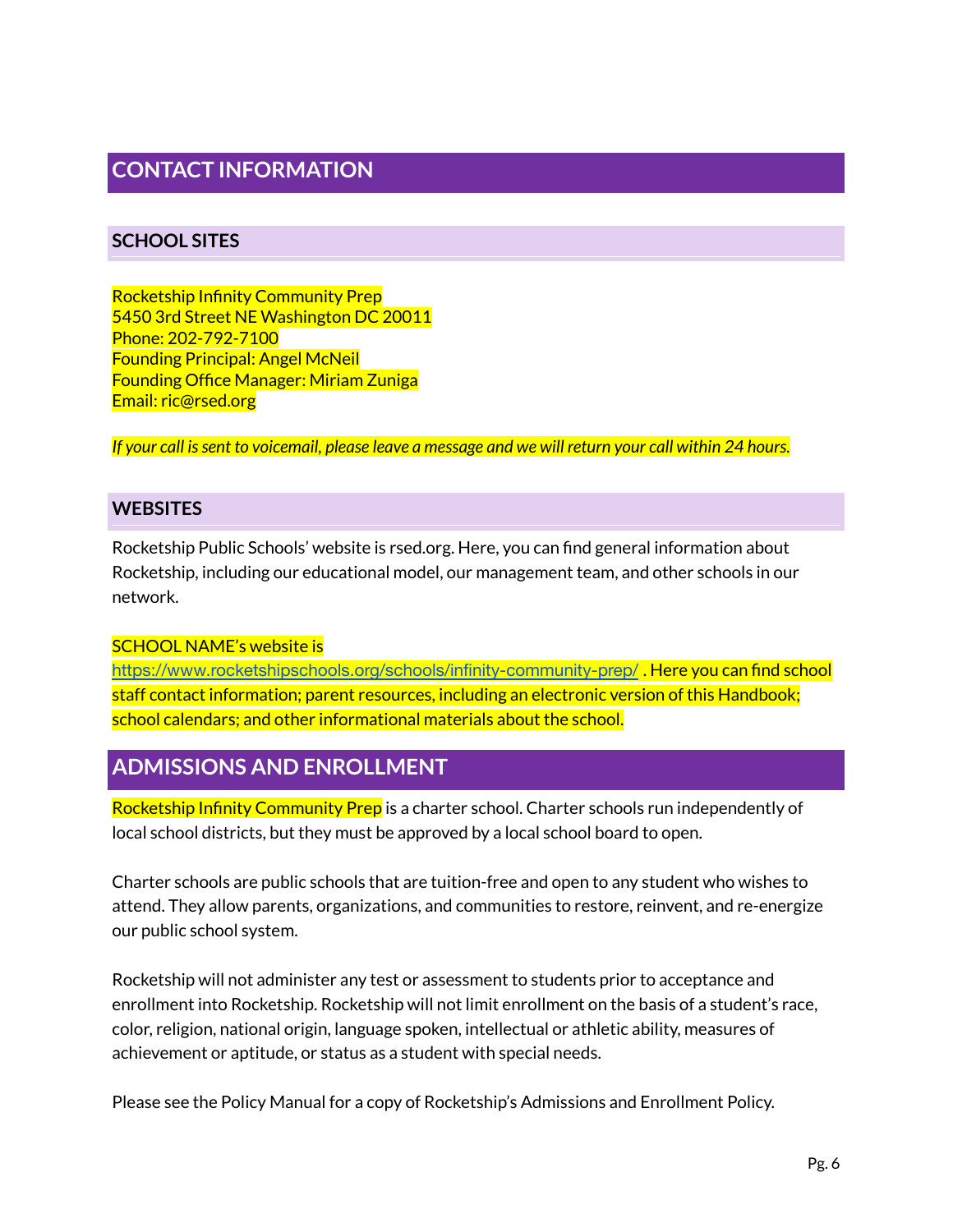# CONTACT INFORMATION

## SCHOOL SITES

Rocketship Infinity Community Prep
5450 3rd Street NE Washington DC 20011
Phone: 202-792-7100
Founding Principal: Angel McNeil
Founding Office Manager: Miriam Zuniga
Email: ric@rsed.org

*If your call is sent to voicemail, please leave a message and we will return your call within 24 hours.*

## WEBSITES

Rocketship Public Schools' website is rsed.org. Here, you can find general information about Rocketship, including our educational model, our management team, and other schools in our network.

SCHOOL NAME's website is https://www.rocketshipschools.org/schools/infinity-community-prep/ . Here you can find school staff contact information; parent resources, including an electronic version of this Handbook; school calendars; and other informational materials about the school.

# ADMISSIONS AND ENROLLMENT

Rocketship Infinity Community Prep is a charter school. Charter schools run independently of local school districts, but they must be approved by a local school board to open.

Charter schools are public schools that are tuition-free and open to any student who wishes to attend. They allow parents, organizations, and communities to restore, reinvent, and re-energize our public school system.

Rocketship will not administer any test or assessment to students prior to acceptance and enrollment into Rocketship. Rocketship will not limit enrollment on the basis of a student's race, color, religion, national origin, language spoken, intellectual or athletic ability, measures of achievement or aptitude, or status as a student with special needs.

Please see the Policy Manual for a copy of Rocketship's Admissions and Enrollment Policy.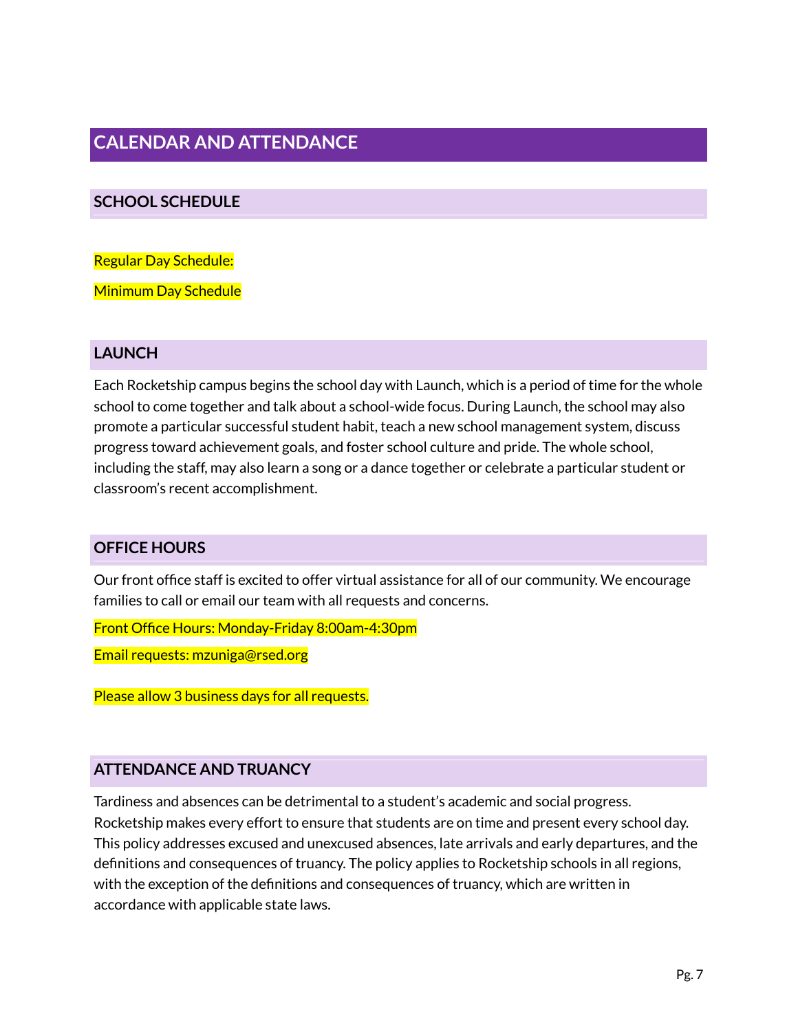# CALENDAR AND ATTENDANCE

## SCHOOL SCHEDULE

Regular Day Schedule:

Minimum Day Schedule

## LAUNCH

Each Rocketship campus begins the school day with Launch, which is a period of time for the whole school to come together and talk about a school-wide focus. During Launch, the school may also promote a particular successful student habit, teach a new school management system, discuss progress toward achievement goals, and foster school culture and pride. The whole school, including the staff, may also learn a song or a dance together or celebrate a particular student or classroom's recent accomplishment.

## OFFICE HOURS

Our front office staff is excited to offer virtual assistance for all of our community. We encourage families to call or email our team with all requests and concerns.

Front Office Hours: Monday-Friday 8:00am-4:30pm

Email requests: mzuniga@rsed.org

Please allow 3 business days for all requests.

## ATTENDANCE AND TRUANCY

Tardiness and absences can be detrimental to a student's academic and social progress. Rocketship makes every effort to ensure that students are on time and present every school day. This policy addresses excused and unexcused absences, late arrivals and early departures, and the definitions and consequences of truancy. The policy applies to Rocketship schools in all regions, with the exception of the definitions and consequences of truancy, which are written in accordance with applicable state laws.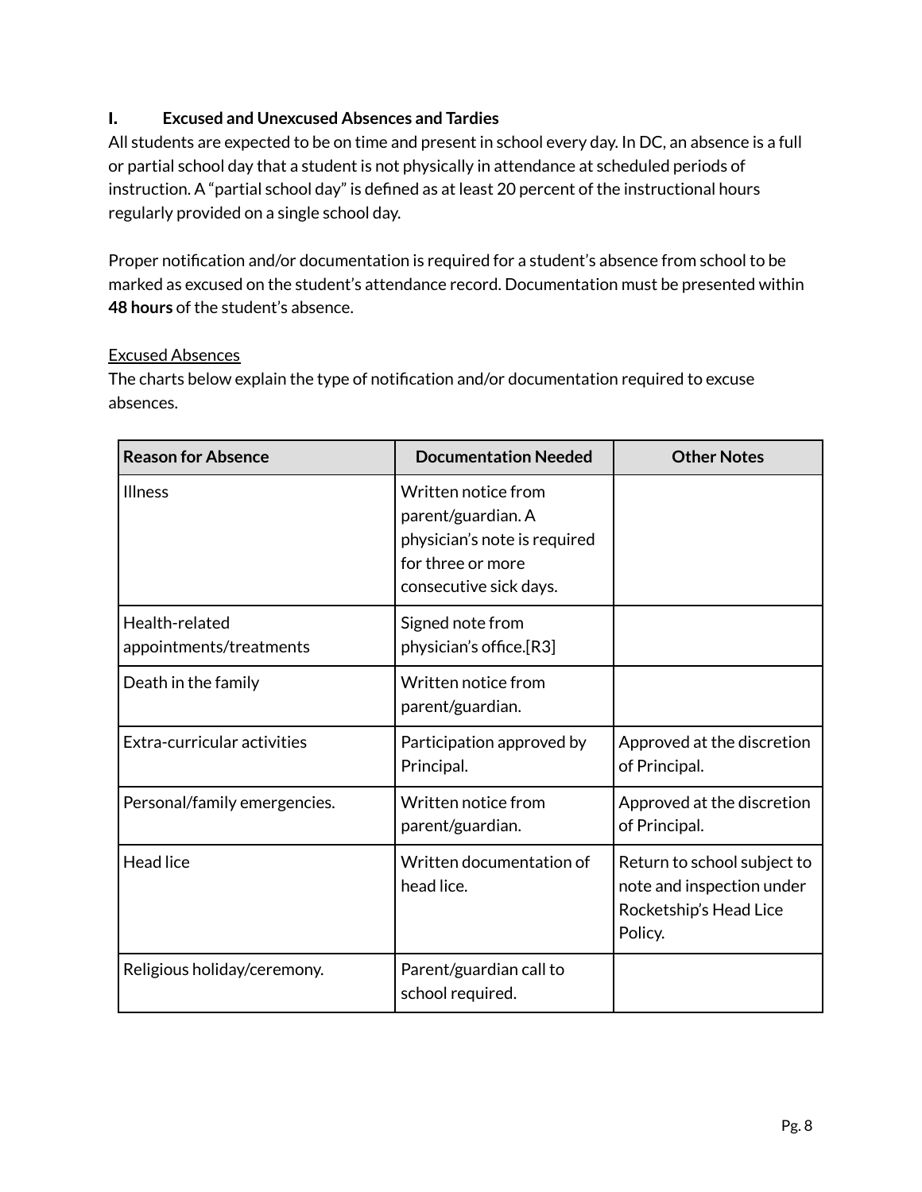## I. Excused and Unexcused Absences and Tardies

All students are expected to be on time and present in school every day. In DC, an absence is a full or partial school day that a student is not physically in attendance at scheduled periods of instruction. A "partial school day" is defined as at least 20 percent of the instructional hours regularly provided on a single school day.

Proper notification and/or documentation is required for a student's absence from school to be marked as excused on the student's attendance record. Documentation must be presented within **48 hours** of the student's absence.

<u>Excused Absences</u>

The charts below explain the type of notification and/or documentation required to excuse absences.

| Reason for Absence | Documentation Needed | Other Notes |
|---|---|---|
| Illness | Written notice from parent/guardian. A physician's note is required for three or more consecutive sick days. | |
| Health-related appointments/treatments | Signed note from physician's office.[R3] | |
| Death in the family | Written notice from parent/guardian. | |
| Extra-curricular activities | Participation approved by Principal. | Approved at the discretion of Principal. |
| Personal/family emergencies. | Written notice from parent/guardian. | Approved at the discretion of Principal. |
| Head lice | Written documentation of head lice. | Return to school subject to note and inspection under Rocketship's Head Lice Policy. |
| Religious holiday/ceremony. | Parent/guardian call to school required. | |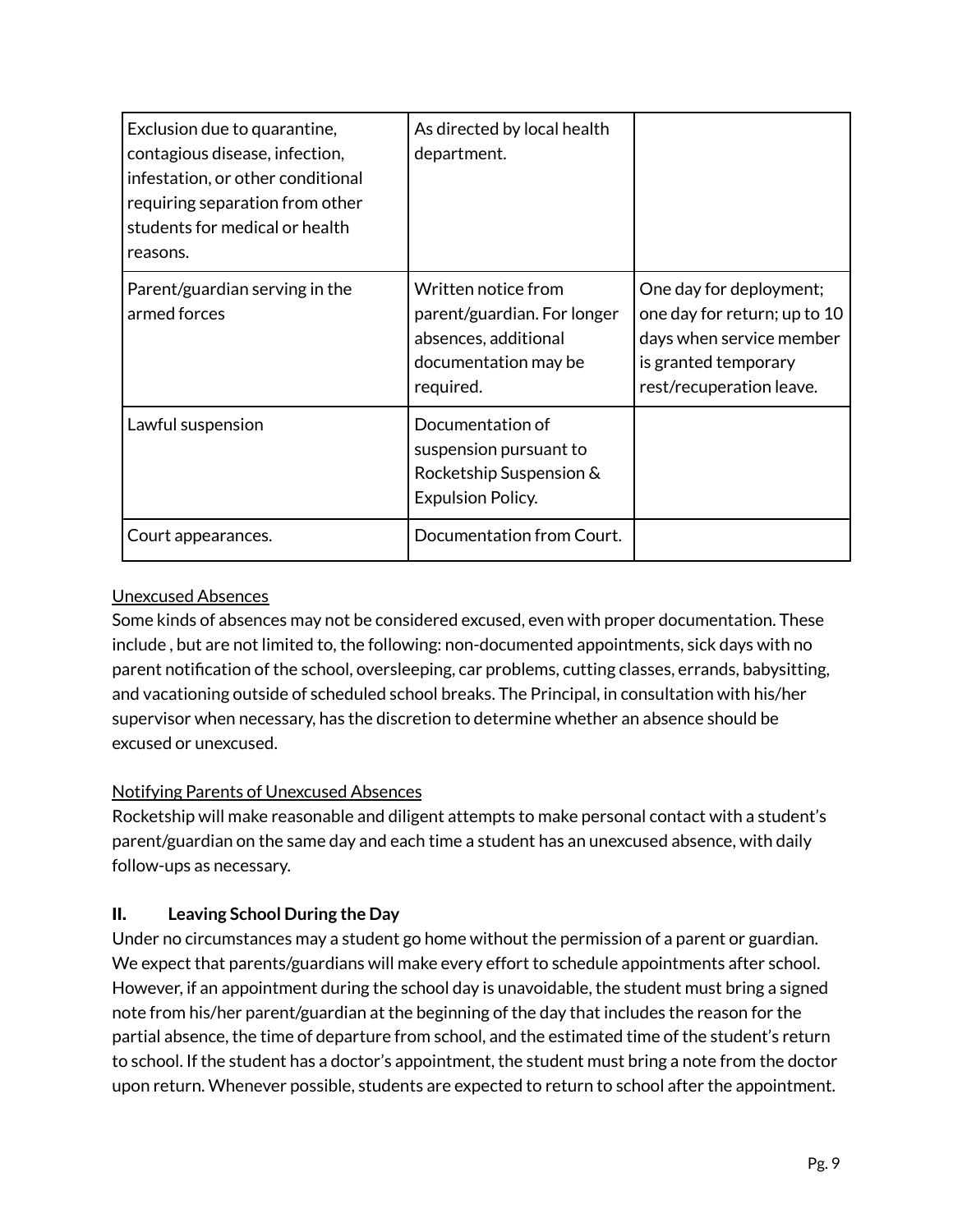| | | |
|---|---|---|
| Exclusion due to quarantine, contagious disease, infection, infestation, or other conditional requiring separation from other students for medical or health reasons. | As directed by local health department. | |
| Parent/guardian serving in the armed forces | Written notice from parent/guardian. For longer absences, additional documentation may be required. | One day for deployment; one day for return; up to 10 days when service member is granted temporary rest/recuperation leave. |
| Lawful suspension | Documentation of suspension pursuant to Rocketship Suspension & Expulsion Policy. | |
| Court appearances. | Documentation from Court. | |

Unexcused Absences

Some kinds of absences may not be considered excused, even with proper documentation. These include , but are not limited to, the following: non-documented appointments, sick days with no parent notification of the school, oversleeping, car problems, cutting classes, errands, babysitting, and vacationing outside of scheduled school breaks. The Principal, in consultation with his/her supervisor when necessary, has the discretion to determine whether an absence should be excused or unexcused.

Notifying Parents of Unexcused Absences

Rocketship will make reasonable and diligent attempts to make personal contact with a student's parent/guardian on the same day and each time a student has an unexcused absence, with daily follow-ups as necessary.

## II. Leaving School During the Day

Under no circumstances may a student go home without the permission of a parent or guardian. We expect that parents/guardians will make every effort to schedule appointments after school. However, if an appointment during the school day is unavoidable, the student must bring a signed note from his/her parent/guardian at the beginning of the day that includes the reason for the partial absence, the time of departure from school, and the estimated time of the student's return to school. If the student has a doctor's appointment, the student must bring a note from the doctor upon return. Whenever possible, students are expected to return to school after the appointment.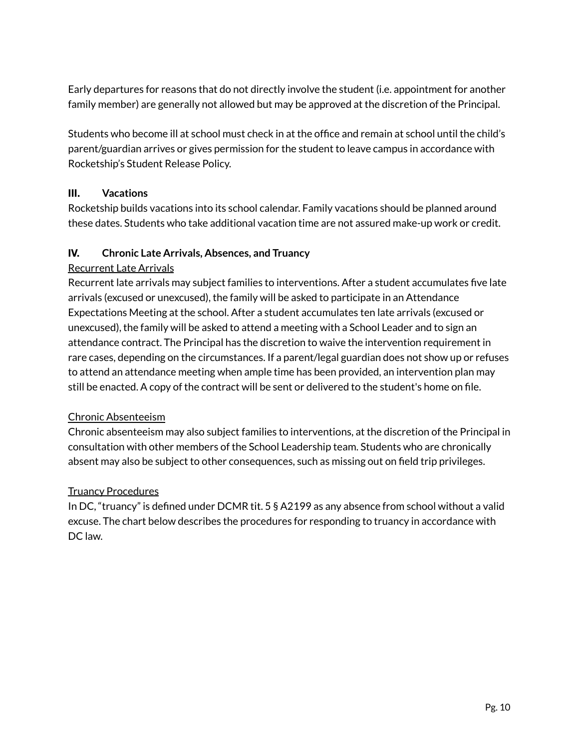Early departures for reasons that do not directly involve the student (i.e. appointment for another family member) are generally not allowed but may be approved at the discretion of the Principal.

Students who become ill at school must check in at the office and remain at school until the child's parent/guardian arrives or gives permission for the student to leave campus in accordance with Rocketship's Student Release Policy.

## III. Vacations

Rocketship builds vacations into its school calendar. Family vacations should be planned around these dates. Students who take additional vacation time are not assured make-up work or credit.

## IV. Chronic Late Arrivals, Absences, and Truancy

<u>Recurrent Late Arrivals</u>

Recurrent late arrivals may subject families to interventions. After a student accumulates five late arrivals (excused or unexcused), the family will be asked to participate in an Attendance Expectations Meeting at the school. After a student accumulates ten late arrivals (excused or unexcused), the family will be asked to attend a meeting with a School Leader and to sign an attendance contract. The Principal has the discretion to waive the intervention requirement in rare cases, depending on the circumstances. If a parent/legal guardian does not show up or refuses to attend an attendance meeting when ample time has been provided, an intervention plan may still be enacted. A copy of the contract will be sent or delivered to the student's home on file.

<u>Chronic Absenteeism</u>

Chronic absenteeism may also subject families to interventions, at the discretion of the Principal in consultation with other members of the School Leadership team. Students who are chronically absent may also be subject to other consequences, such as missing out on field trip privileges.

<u>Truancy Procedures</u>

In DC, "truancy" is defined under DCMR tit. 5 § A2199 as any absence from school without a valid excuse. The chart below describes the procedures for responding to truancy in accordance with DC law.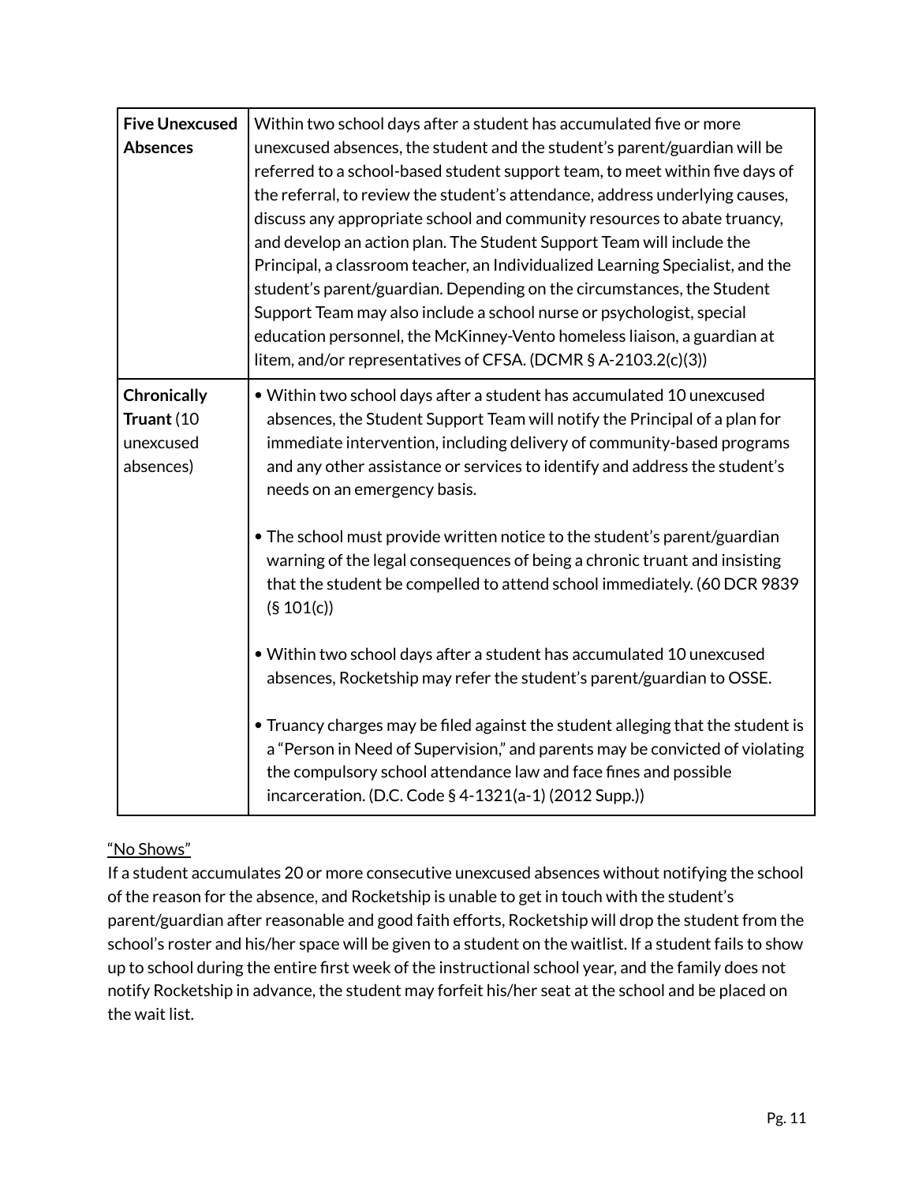| | |
|---|---|
| **Five Unexcused Absences** | Within two school days after a student has accumulated five or more unexcused absences, the student and the student's parent/guardian will be referred to a school-based student support team, to meet within five days of the referral, to review the student's attendance, address underlying causes, discuss any appropriate school and community resources to abate truancy, and develop an action plan. The Student Support Team will include the Principal, a classroom teacher, an Individualized Learning Specialist, and the student's parent/guardian. Depending on the circumstances, the Student Support Team may also include a school nurse or psychologist, special education personnel, the McKinney-Vento homeless liaison, a guardian at litem, and/or representatives of CFSA. (DCMR § A-2103.2(c)(3)) |
| **Chronically Truant** (10 unexcused absences) | • Within two school days after a student has accumulated 10 unexcused absences, the Student Support Team will notify the Principal of a plan for immediate intervention, including delivery of community-based programs and any other assistance or services to identify and address the student's needs on an emergency basis.<br><br>• The school must provide written notice to the student's parent/guardian warning of the legal consequences of being a chronic truant and insisting that the student be compelled to attend school immediately. (60 DCR 9839 (§ 101(c))<br><br>• Within two school days after a student has accumulated 10 unexcused absences, Rocketship may refer the student's parent/guardian to OSSE.<br><br>• Truancy charges may be filed against the student alleging that the student is a "Person in Need of Supervision," and parents may be convicted of violating the compulsory school attendance law and face fines and possible incarceration. (D.C. Code § 4-1321(a-1) (2012 Supp.)) |

<u>"No Shows"</u>

If a student accumulates 20 or more consecutive unexcused absences without notifying the school of the reason for the absence, and Rocketship is unable to get in touch with the student's parent/guardian after reasonable and good faith efforts, Rocketship will drop the student from the school's roster and his/her space will be given to a student on the waitlist. If a student fails to show up to school during the entire first week of the instructional school year, and the family does not notify Rocketship in advance, the student may forfeit his/her seat at the school and be placed on the wait list.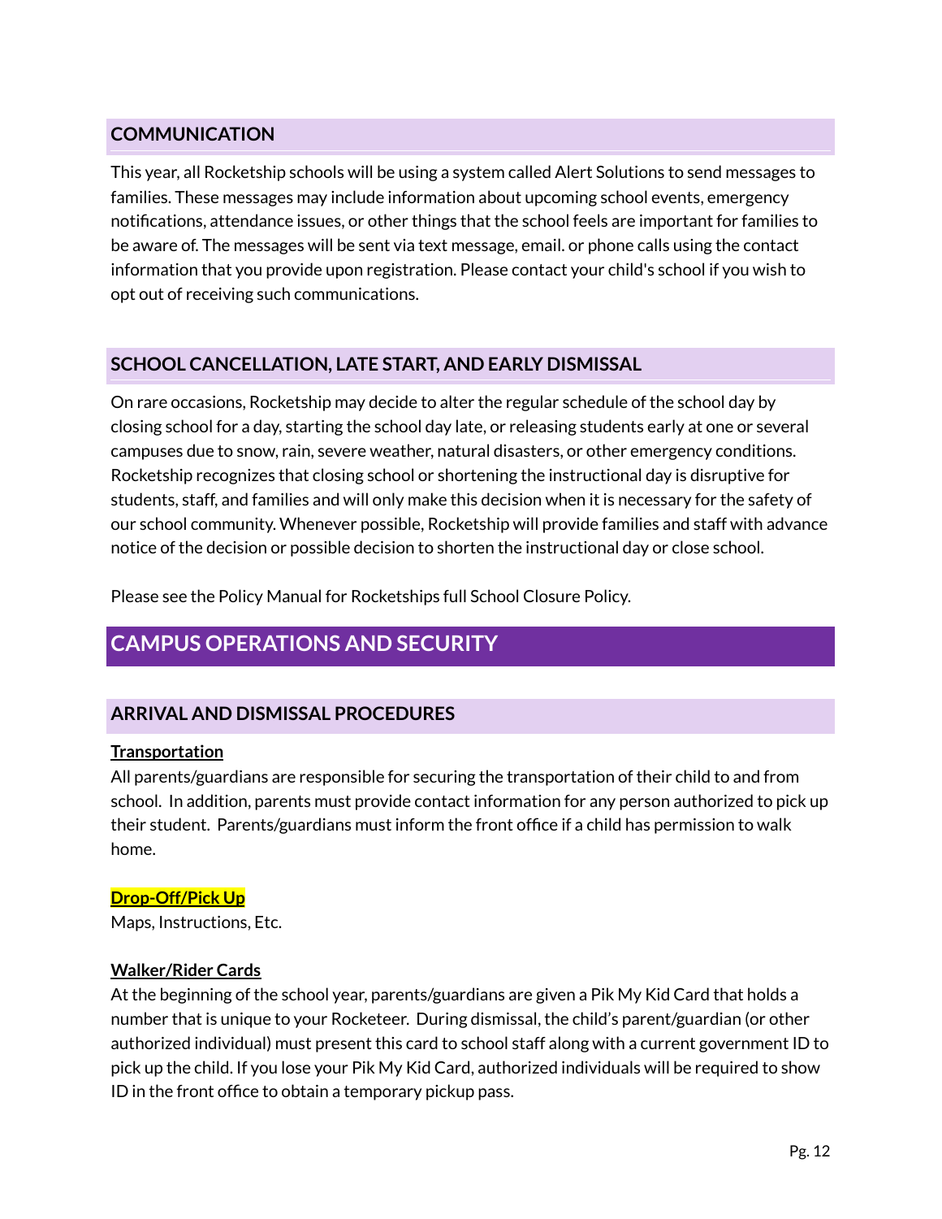## COMMUNICATION

This year, all Rocketship schools will be using a system called Alert Solutions to send messages to families. These messages may include information about upcoming school events, emergency notifications, attendance issues, or other things that the school feels are important for families to be aware of. The messages will be sent via text message, email. or phone calls using the contact information that you provide upon registration. Please contact your child's school if you wish to opt out of receiving such communications.

## SCHOOL CANCELLATION, LATE START, AND EARLY DISMISSAL

On rare occasions, Rocketship may decide to alter the regular schedule of the school day by closing school for a day, starting the school day late, or releasing students early at one or several campuses due to snow, rain, severe weather, natural disasters, or other emergency conditions. Rocketship recognizes that closing school or shortening the instructional day is disruptive for students, staff, and families and will only make this decision when it is necessary for the safety of our school community. Whenever possible, Rocketship will provide families and staff with advance notice of the decision or possible decision to shorten the instructional day or close school.

Please see the Policy Manual for Rocketships full School Closure Policy.

# CAMPUS OPERATIONS AND SECURITY

## ARRIVAL AND DISMISSAL PROCEDURES

**Transportation**

All parents/guardians are responsible for securing the transportation of their child to and from school. In addition, parents must provide contact information for any person authorized to pick up their student. Parents/guardians must inform the front office if a child has permission to walk home.

**Drop-Off/Pick Up**

Maps, Instructions, Etc.

**Walker/Rider Cards**

At the beginning of the school year, parents/guardians are given a Pik My Kid Card that holds a number that is unique to your Rocketeer. During dismissal, the child's parent/guardian (or other authorized individual) must present this card to school staff along with a current government ID to pick up the child. If you lose your Pik My Kid Card, authorized individuals will be required to show ID in the front office to obtain a temporary pickup pass.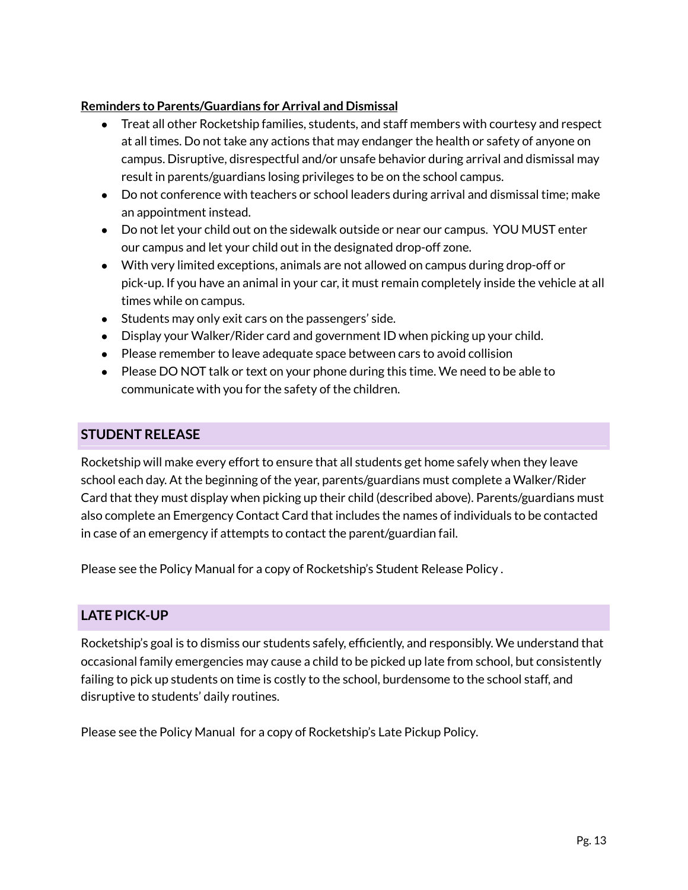**Reminders to Parents/Guardians for Arrival and Dismissal**

- Treat all other Rocketship families, students, and staff members with courtesy and respect at all times. Do not take any actions that may endanger the health or safety of anyone on campus. Disruptive, disrespectful and/or unsafe behavior during arrival and dismissal may result in parents/guardians losing privileges to be on the school campus.
- Do not conference with teachers or school leaders during arrival and dismissal time; make an appointment instead.
- Do not let your child out on the sidewalk outside or near our campus. YOU MUST enter our campus and let your child out in the designated drop-off zone.
- With very limited exceptions, animals are not allowed on campus during drop-off or pick-up. If you have an animal in your car, it must remain completely inside the vehicle at all times while on campus.
- Students may only exit cars on the passengers' side.
- Display your Walker/Rider card and government ID when picking up your child.
- Please remember to leave adequate space between cars to avoid collision
- Please DO NOT talk or text on your phone during this time. We need to be able to communicate with you for the safety of the children.

## STUDENT RELEASE

Rocketship will make every effort to ensure that all students get home safely when they leave school each day. At the beginning of the year, parents/guardians must complete a Walker/Rider Card that they must display when picking up their child (described above). Parents/guardians must also complete an Emergency Contact Card that includes the names of individuals to be contacted in case of an emergency if attempts to contact the parent/guardian fail.

Please see the Policy Manual for a copy of Rocketship's Student Release Policy .

## LATE PICK-UP

Rocketship's goal is to dismiss our students safely, efficiently, and responsibly. We understand that occasional family emergencies may cause a child to be picked up late from school, but consistently failing to pick up students on time is costly to the school, burdensome to the school staff, and disruptive to students' daily routines.

Please see the Policy Manual for a copy of Rocketship's Late Pickup Policy.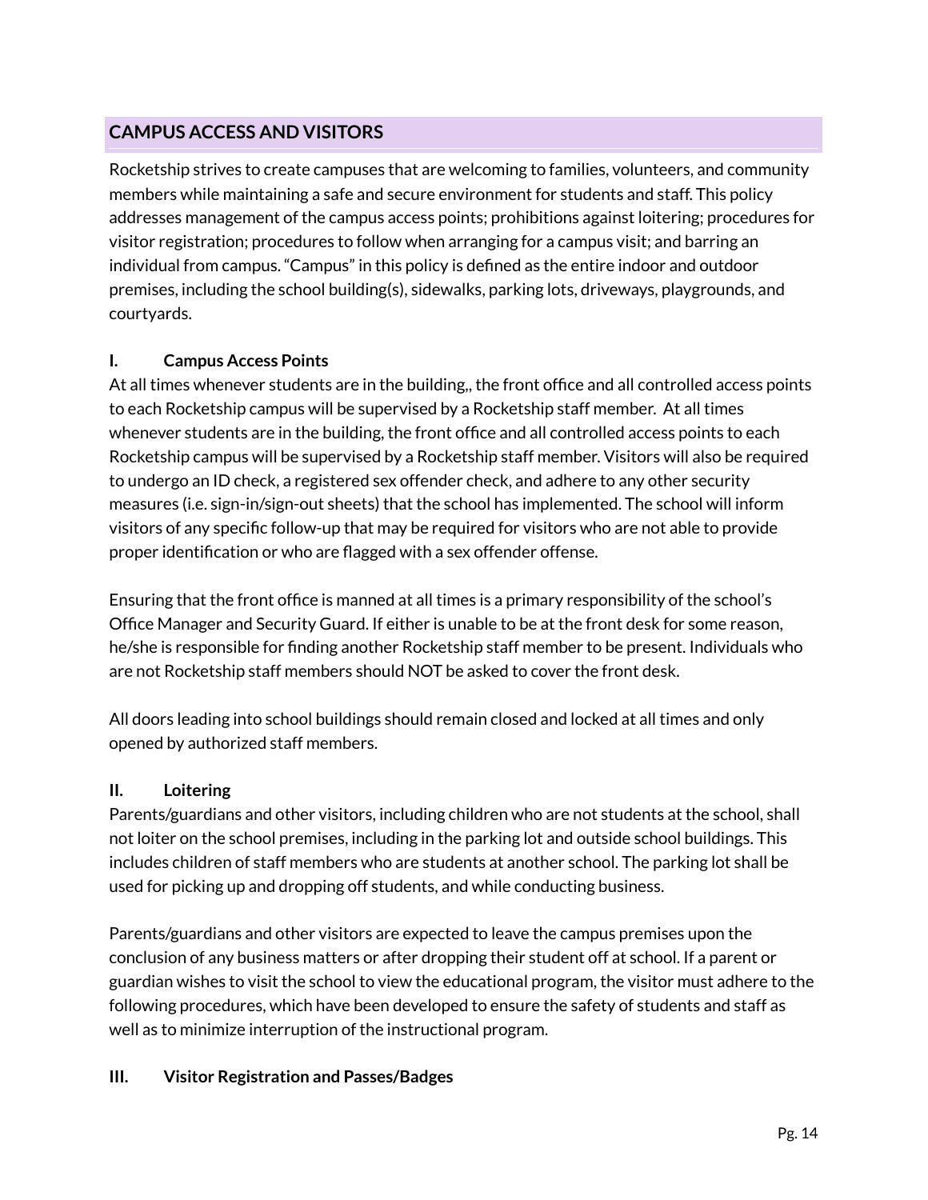## CAMPUS ACCESS AND VISITORS

Rocketship strives to create campuses that are welcoming to families, volunteers, and community members while maintaining a safe and secure environment for students and staff. This policy addresses management of the campus access points; prohibitions against loitering; procedures for visitor registration; procedures to follow when arranging for a campus visit; and barring an individual from campus. "Campus" in this policy is defined as the entire indoor and outdoor premises, including the school building(s), sidewalks, parking lots, driveways, playgrounds, and courtyards.

### I. Campus Access Points

At all times whenever students are in the building,, the front office and all controlled access points to each Rocketship campus will be supervised by a Rocketship staff member.  At all times whenever students are in the building, the front office and all controlled access points to each Rocketship campus will be supervised by a Rocketship staff member. Visitors will also be required to undergo an ID check, a registered sex offender check, and adhere to any other security measures (i.e. sign-in/sign-out sheets) that the school has implemented. The school will inform visitors of any specific follow-up that may be required for visitors who are not able to provide proper identification or who are flagged with a sex offender offense.

Ensuring that the front office is manned at all times is a primary responsibility of the school's Office Manager and Security Guard. If either is unable to be at the front desk for some reason, he/she is responsible for finding another Rocketship staff member to be present. Individuals who are not Rocketship staff members should NOT be asked to cover the front desk.

All doors leading into school buildings should remain closed and locked at all times and only opened by authorized staff members.

### II. Loitering

Parents/guardians and other visitors, including children who are not students at the school, shall not loiter on the school premises, including in the parking lot and outside school buildings. This includes children of staff members who are students at another school. The parking lot shall be used for picking up and dropping off students, and while conducting business.

Parents/guardians and other visitors are expected to leave the campus premises upon the conclusion of any business matters or after dropping their student off at school. If a parent or guardian wishes to visit the school to view the educational program, the visitor must adhere to the following procedures, which have been developed to ensure the safety of students and staff as well as to minimize interruption of the instructional program.

### III. Visitor Registration and Passes/Badges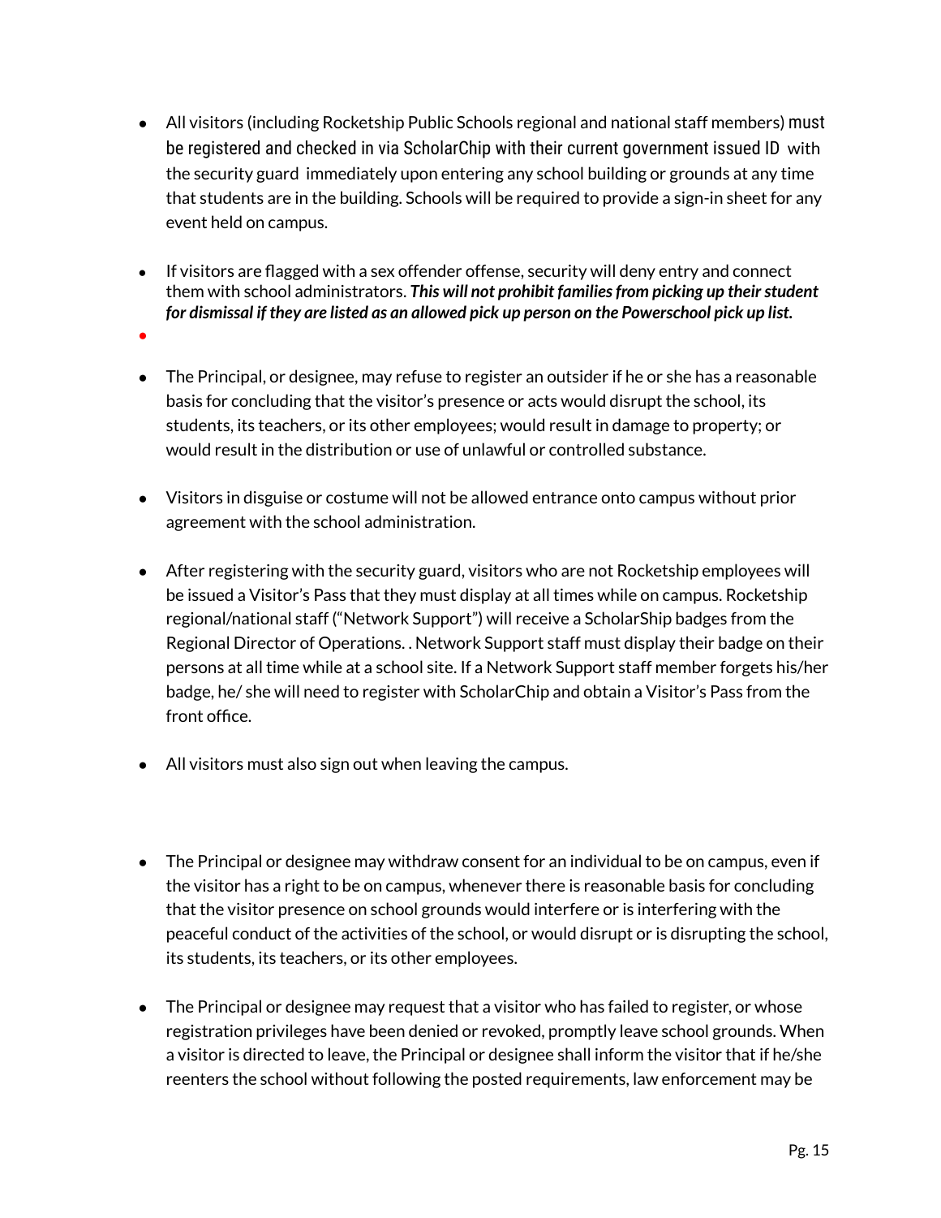- All visitors (including Rocketship Public Schools regional and national staff members) must be registered and checked in via ScholarChip with their current government issued ID with the security guard immediately upon entering any school building or grounds at any time that students are in the building. Schools will be required to provide a sign-in sheet for any event held on campus.

- If visitors are flagged with a sex offender offense, security will deny entry and connect them with school administrators. ***This will not prohibit families from picking up their student for dismissal if they are listed as an allowed pick up person on the Powerschool pick up list.***

- The Principal, or designee, may refuse to register an outsider if he or she has a reasonable basis for concluding that the visitor's presence or acts would disrupt the school, its students, its teachers, or its other employees; would result in damage to property; or would result in the distribution or use of unlawful or controlled substance.

- Visitors in disguise or costume will not be allowed entrance onto campus without prior agreement with the school administration.

- After registering with the security guard, visitors who are not Rocketship employees will be issued a Visitor's Pass that they must display at all times while on campus. Rocketship regional/national staff ("Network Support") will receive a ScholarShip badges from the Regional Director of Operations. . Network Support staff must display their badge on their persons at all time while at a school site. If a Network Support staff member forgets his/her badge, he/ she will need to register with ScholarChip and obtain a Visitor's Pass from the front office.

- All visitors must also sign out when leaving the campus.

- The Principal or designee may withdraw consent for an individual to be on campus, even if the visitor has a right to be on campus, whenever there is reasonable basis for concluding that the visitor presence on school grounds would interfere or is interfering with the peaceful conduct of the activities of the school, or would disrupt or is disrupting the school, its students, its teachers, or its other employees.

- The Principal or designee may request that a visitor who has failed to register, or whose registration privileges have been denied or revoked, promptly leave school grounds. When a visitor is directed to leave, the Principal or designee shall inform the visitor that if he/she reenters the school without following the posted requirements, law enforcement may be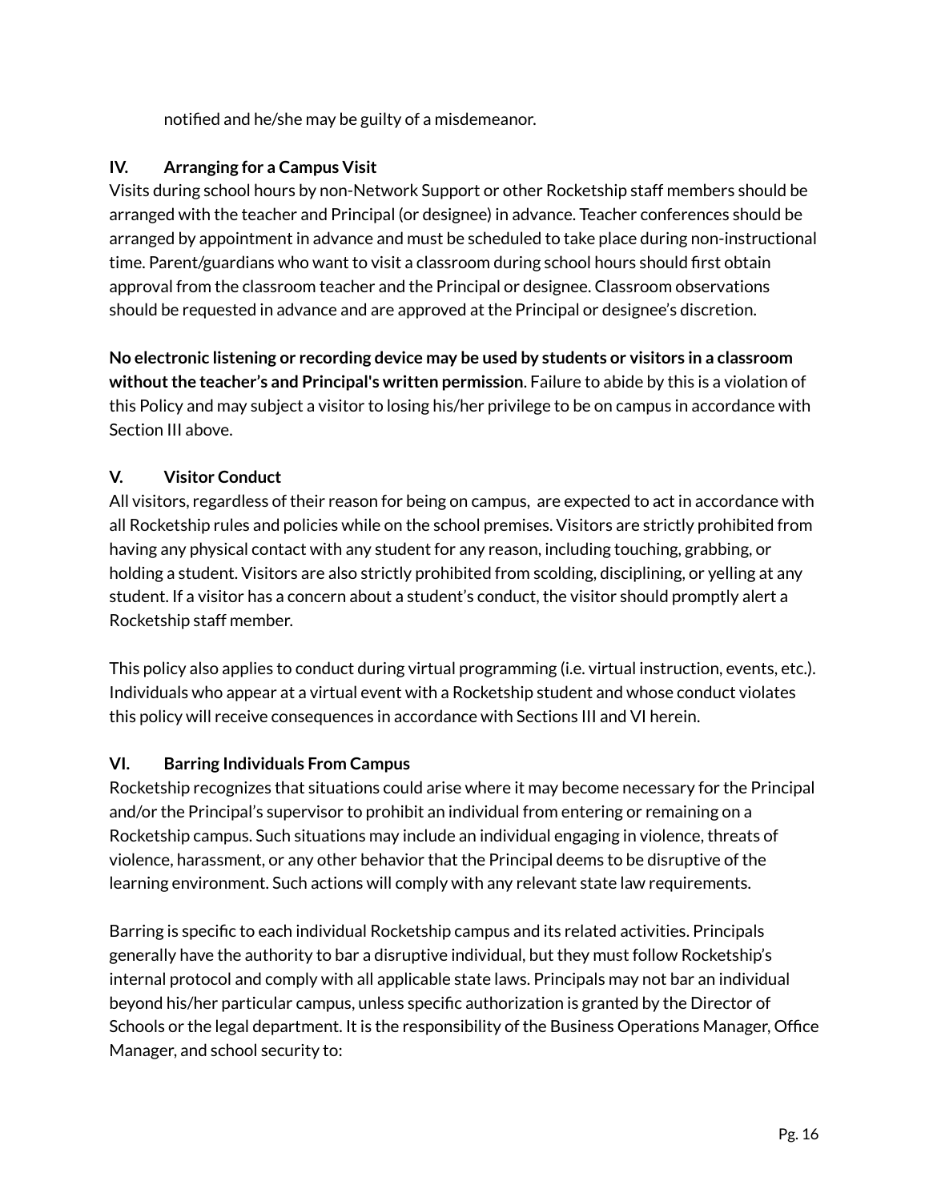notified and he/she may be guilty of a misdemeanor.

## IV. Arranging for a Campus Visit

Visits during school hours by non-Network Support or other Rocketship staff members should be arranged with the teacher and Principal (or designee) in advance. Teacher conferences should be arranged by appointment in advance and must be scheduled to take place during non-instructional time. Parent/guardians who want to visit a classroom during school hours should first obtain approval from the classroom teacher and the Principal or designee. Classroom observations should be requested in advance and are approved at the Principal or designee's discretion.

**No electronic listening or recording device may be used by students or visitors in a classroom without the teacher's and Principal's written permission**. Failure to abide by this is a violation of this Policy and may subject a visitor to losing his/her privilege to be on campus in accordance with Section III above.

## V. Visitor Conduct

All visitors, regardless of their reason for being on campus, are expected to act in accordance with all Rocketship rules and policies while on the school premises. Visitors are strictly prohibited from having any physical contact with any student for any reason, including touching, grabbing, or holding a student. Visitors are also strictly prohibited from scolding, disciplining, or yelling at any student. If a visitor has a concern about a student's conduct, the visitor should promptly alert a Rocketship staff member.

This policy also applies to conduct during virtual programming (i.e. virtual instruction, events, etc.). Individuals who appear at a virtual event with a Rocketship student and whose conduct violates this policy will receive consequences in accordance with Sections III and VI herein.

## VI. Barring Individuals From Campus

Rocketship recognizes that situations could arise where it may become necessary for the Principal and/or the Principal's supervisor to prohibit an individual from entering or remaining on a Rocketship campus. Such situations may include an individual engaging in violence, threats of violence, harassment, or any other behavior that the Principal deems to be disruptive of the learning environment. Such actions will comply with any relevant state law requirements.

Barring is specific to each individual Rocketship campus and its related activities. Principals generally have the authority to bar a disruptive individual, but they must follow Rocketship's internal protocol and comply with all applicable state laws. Principals may not bar an individual beyond his/her particular campus, unless specific authorization is granted by the Director of Schools or the legal department. It is the responsibility of the Business Operations Manager, Office Manager, and school security to: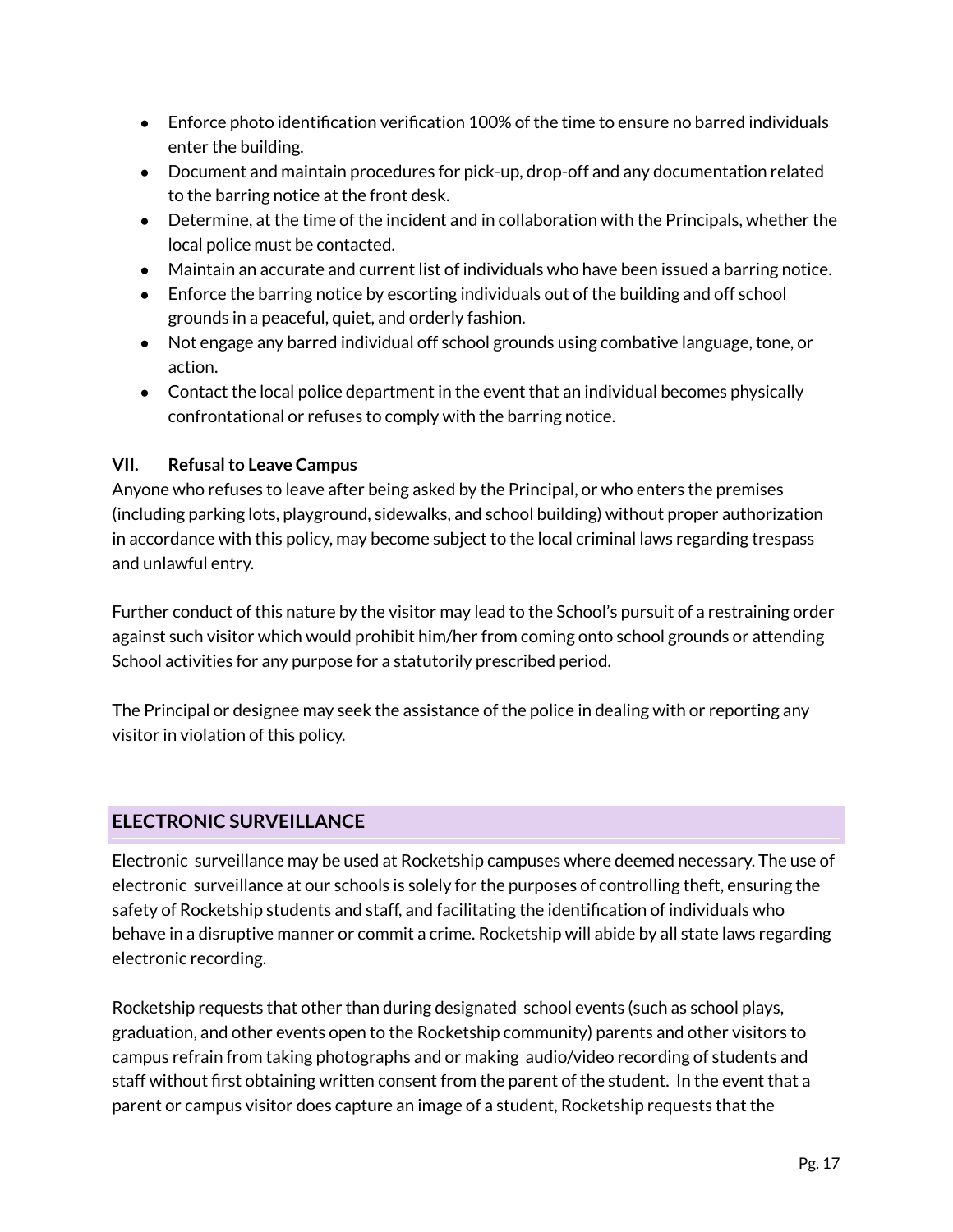- Enforce photo identification verification 100% of the time to ensure no barred individuals enter the building.
- Document and maintain procedures for pick-up, drop-off and any documentation related to the barring notice at the front desk.
- Determine, at the time of the incident and in collaboration with the Principals, whether the local police must be contacted.
- Maintain an accurate and current list of individuals who have been issued a barring notice.
- Enforce the barring notice by escorting individuals out of the building and off school grounds in a peaceful, quiet, and orderly fashion.
- Not engage any barred individual off school grounds using combative language, tone, or action.
- Contact the local police department in the event that an individual becomes physically confrontational or refuses to comply with the barring notice.

### VII. Refusal to Leave Campus

Anyone who refuses to leave after being asked by the Principal, or who enters the premises (including parking lots, playground, sidewalks, and school building) without proper authorization in accordance with this policy, may become subject to the local criminal laws regarding trespass and unlawful entry.

Further conduct of this nature by the visitor may lead to the School's pursuit of a restraining order against such visitor which would prohibit him/her from coming onto school grounds or attending School activities for any purpose for a statutorily prescribed period.

The Principal or designee may seek the assistance of the police in dealing with or reporting any visitor in violation of this policy.

## ELECTRONIC SURVEILLANCE

Electronic surveillance may be used at Rocketship campuses where deemed necessary. The use of electronic surveillance at our schools is solely for the purposes of controlling theft, ensuring the safety of Rocketship students and staff, and facilitating the identification of individuals who behave in a disruptive manner or commit a crime. Rocketship will abide by all state laws regarding electronic recording.

Rocketship requests that other than during designated school events (such as school plays, graduation, and other events open to the Rocketship community) parents and other visitors to campus refrain from taking photographs and or making audio/video recording of students and staff without first obtaining written consent from the parent of the student. In the event that a parent or campus visitor does capture an image of a student, Rocketship requests that the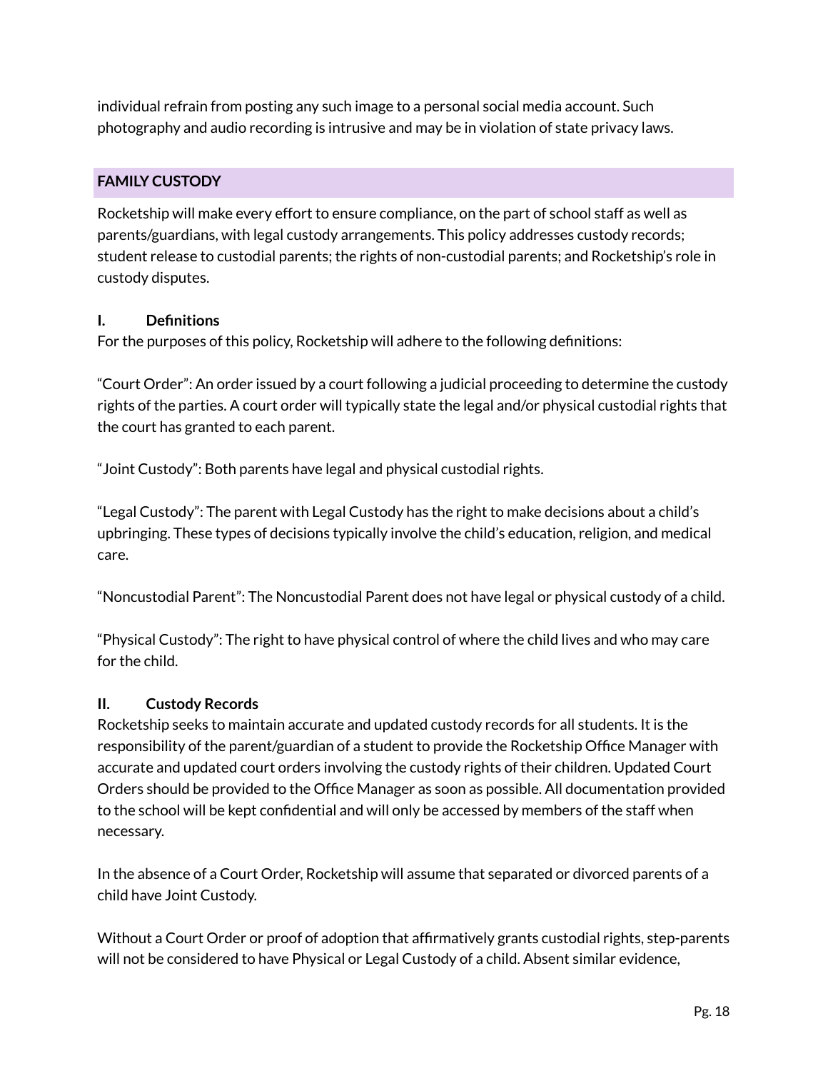individual refrain from posting any such image to a personal social media account. Such photography and audio recording is intrusive and may be in violation of state privacy laws.

## FAMILY CUSTODY

Rocketship will make every effort to ensure compliance, on the part of school staff as well as parents/guardians, with legal custody arrangements. This policy addresses custody records; student release to custodial parents; the rights of non-custodial parents; and Rocketship's role in custody disputes.

### I. Definitions

For the purposes of this policy, Rocketship will adhere to the following definitions:

"Court Order": An order issued by a court following a judicial proceeding to determine the custody rights of the parties. A court order will typically state the legal and/or physical custodial rights that the court has granted to each parent.

"Joint Custody": Both parents have legal and physical custodial rights.

"Legal Custody": The parent with Legal Custody has the right to make decisions about a child's upbringing. These types of decisions typically involve the child's education, religion, and medical care.

"Noncustodial Parent": The Noncustodial Parent does not have legal or physical custody of a child.

"Physical Custody": The right to have physical control of where the child lives and who may care for the child.

### II. Custody Records

Rocketship seeks to maintain accurate and updated custody records for all students. It is the responsibility of the parent/guardian of a student to provide the Rocketship Office Manager with accurate and updated court orders involving the custody rights of their children. Updated Court Orders should be provided to the Office Manager as soon as possible. All documentation provided to the school will be kept confidential and will only be accessed by members of the staff when necessary.

In the absence of a Court Order, Rocketship will assume that separated or divorced parents of a child have Joint Custody.

Without a Court Order or proof of adoption that affirmatively grants custodial rights, step-parents will not be considered to have Physical or Legal Custody of a child. Absent similar evidence,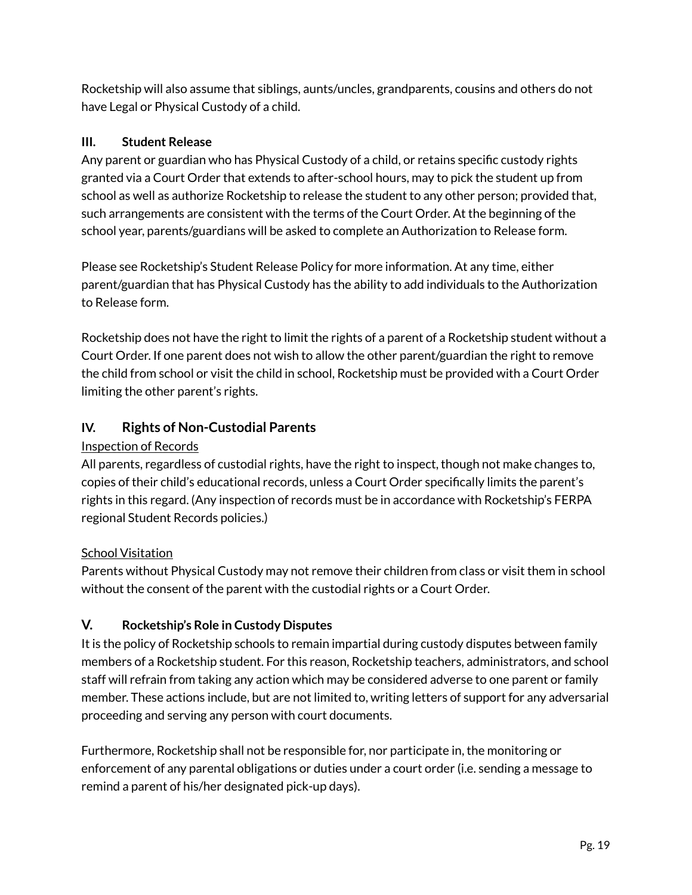Rocketship will also assume that siblings, aunts/uncles, grandparents, cousins and others do not have Legal or Physical Custody of a child.

### III. Student Release

Any parent or guardian who has Physical Custody of a child, or retains specific custody rights granted via a Court Order that extends to after-school hours, may to pick the student up from school as well as authorize Rocketship to release the student to any other person; provided that, such arrangements are consistent with the terms of the Court Order. At the beginning of the school year, parents/guardians will be asked to complete an Authorization to Release form.

Please see Rocketship's Student Release Policy for more information. At any time, either parent/guardian that has Physical Custody has the ability to add individuals to the Authorization to Release form.

Rocketship does not have the right to limit the rights of a parent of a Rocketship student without a Court Order. If one parent does not wish to allow the other parent/guardian the right to remove the child from school or visit the child in school, Rocketship must be provided with a Court Order limiting the other parent's rights.

## IV. Rights of Non-Custodial Parents

<u>Inspection of Records</u>

All parents, regardless of custodial rights, have the right to inspect, though not make changes to, copies of their child's educational records, unless a Court Order specifically limits the parent's rights in this regard. (Any inspection of records must be in accordance with Rocketship's FERPA regional Student Records policies.)

<u>School Visitation</u>

Parents without Physical Custody may not remove their children from class or visit them in school without the consent of the parent with the custodial rights or a Court Order.

### V. Rocketship's Role in Custody Disputes

It is the policy of Rocketship schools to remain impartial during custody disputes between family members of a Rocketship student. For this reason, Rocketship teachers, administrators, and school staff will refrain from taking any action which may be considered adverse to one parent or family member. These actions include, but are not limited to, writing letters of support for any adversarial proceeding and serving any person with court documents.

Furthermore, Rocketship shall not be responsible for, nor participate in, the monitoring or enforcement of any parental obligations or duties under a court order (i.e. sending a message to remind a parent of his/her designated pick-up days).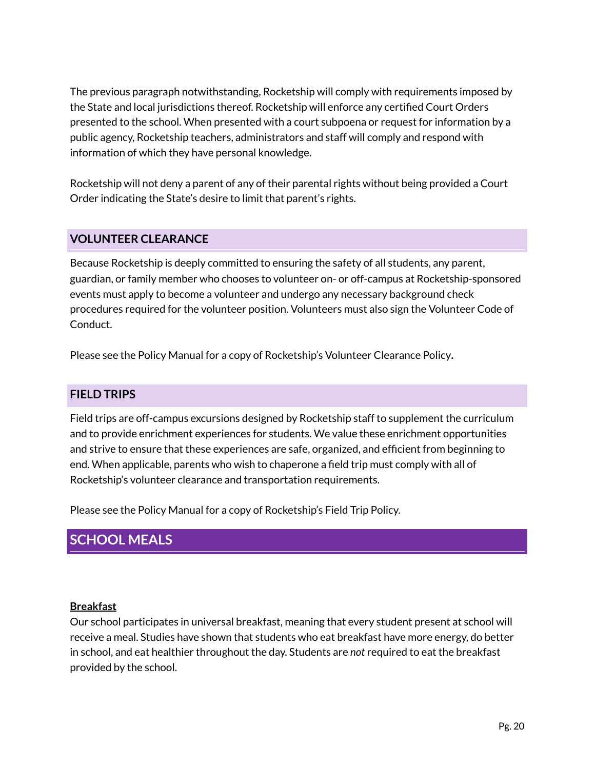The previous paragraph notwithstanding, Rocketship will comply with requirements imposed by the State and local jurisdictions thereof. Rocketship will enforce any certified Court Orders presented to the school. When presented with a court subpoena or request for information by a public agency, Rocketship teachers, administrators and staff will comply and respond with information of which they have personal knowledge.

Rocketship will not deny a parent of any of their parental rights without being provided a Court Order indicating the State's desire to limit that parent's rights.

### VOLUNTEER CLEARANCE

Because Rocketship is deeply committed to ensuring the safety of all students, any parent, guardian, or family member who chooses to volunteer on- or off-campus at Rocketship-sponsored events must apply to become a volunteer and undergo any necessary background check procedures required for the volunteer position. Volunteers must also sign the Volunteer Code of Conduct.

Please see the Policy Manual for a copy of Rocketship's Volunteer Clearance Policy.

### FIELD TRIPS

Field trips are off-campus excursions designed by Rocketship staff to supplement the curriculum and to provide enrichment experiences for students. We value these enrichment opportunities and strive to ensure that these experiences are safe, organized, and efficient from beginning to end. When applicable, parents who wish to chaperone a field trip must comply with all of Rocketship's volunteer clearance and transportation requirements.

Please see the Policy Manual for a copy of Rocketship's Field Trip Policy.

## SCHOOL MEALS

**Breakfast**

Our school participates in universal breakfast, meaning that every student present at school will receive a meal. Studies have shown that students who eat breakfast have more energy, do better in school, and eat healthier throughout the day. Students are *not* required to eat the breakfast provided by the school.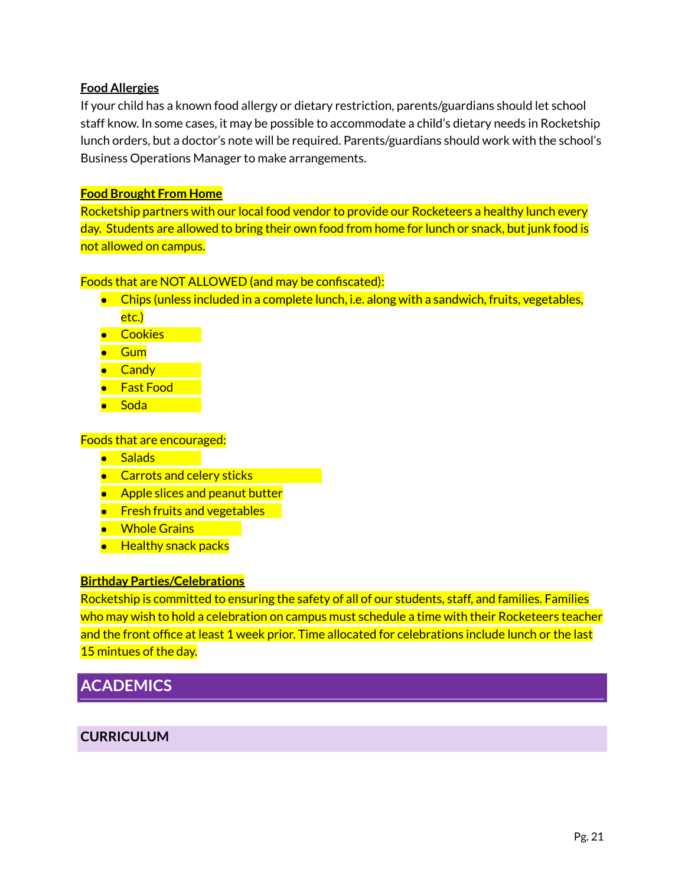**Food Allergies**

If your child has a known food allergy or dietary restriction, parents/guardians should let school staff know. In some cases, it may be possible to accommodate a child's dietary needs in Rocketship lunch orders, but a doctor's note will be required. Parents/guardians should work with the school's Business Operations Manager to make arrangements.

**Food Brought From Home**

Rocketship partners with our local food vendor to provide our Rocketeers a healthy lunch every day. Students are allowed to bring their own food from home for lunch or snack, but junk food is not allowed on campus.

Foods that are NOT ALLOWED (and may be confiscated):

- Chips (unless included in a complete lunch, i.e. along with a sandwich, fruits, vegetables, etc.)
- Cookies
- Gum
- Candy
- Fast Food
- Soda

Foods that are encouraged:

- Salads
- Carrots and celery sticks
- Apple slices and peanut butter
- Fresh fruits and vegetables
- Whole Grains
- Healthy snack packs

**Birthday Parties/Celebrations**

Rocketship is committed to ensuring the safety of all of our students, staff, and families. Families who may wish to hold a celebration on campus must schedule a time with their Rocketeers teacher and the front office at least 1 week prior. Time allocated for celebrations include lunch or the last 15 mintues of the day.

# ACADEMICS

## CURRICULUM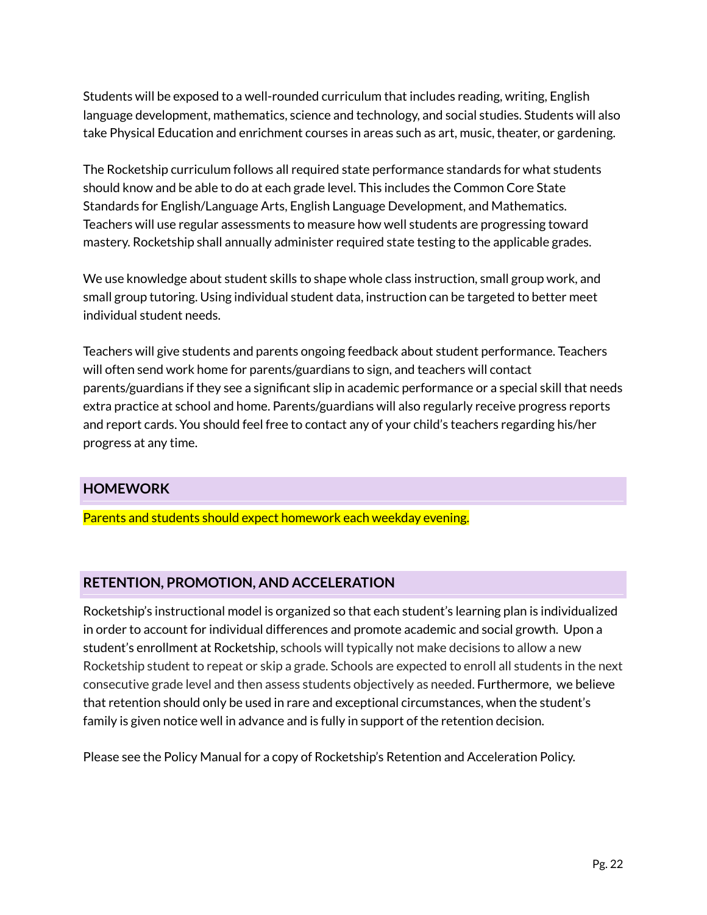Students will be exposed to a well-rounded curriculum that includes reading, writing, English language development, mathematics, science and technology, and social studies. Students will also take Physical Education and enrichment courses in areas such as art, music, theater, or gardening.

The Rocketship curriculum follows all required state performance standards for what students should know and be able to do at each grade level. This includes the Common Core State Standards for English/Language Arts, English Language Development, and Mathematics. Teachers will use regular assessments to measure how well students are progressing toward mastery. Rocketship shall annually administer required state testing to the applicable grades.

We use knowledge about student skills to shape whole class instruction, small group work, and small group tutoring. Using individual student data, instruction can be targeted to better meet individual student needs.

Teachers will give students and parents ongoing feedback about student performance. Teachers will often send work home for parents/guardians to sign, and teachers will contact parents/guardians if they see a significant slip in academic performance or a special skill that needs extra practice at school and home. Parents/guardians will also regularly receive progress reports and report cards. You should feel free to contact any of your child's teachers regarding his/her progress at any time.

## HOMEWORK

Parents and students should expect homework each weekday evening.

## RETENTION, PROMOTION, AND ACCELERATION

Rocketship's instructional model is organized so that each student's learning plan is individualized in order to account for individual differences and promote academic and social growth. Upon a student's enrollment at Rocketship, schools will typically not make decisions to allow a new Rocketship student to repeat or skip a grade. Schools are expected to enroll all students in the next consecutive grade level and then assess students objectively as needed. Furthermore, we believe that retention should only be used in rare and exceptional circumstances, when the student's family is given notice well in advance and is fully in support of the retention decision.

Please see the Policy Manual for a copy of Rocketship's Retention and Acceleration Policy.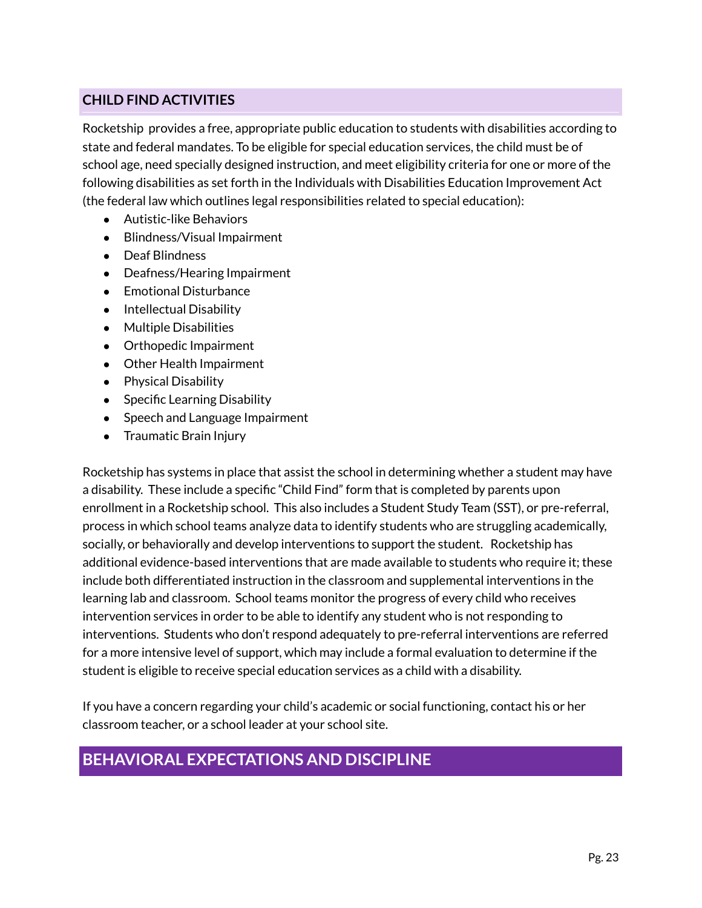## CHILD FIND ACTIVITIES

Rocketship provides a free, appropriate public education to students with disabilities according to state and federal mandates. To be eligible for special education services, the child must be of school age, need specially designed instruction, and meet eligibility criteria for one or more of the following disabilities as set forth in the Individuals with Disabilities Education Improvement Act (the federal law which outlines legal responsibilities related to special education):

- Autistic-like Behaviors
- Blindness/Visual Impairment
- Deaf Blindness
- Deafness/Hearing Impairment
- Emotional Disturbance
- Intellectual Disability
- Multiple Disabilities
- Orthopedic Impairment
- Other Health Impairment
- Physical Disability
- Specific Learning Disability
- Speech and Language Impairment
- Traumatic Brain Injury

Rocketship has systems in place that assist the school in determining whether a student may have a disability. These include a specific "Child Find" form that is completed by parents upon enrollment in a Rocketship school. This also includes a Student Study Team (SST), or pre-referral, process in which school teams analyze data to identify students who are struggling academically, socially, or behaviorally and develop interventions to support the student. Rocketship has additional evidence-based interventions that are made available to students who require it; these include both differentiated instruction in the classroom and supplemental interventions in the learning lab and classroom. School teams monitor the progress of every child who receives intervention services in order to be able to identify any student who is not responding to interventions. Students who don't respond adequately to pre-referral interventions are referred for a more intensive level of support, which may include a formal evaluation to determine if the student is eligible to receive special education services as a child with a disability.

If you have a concern regarding your child's academic or social functioning, contact his or her classroom teacher, or a school leader at your school site.

# BEHAVIORAL EXPECTATIONS AND DISCIPLINE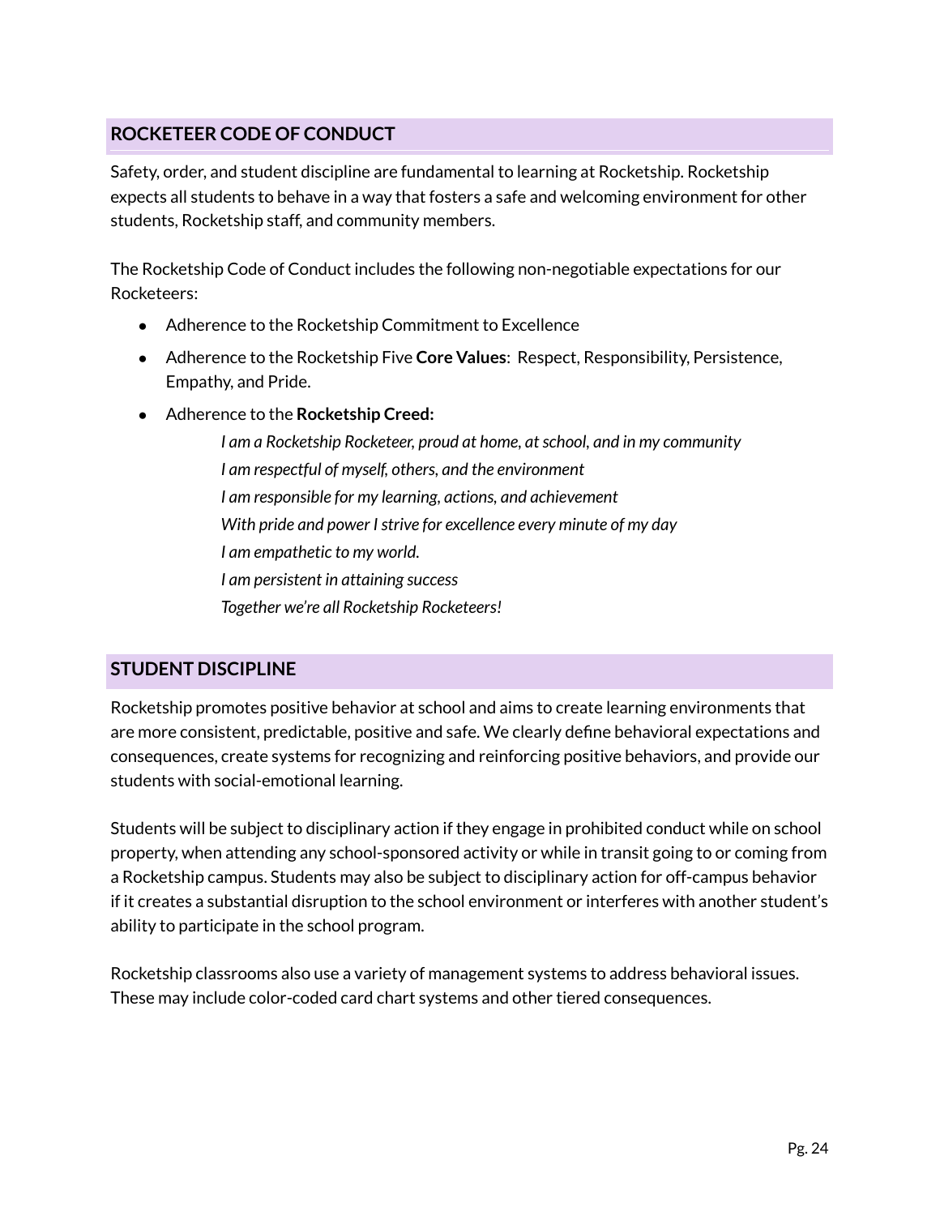## ROCKETEER CODE OF CONDUCT

Safety, order, and student discipline are fundamental to learning at Rocketship. Rocketship expects all students to behave in a way that fosters a safe and welcoming environment for other students, Rocketship staff, and community members.

The Rocketship Code of Conduct includes the following non-negotiable expectations for our Rocketeers:

- Adherence to the Rocketship Commitment to Excellence
- Adherence to the Rocketship Five **Core Values**: Respect, Responsibility, Persistence, Empathy, and Pride.
- Adherence to the **Rocketship Creed:**

  *I am a Rocketship Rocketeer, proud at home, at school, and in my community*  
  *I am respectful of myself, others, and the environment*  
  *I am responsible for my learning, actions, and achievement*  
  *With pride and power I strive for excellence every minute of my day*  
  *I am empathetic to my world.*  
  *I am persistent in attaining success*  
  *Together we're all Rocketship Rocketeers!*

## STUDENT DISCIPLINE

Rocketship promotes positive behavior at school and aims to create learning environments that are more consistent, predictable, positive and safe. We clearly define behavioral expectations and consequences, create systems for recognizing and reinforcing positive behaviors, and provide our students with social-emotional learning.

Students will be subject to disciplinary action if they engage in prohibited conduct while on school property, when attending any school-sponsored activity or while in transit going to or coming from a Rocketship campus. Students may also be subject to disciplinary action for off-campus behavior if it creates a substantial disruption to the school environment or interferes with another student's ability to participate in the school program.

Rocketship classrooms also use a variety of management systems to address behavioral issues. These may include color-coded card chart systems and other tiered consequences.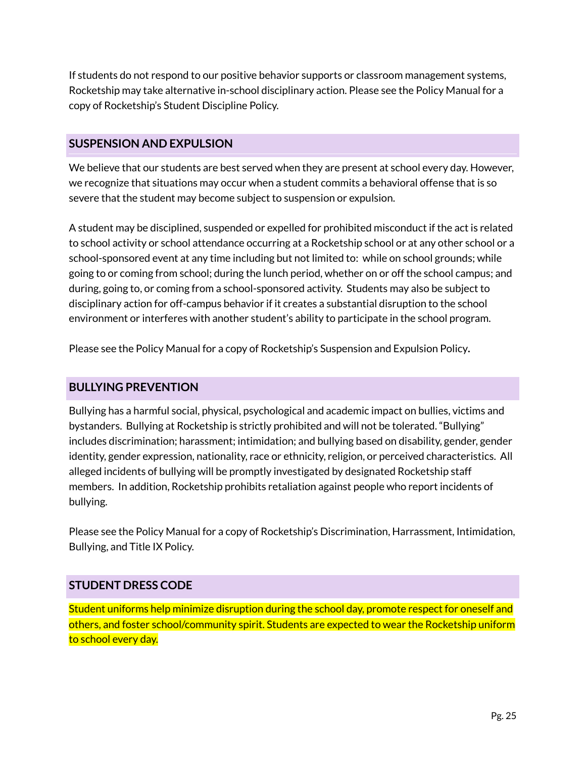If students do not respond to our positive behavior supports or classroom management systems, Rocketship may take alternative in-school disciplinary action. Please see the Policy Manual for a copy of Rocketship's Student Discipline Policy.

## SUSPENSION AND EXPULSION

We believe that our students are best served when they are present at school every day. However, we recognize that situations may occur when a student commits a behavioral offense that is so severe that the student may become subject to suspension or expulsion.

A student may be disciplined, suspended or expelled for prohibited misconduct if the act is related to school activity or school attendance occurring at a Rocketship school or at any other school or a school-sponsored event at any time including but not limited to: while on school grounds; while going to or coming from school; during the lunch period, whether on or off the school campus; and during, going to, or coming from a school-sponsored activity. Students may also be subject to disciplinary action for off-campus behavior if it creates a substantial disruption to the school environment or interferes with another student's ability to participate in the school program.

Please see the Policy Manual for a copy of Rocketship's Suspension and Expulsion Policy**.**

## BULLYING PREVENTION

Bullying has a harmful social, physical, psychological and academic impact on bullies, victims and bystanders. Bullying at Rocketship is strictly prohibited and will not be tolerated. "Bullying" includes discrimination; harassment; intimidation; and bullying based on disability, gender, gender identity, gender expression, nationality, race or ethnicity, religion, or perceived characteristics. All alleged incidents of bullying will be promptly investigated by designated Rocketship staff members. In addition, Rocketship prohibits retaliation against people who report incidents of bullying.

Please see the Policy Manual for a copy of Rocketship's Discrimination, Harrassment, Intimidation, Bullying, and Title IX Policy.

## STUDENT DRESS CODE

Student uniforms help minimize disruption during the school day, promote respect for oneself and others, and foster school/community spirit. Students are expected to wear the Rocketship uniform to school every day.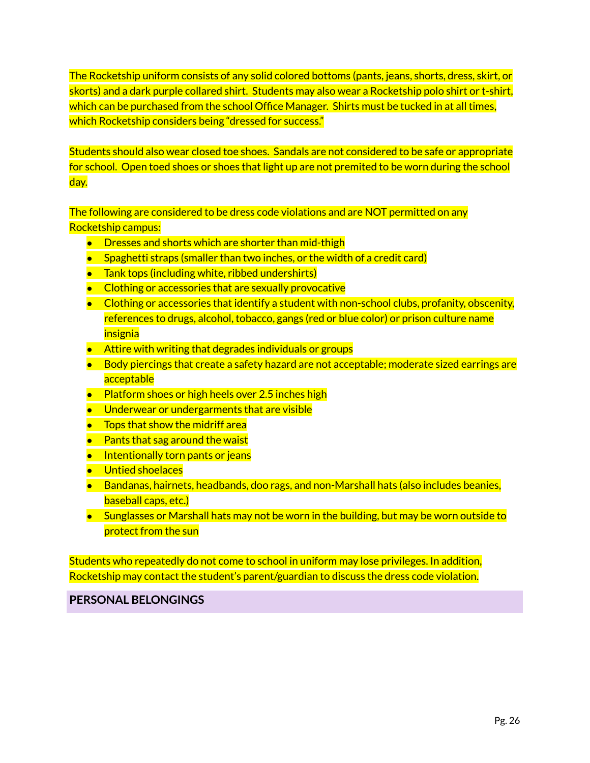The Rocketship uniform consists of any solid colored bottoms (pants, jeans, shorts, dress, skirt, or skorts) and a dark purple collared shirt. Students may also wear a Rocketship polo shirt or t-shirt, which can be purchased from the school Office Manager. Shirts must be tucked in at all times, which Rocketship considers being "dressed for success."

Students should also wear closed toe shoes. Sandals are not considered to be safe or appropriate for school. Open toed shoes or shoes that light up are not premited to be worn during the school day.

The following are considered to be dress code violations and are NOT permitted on any Rocketship campus:

- Dresses and shorts which are shorter than mid-thigh
- Spaghetti straps (smaller than two inches, or the width of a credit card)
- Tank tops (including white, ribbed undershirts)
- Clothing or accessories that are sexually provocative
- Clothing or accessories that identify a student with non-school clubs, profanity, obscenity, references to drugs, alcohol, tobacco, gangs (red or blue color) or prison culture name insignia
- Attire with writing that degrades individuals or groups
- Body piercings that create a safety hazard are not acceptable; moderate sized earrings are acceptable
- Platform shoes or high heels over 2.5 inches high
- Underwear or undergarments that are visible
- Tops that show the midriff area
- Pants that sag around the waist
- Intentionally torn pants or jeans
- Untied shoelaces
- Bandanas, hairnets, headbands, doo rags, and non-Marshall hats (also includes beanies, baseball caps, etc.)
- Sunglasses or Marshall hats may not be worn in the building, but may be worn outside to protect from the sun

Students who repeatedly do not come to school in uniform may lose privileges. In addition, Rocketship may contact the student's parent/guardian to discuss the dress code violation.

## PERSONAL BELONGINGS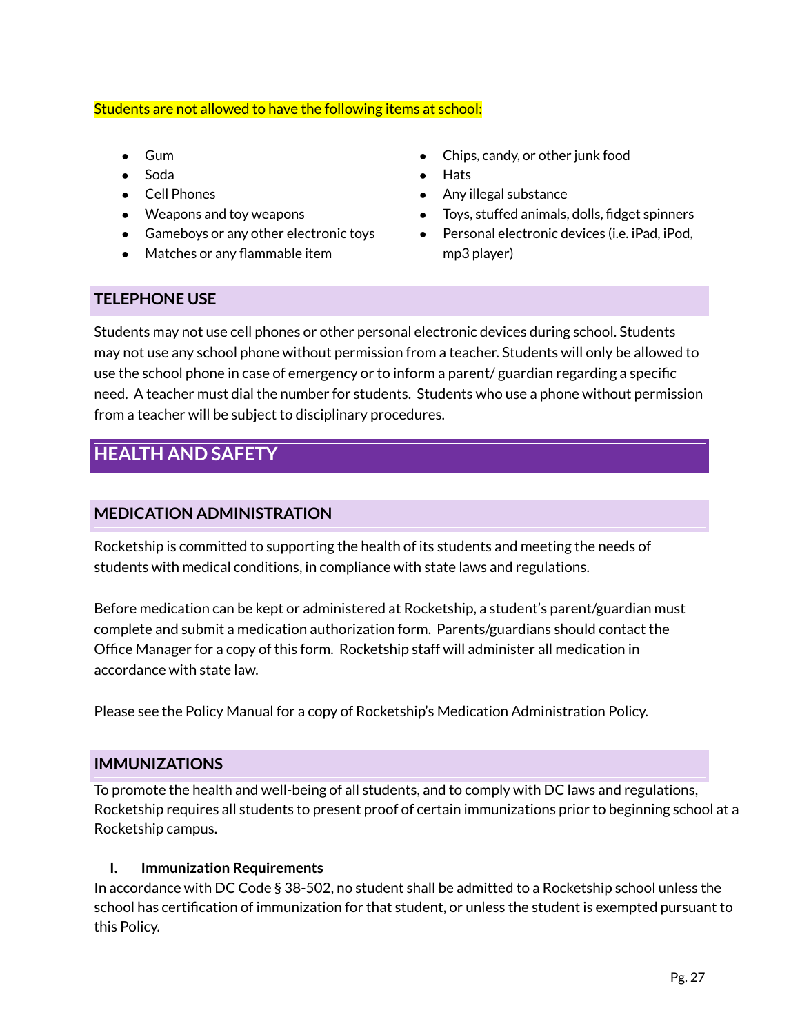Students are not allowed to have the following items at school:

- Gum
- Soda
- Cell Phones
- Weapons and toy weapons
- Gameboys or any other electronic toys
- Matches or any flammable item
- Chips, candy, or other junk food
- Hats
- Any illegal substance
- Toys, stuffed animals, dolls, fidget spinners
- Personal electronic devices (i.e. iPad, iPod, mp3 player)

### TELEPHONE USE

Students may not use cell phones or other personal electronic devices during school. Students may not use any school phone without permission from a teacher. Students will only be allowed to use the school phone in case of emergency or to inform a parent/ guardian regarding a specific need. A teacher must dial the number for students. Students who use a phone without permission from a teacher will be subject to disciplinary procedures.

## HEALTH AND SAFETY

### MEDICATION ADMINISTRATION

Rocketship is committed to supporting the health of its students and meeting the needs of students with medical conditions, in compliance with state laws and regulations.

Before medication can be kept or administered at Rocketship, a student's parent/guardian must complete and submit a medication authorization form. Parents/guardians should contact the Office Manager for a copy of this form. Rocketship staff will administer all medication in accordance with state law.

Please see the Policy Manual for a copy of Rocketship's Medication Administration Policy.

### IMMUNIZATIONS

To promote the health and well-being of all students, and to comply with DC laws and regulations, Rocketship requires all students to present proof of certain immunizations prior to beginning school at a Rocketship campus.

**I. Immunization Requirements**

In accordance with DC Code § 38-502, no student shall be admitted to a Rocketship school unless the school has certification of immunization for that student, or unless the student is exempted pursuant to this Policy.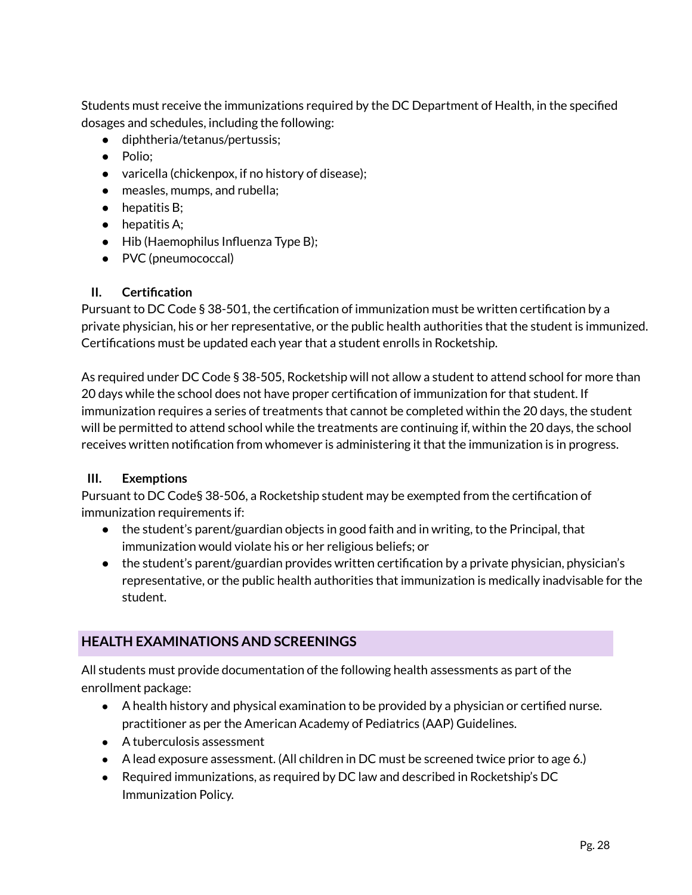Students must receive the immunizations required by the DC Department of Health, in the specified dosages and schedules, including the following:

- diphtheria/tetanus/pertussis;
- Polio;
- varicella (chickenpox, if no history of disease);
- measles, mumps, and rubella;
- hepatitis B;
- hepatitis A;
- Hib (Haemophilus Influenza Type B);
- PVC (pneumococcal)

### II. Certification

Pursuant to DC Code § 38-501, the certification of immunization must be written certification by a private physician, his or her representative, or the public health authorities that the student is immunized. Certifications must be updated each year that a student enrolls in Rocketship.

As required under DC Code § 38-505, Rocketship will not allow a student to attend school for more than 20 days while the school does not have proper certification of immunization for that student. If immunization requires a series of treatments that cannot be completed within the 20 days, the student will be permitted to attend school while the treatments are continuing if, within the 20 days, the school receives written notification from whomever is administering it that the immunization is in progress.

### III. Exemptions

Pursuant to DC Code§ 38-506, a Rocketship student may be exempted from the certification of immunization requirements if:

- the student's parent/guardian objects in good faith and in writing, to the Principal, that immunization would violate his or her religious beliefs; or
- the student's parent/guardian provides written certification by a private physician, physician's representative, or the public health authorities that immunization is medically inadvisable for the student.

## HEALTH EXAMINATIONS AND SCREENINGS

All students must provide documentation of the following health assessments as part of the enrollment package:

- A health history and physical examination to be provided by a physician or certified nurse. practitioner as per the American Academy of Pediatrics (AAP) Guidelines.
- A tuberculosis assessment
- A lead exposure assessment. (All children in DC must be screened twice prior to age 6.)
- Required immunizations, as required by DC law and described in Rocketship's DC Immunization Policy.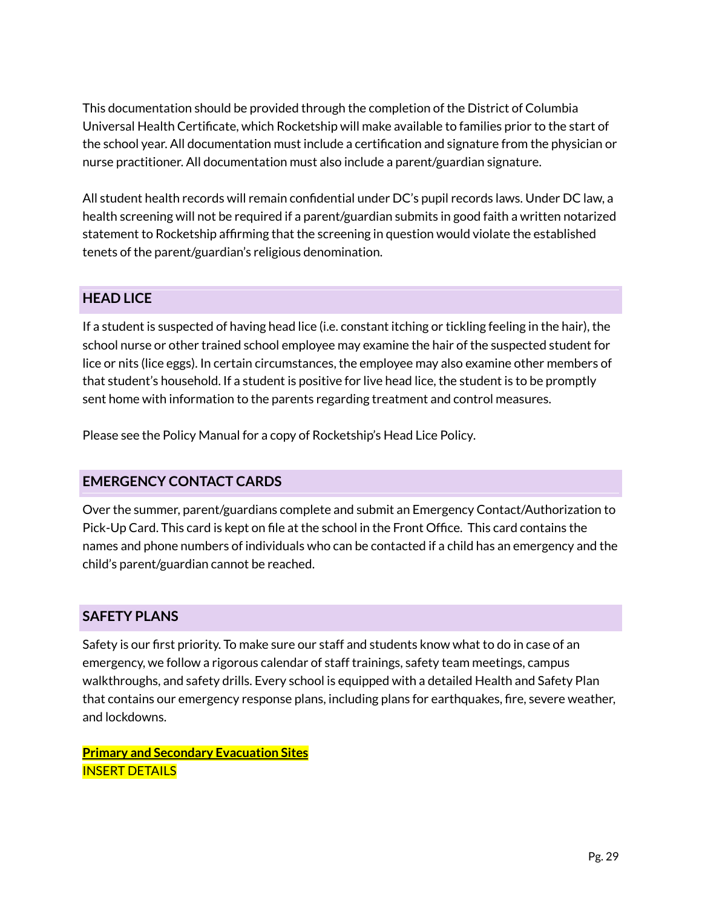This documentation should be provided through the completion of the District of Columbia Universal Health Certificate, which Rocketship will make available to families prior to the start of the school year. All documentation must include a certification and signature from the physician or nurse practitioner. All documentation must also include a parent/guardian signature.

All student health records will remain confidential under DC's pupil records laws. Under DC law, a health screening will not be required if a parent/guardian submits in good faith a written notarized statement to Rocketship affirming that the screening in question would violate the established tenets of the parent/guardian's religious denomination.

## HEAD LICE

If a student is suspected of having head lice (i.e. constant itching or tickling feeling in the hair), the school nurse or other trained school employee may examine the hair of the suspected student for lice or nits (lice eggs). In certain circumstances, the employee may also examine other members of that student's household. If a student is positive for live head lice, the student is to be promptly sent home with information to the parents regarding treatment and control measures.

Please see the Policy Manual for a copy of Rocketship's Head Lice Policy.

## EMERGENCY CONTACT CARDS

Over the summer, parent/guardians complete and submit an Emergency Contact/Authorization to Pick-Up Card. This card is kept on file at the school in the Front Office. This card contains the names and phone numbers of individuals who can be contacted if a child has an emergency and the child's parent/guardian cannot be reached.

## SAFETY PLANS

Safety is our first priority. To make sure our staff and students know what to do in case of an emergency, we follow a rigorous calendar of staff trainings, safety team meetings, campus walkthroughs, and safety drills. Every school is equipped with a detailed Health and Safety Plan that contains our emergency response plans, including plans for earthquakes, fire, severe weather, and lockdowns.

**Primary and Secondary Evacuation Sites**
INSERT DETAILS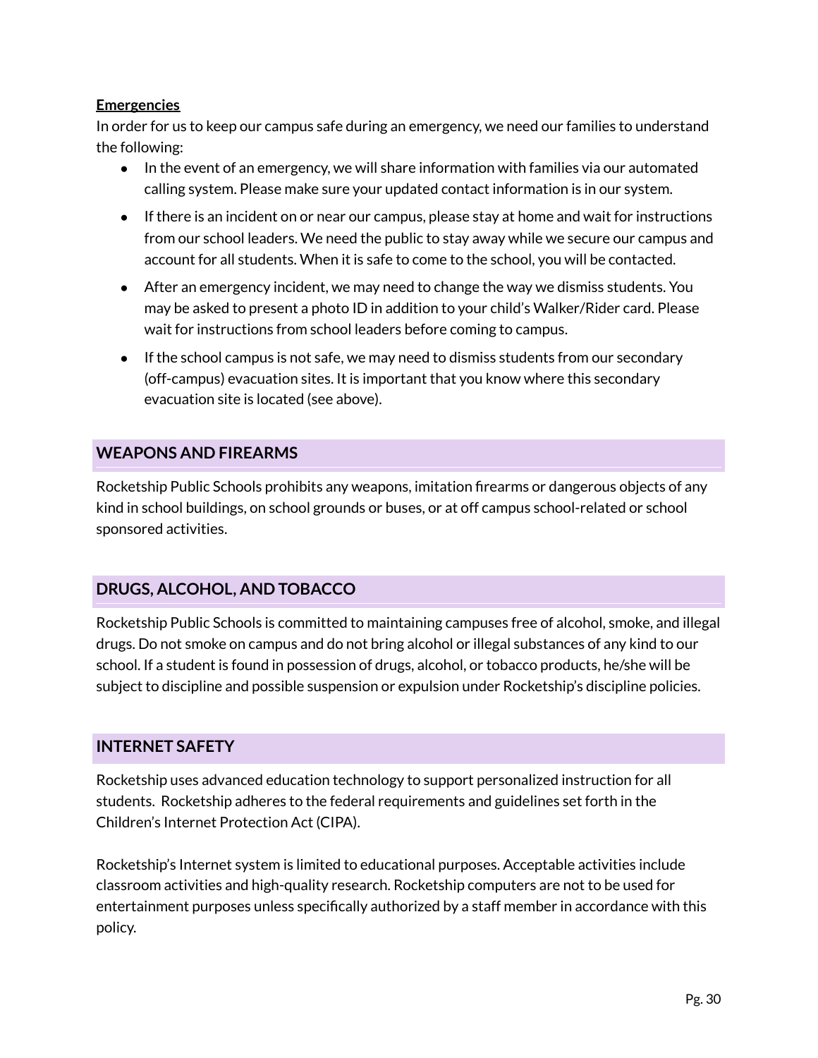**Emergencies**

In order for us to keep our campus safe during an emergency, we need our families to understand the following:

- In the event of an emergency, we will share information with families via our automated calling system. Please make sure your updated contact information is in our system.
- If there is an incident on or near our campus, please stay at home and wait for instructions from our school leaders. We need the public to stay away while we secure our campus and account for all students. When it is safe to come to the school, you will be contacted.
- After an emergency incident, we may need to change the way we dismiss students. You may be asked to present a photo ID in addition to your child's Walker/Rider card. Please wait for instructions from school leaders before coming to campus.
- If the school campus is not safe, we may need to dismiss students from our secondary (off-campus) evacuation sites. It is important that you know where this secondary evacuation site is located (see above).

## WEAPONS AND FIREARMS

Rocketship Public Schools prohibits any weapons, imitation firearms or dangerous objects of any kind in school buildings, on school grounds or buses, or at off campus school-related or school sponsored activities.

## DRUGS, ALCOHOL, AND TOBACCO

Rocketship Public Schools is committed to maintaining campuses free of alcohol, smoke, and illegal drugs. Do not smoke on campus and do not bring alcohol or illegal substances of any kind to our school. If a student is found in possession of drugs, alcohol, or tobacco products, he/she will be subject to discipline and possible suspension or expulsion under Rocketship's discipline policies.

## INTERNET SAFETY

Rocketship uses advanced education technology to support personalized instruction for all students. Rocketship adheres to the federal requirements and guidelines set forth in the Children's Internet Protection Act (CIPA).

Rocketship's Internet system is limited to educational purposes. Acceptable activities include classroom activities and high-quality research. Rocketship computers are not to be used for entertainment purposes unless specifically authorized by a staff member in accordance with this policy.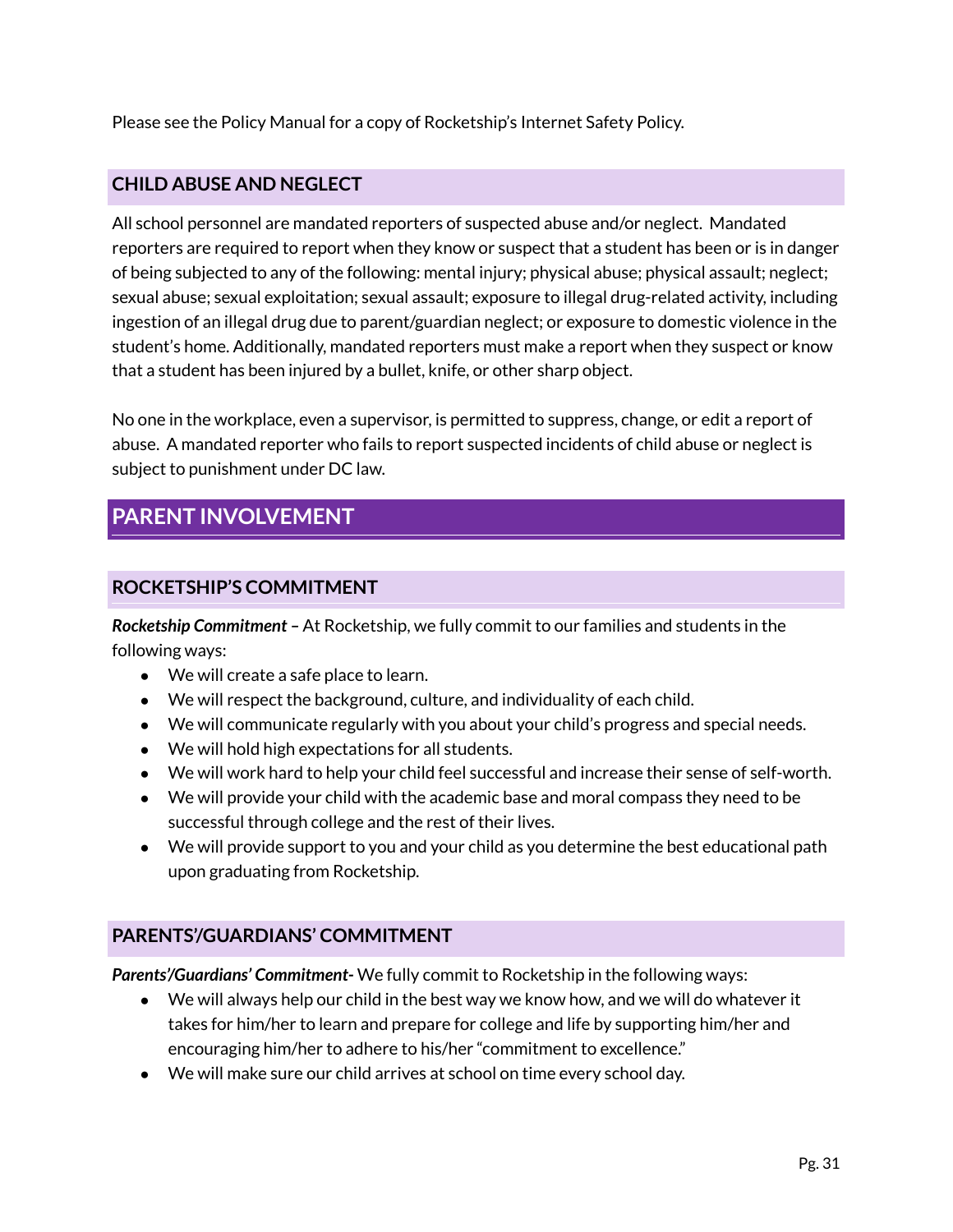Please see the Policy Manual for a copy of Rocketship's Internet Safety Policy.

### CHILD ABUSE AND NEGLECT

All school personnel are mandated reporters of suspected abuse and/or neglect. Mandated reporters are required to report when they know or suspect that a student has been or is in danger of being subjected to any of the following: mental injury; physical abuse; physical assault; neglect; sexual abuse; sexual exploitation; sexual assault; exposure to illegal drug-related activity, including ingestion of an illegal drug due to parent/guardian neglect; or exposure to domestic violence in the student's home. Additionally, mandated reporters must make a report when they suspect or know that a student has been injured by a bullet, knife, or other sharp object.

No one in the workplace, even a supervisor, is permitted to suppress, change, or edit a report of abuse. A mandated reporter who fails to report suspected incidents of child abuse or neglect is subject to punishment under DC law.

## PARENT INVOLVEMENT

### ROCKETSHIP'S COMMITMENT

***Rocketship Commitment –*** At Rocketship, we fully commit to our families and students in the following ways:

- We will create a safe place to learn.
- We will respect the background, culture, and individuality of each child.
- We will communicate regularly with you about your child's progress and special needs.
- We will hold high expectations for all students.
- We will work hard to help your child feel successful and increase their sense of self-worth.
- We will provide your child with the academic base and moral compass they need to be successful through college and the rest of their lives.
- We will provide support to you and your child as you determine the best educational path upon graduating from Rocketship.

### PARENTS'/GUARDIANS' COMMITMENT

***Parents'/Guardians' Commitment-*** We fully commit to Rocketship in the following ways:

- We will always help our child in the best way we know how, and we will do whatever it takes for him/her to learn and prepare for college and life by supporting him/her and encouraging him/her to adhere to his/her "commitment to excellence."
- We will make sure our child arrives at school on time every school day.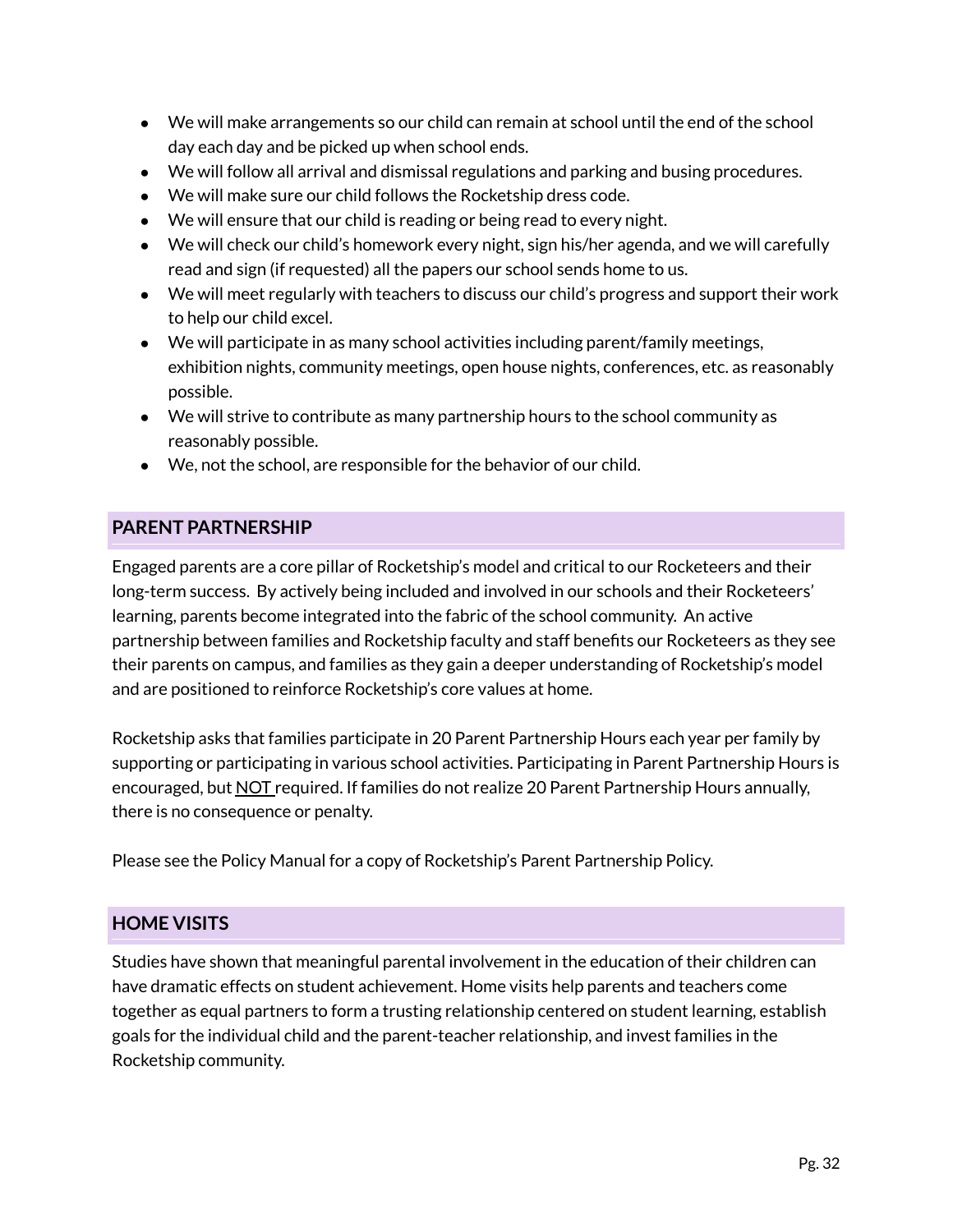- We will make arrangements so our child can remain at school until the end of the school day each day and be picked up when school ends.
- We will follow all arrival and dismissal regulations and parking and busing procedures.
- We will make sure our child follows the Rocketship dress code.
- We will ensure that our child is reading or being read to every night.
- We will check our child's homework every night, sign his/her agenda, and we will carefully read and sign (if requested) all the papers our school sends home to us.
- We will meet regularly with teachers to discuss our child's progress and support their work to help our child excel.
- We will participate in as many school activities including parent/family meetings, exhibition nights, community meetings, open house nights, conferences, etc. as reasonably possible.
- We will strive to contribute as many partnership hours to the school community as reasonably possible.
- We, not the school, are responsible for the behavior of our child.

## PARENT PARTNERSHIP

Engaged parents are a core pillar of Rocketship's model and critical to our Rocketeers and their long-term success. By actively being included and involved in our schools and their Rocketeers' learning, parents become integrated into the fabric of the school community. An active partnership between families and Rocketship faculty and staff benefits our Rocketeers as they see their parents on campus, and families as they gain a deeper understanding of Rocketship's model and are positioned to reinforce Rocketship's core values at home.

Rocketship asks that families participate in 20 Parent Partnership Hours each year per family by supporting or participating in various school activities. Participating in Parent Partnership Hours is encouraged, but <u>NOT</u> required. If families do not realize 20 Parent Partnership Hours annually, there is no consequence or penalty.

Please see the Policy Manual for a copy of Rocketship's Parent Partnership Policy.

## HOME VISITS

Studies have shown that meaningful parental involvement in the education of their children can have dramatic effects on student achievement. Home visits help parents and teachers come together as equal partners to form a trusting relationship centered on student learning, establish goals for the individual child and the parent-teacher relationship, and invest families in the Rocketship community.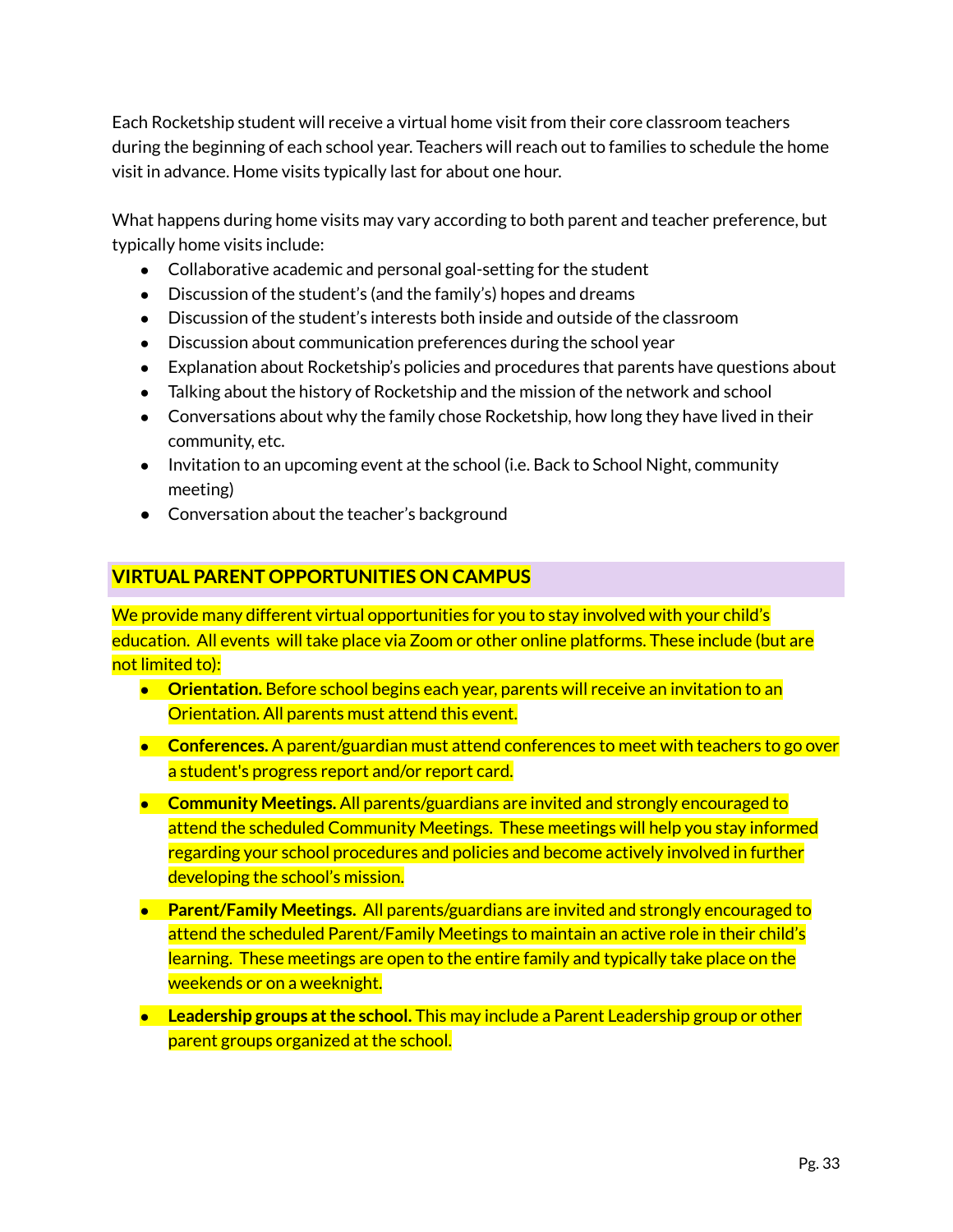Each Rocketship student will receive a virtual home visit from their core classroom teachers during the beginning of each school year. Teachers will reach out to families to schedule the home visit in advance. Home visits typically last for about one hour.

What happens during home visits may vary according to both parent and teacher preference, but typically home visits include:

- Collaborative academic and personal goal-setting for the student
- Discussion of the student's (and the family's) hopes and dreams
- Discussion of the student's interests both inside and outside of the classroom
- Discussion about communication preferences during the school year
- Explanation about Rocketship's policies and procedures that parents have questions about
- Talking about the history of Rocketship and the mission of the network and school
- Conversations about why the family chose Rocketship, how long they have lived in their community, etc.
- Invitation to an upcoming event at the school (i.e. Back to School Night, community meeting)
- Conversation about the teacher's background

## VIRTUAL PARENT OPPORTUNITIES ON CAMPUS

We provide many different virtual opportunities for you to stay involved with your child's education. All events will take place via Zoom or other online platforms. These include (but are not limited to):

- **Orientation.** Before school begins each year, parents will receive an invitation to an Orientation. All parents must attend this event.
- **Conferences.** A parent/guardian must attend conferences to meet with teachers to go over a student's progress report and/or report card.
- **Community Meetings.** All parents/guardians are invited and strongly encouraged to attend the scheduled Community Meetings. These meetings will help you stay informed regarding your school procedures and policies and become actively involved in further developing the school's mission.
- **Parent/Family Meetings.** All parents/guardians are invited and strongly encouraged to attend the scheduled Parent/Family Meetings to maintain an active role in their child's learning. These meetings are open to the entire family and typically take place on the weekends or on a weeknight.
- **Leadership groups at the school.** This may include a Parent Leadership group or other parent groups organized at the school.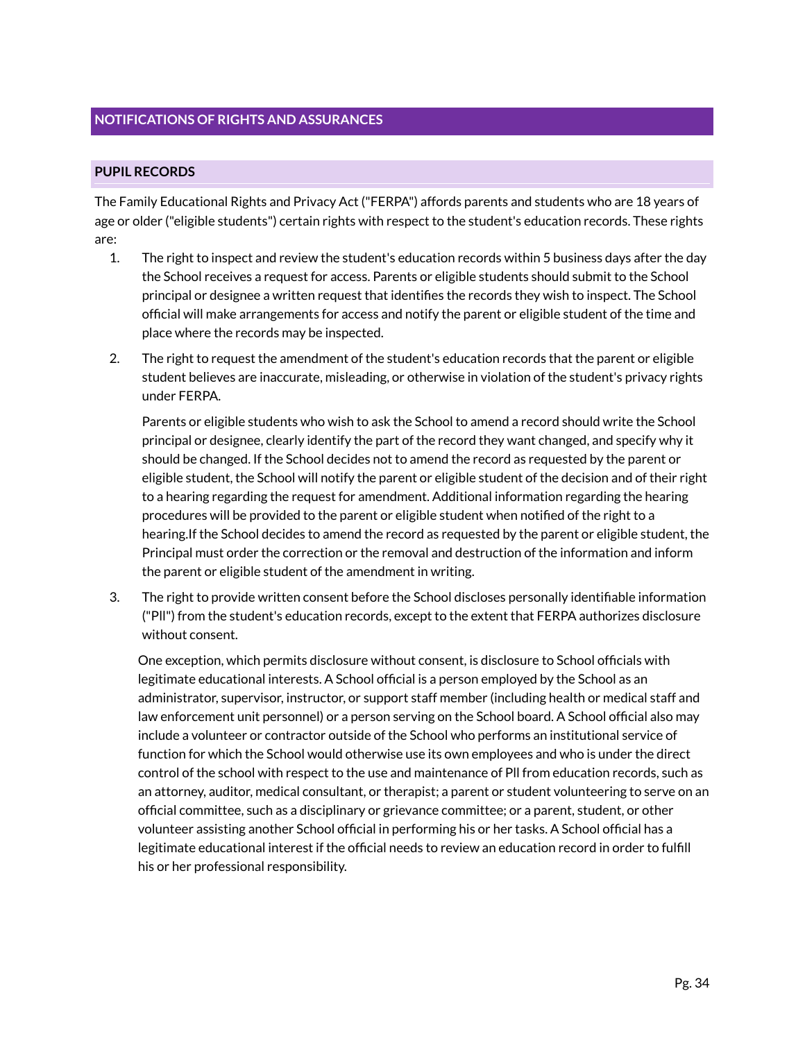## NOTIFICATIONS OF RIGHTS AND ASSURANCES

### PUPIL RECORDS

The Family Educational Rights and Privacy Act ("FERPA") affords parents and students who are 18 years of age or older ("eligible students") certain rights with respect to the student's education records. These rights are:

1. The right to inspect and review the student's education records within 5 business days after the day the School receives a request for access. Parents or eligible students should submit to the School principal or designee a written request that identifies the records they wish to inspect. The School official will make arrangements for access and notify the parent or eligible student of the time and place where the records may be inspected.

2. The right to request the amendment of the student's education records that the parent or eligible student believes are inaccurate, misleading, or otherwise in violation of the student's privacy rights under FERPA.

   Parents or eligible students who wish to ask the School to amend a record should write the School principal or designee, clearly identify the part of the record they want changed, and specify why it should be changed. If the School decides not to amend the record as requested by the parent or eligible student, the School will notify the parent or eligible student of the decision and of their right to a hearing regarding the request for amendment. Additional information regarding the hearing procedures will be provided to the parent or eligible student when notified of the right to a hearing.If the School decides to amend the record as requested by the parent or eligible student, the Principal must order the correction or the removal and destruction of the information and inform the parent or eligible student of the amendment in writing.

3. The right to provide written consent before the School discloses personally identifiable information ("PII") from the student's education records, except to the extent that FERPA authorizes disclosure without consent.

   One exception, which permits disclosure without consent, is disclosure to School officials with legitimate educational interests. A School official is a person employed by the School as an administrator, supervisor, instructor, or support staff member (including health or medical staff and law enforcement unit personnel) or a person serving on the School board. A School official also may include a volunteer or contractor outside of the School who performs an institutional service of function for which the School would otherwise use its own employees and who is under the direct control of the school with respect to the use and maintenance of PII from education records, such as an attorney, auditor, medical consultant, or therapist; a parent or student volunteering to serve on an official committee, such as a disciplinary or grievance committee; or a parent, student, or other volunteer assisting another School official in performing his or her tasks. A School official has a legitimate educational interest if the official needs to review an education record in order to fulfill his or her professional responsibility.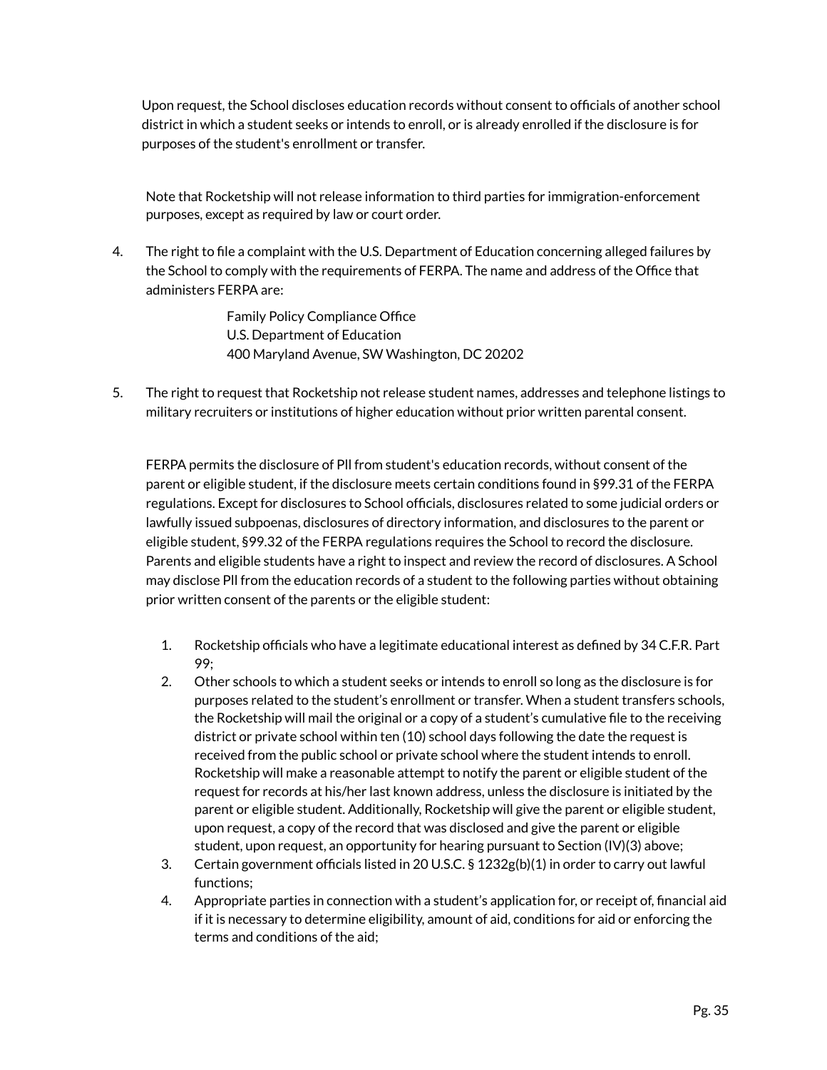Upon request, the School discloses education records without consent to officials of another school district in which a student seeks or intends to enroll, or is already enrolled if the disclosure is for purposes of the student's enrollment or transfer.

Note that Rocketship will not release information to third parties for immigration-enforcement purposes, except as required by law or court order.

4. The right to file a complaint with the U.S. Department of Education concerning alleged failures by the School to comply with the requirements of FERPA. The name and address of the Office that administers FERPA are:

   Family Policy Compliance Office
   U.S. Department of Education
   400 Maryland Avenue, SW Washington, DC 20202

5. The right to request that Rocketship not release student names, addresses and telephone listings to military recruiters or institutions of higher education without prior written parental consent.

FERPA permits the disclosure of PII from student's education records, without consent of the parent or eligible student, if the disclosure meets certain conditions found in §99.31 of the FERPA regulations. Except for disclosures to School officials, disclosures related to some judicial orders or lawfully issued subpoenas, disclosures of directory information, and disclosures to the parent or eligible student, §99.32 of the FERPA regulations requires the School to record the disclosure. Parents and eligible students have a right to inspect and review the record of disclosures. A School may disclose PII from the education records of a student to the following parties without obtaining prior written consent of the parents or the eligible student:

1. Rocketship officials who have a legitimate educational interest as defined by 34 C.F.R. Part 99;
2. Other schools to which a student seeks or intends to enroll so long as the disclosure is for purposes related to the student's enrollment or transfer. When a student transfers schools, the Rocketship will mail the original or a copy of a student's cumulative file to the receiving district or private school within ten (10) school days following the date the request is received from the public school or private school where the student intends to enroll. Rocketship will make a reasonable attempt to notify the parent or eligible student of the request for records at his/her last known address, unless the disclosure is initiated by the parent or eligible student. Additionally, Rocketship will give the parent or eligible student, upon request, a copy of the record that was disclosed and give the parent or eligible student, upon request, an opportunity for hearing pursuant to Section (IV)(3) above;
3. Certain government officials listed in 20 U.S.C. § 1232g(b)(1) in order to carry out lawful functions;
4. Appropriate parties in connection with a student's application for, or receipt of, financial aid if it is necessary to determine eligibility, amount of aid, conditions for aid or enforcing the terms and conditions of the aid;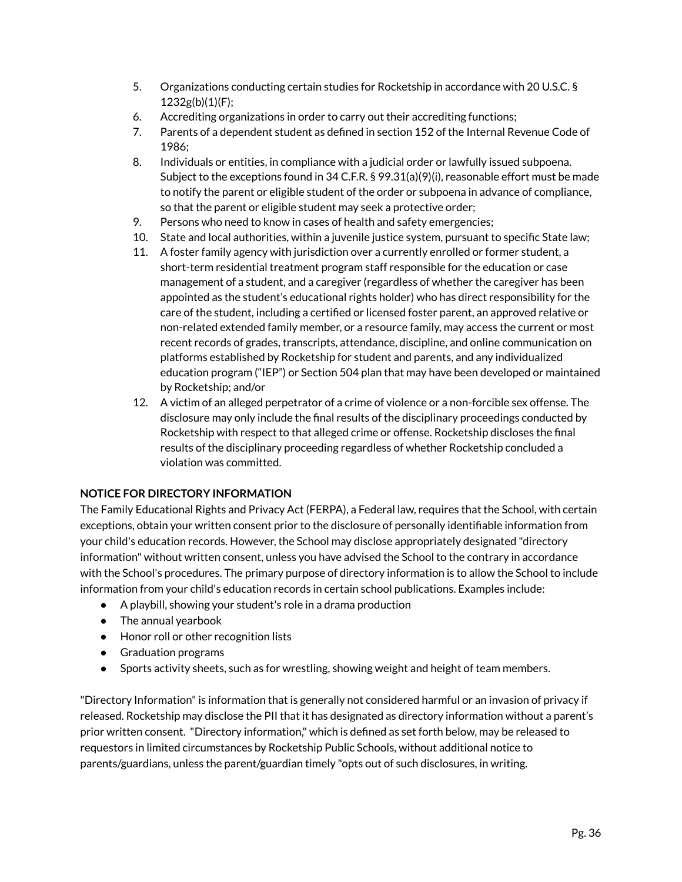5. Organizations conducting certain studies for Rocketship in accordance with 20 U.S.C. § 1232g(b)(1)(F);
6. Accrediting organizations in order to carry out their accrediting functions;
7. Parents of a dependent student as defined in section 152 of the Internal Revenue Code of 1986;
8. Individuals or entities, in compliance with a judicial order or lawfully issued subpoena. Subject to the exceptions found in 34 C.F.R. § 99.31(a)(9)(i), reasonable effort must be made to notify the parent or eligible student of the order or subpoena in advance of compliance, so that the parent or eligible student may seek a protective order;
9. Persons who need to know in cases of health and safety emergencies;
10. State and local authorities, within a juvenile justice system, pursuant to specific State law;
11. A foster family agency with jurisdiction over a currently enrolled or former student, a short-term residential treatment program staff responsible for the education or case management of a student, and a caregiver (regardless of whether the caregiver has been appointed as the student's educational rights holder) who has direct responsibility for the care of the student, including a certified or licensed foster parent, an approved relative or non-related extended family member, or a resource family, may access the current or most recent records of grades, transcripts, attendance, discipline, and online communication on platforms established by Rocketship for student and parents, and any individualized education program ("IEP") or Section 504 plan that may have been developed or maintained by Rocketship; and/or
12. A victim of an alleged perpetrator of a crime of violence or a non-forcible sex offense. The disclosure may only include the final results of the disciplinary proceedings conducted by Rocketship with respect to that alleged crime or offense. Rocketship discloses the final results of the disciplinary proceeding regardless of whether Rocketship concluded a violation was committed.

**NOTICE FOR DIRECTORY INFORMATION**

The Family Educational Rights and Privacy Act (FERPA), a Federal law, requires that the School, with certain exceptions, obtain your written consent prior to the disclosure of personally identifiable information from your child's education records. However, the School may disclose appropriately designated "directory information" without written consent, unless you have advised the School to the contrary in accordance with the School's procedures. The primary purpose of directory information is to allow the School to include information from your child's education records in certain school publications. Examples include:

- A playbill, showing your student's role in a drama production
- The annual yearbook
- Honor roll or other recognition lists
- Graduation programs
- Sports activity sheets, such as for wrestling, showing weight and height of team members.

"Directory Information" is information that is generally not considered harmful or an invasion of privacy if released. Rocketship may disclose the PII that it has designated as directory information without a parent's prior written consent. "Directory information," which is defined as set forth below, may be released to requestors in limited circumstances by Rocketship Public Schools, without additional notice to parents/guardians, unless the parent/guardian timely "opts out of such disclosures, in writing.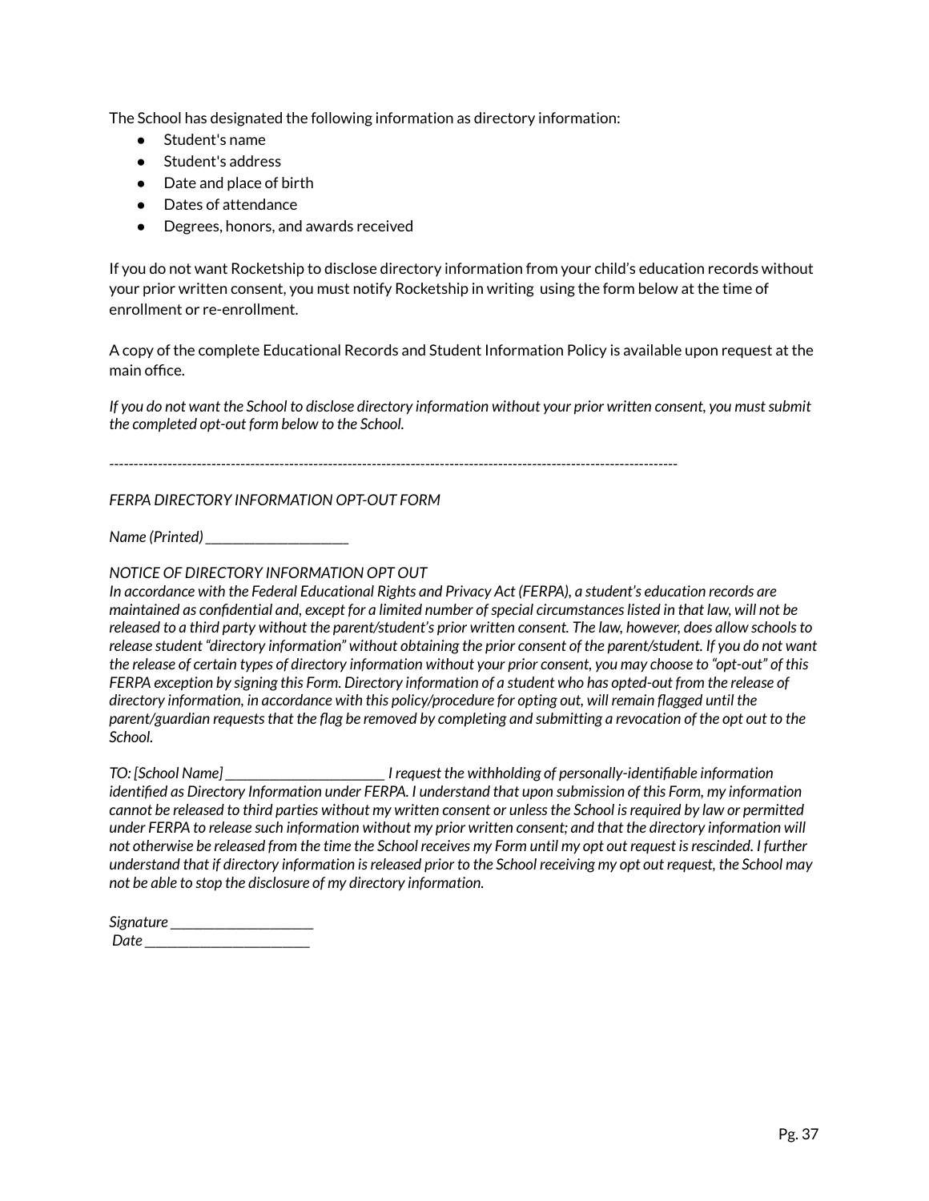The School has designated the following information as directory information:

- Student's name
- Student's address
- Date and place of birth
- Dates of attendance
- Degrees, honors, and awards received

If you do not want Rocketship to disclose directory information from your child's education records without your prior written consent, you must notify Rocketship in writing using the form below at the time of enrollment or re-enrollment.

A copy of the complete Educational Records and Student Information Policy is available upon request at the main office.

*If you do not want the School to disclose directory information without your prior written consent, you must submit the completed opt-out form below to the School.*

---

*FERPA DIRECTORY INFORMATION OPT-OUT FORM*

*Name (Printed) ___________________*

*NOTICE OF DIRECTORY INFORMATION OPT OUT*
*In accordance with the Federal Educational Rights and Privacy Act (FERPA), a student's education records are maintained as confidential and, except for a limited number of special circumstances listed in that law, will not be released to a third party without the parent/student's prior written consent. The law, however, does allow schools to release student "directory information" without obtaining the prior consent of the parent/student. If you do not want the release of certain types of directory information without your prior consent, you may choose to "opt-out" of this FERPA exception by signing this Form. Directory information of a student who has opted-out from the release of directory information, in accordance with this policy/procedure for opting out, will remain flagged until the parent/guardian requests that the flag be removed by completing and submitting a revocation of the opt out to the School.*

*TO: [School Name] _____________________ I request the withholding of personally-identifiable information identified as Directory Information under FERPA. I understand that upon submission of this Form, my information cannot be released to third parties without my written consent or unless the School is required by law or permitted under FERPA to release such information without my prior written consent; and that the directory information will not otherwise be released from the time the School receives my Form until my opt out request is rescinded. I further understand that if directory information is released prior to the School receiving my opt out request, the School may not be able to stop the disclosure of my directory information.*

*Signature ___________________*
*Date ______________________*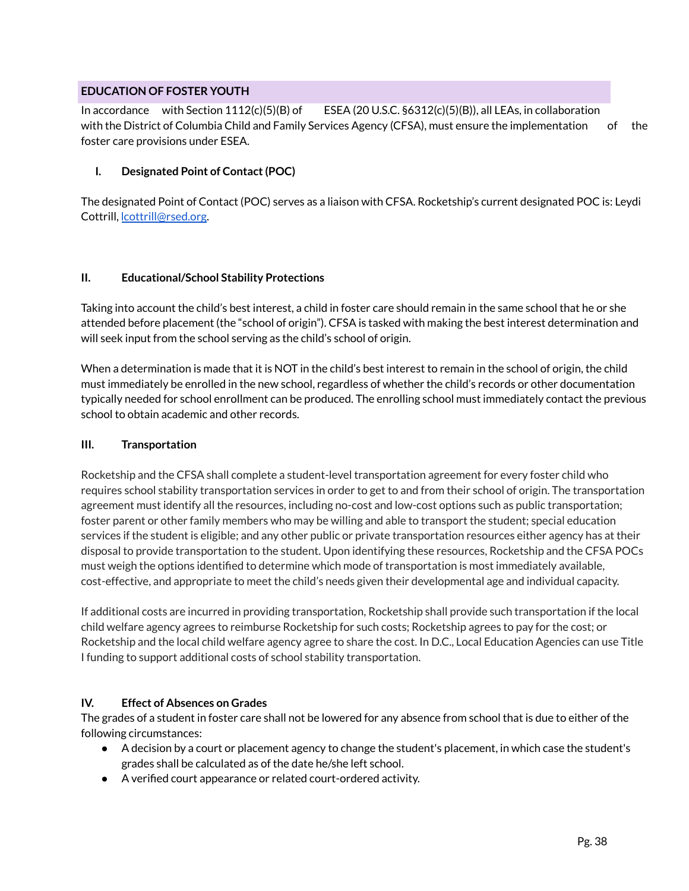## EDUCATION OF FOSTER YOUTH

In accordance with Section 1112(c)(5)(B) of ESEA (20 U.S.C. §6312(c)(5)(B)), all LEAs, in collaboration with the District of Columbia Child and Family Services Agency (CFSA), must ensure the implementation of the foster care provisions under ESEA.

### I. Designated Point of Contact (POC)

The designated Point of Contact (POC) serves as a liaison with CFSA. Rocketship's current designated POC is: Leydi Cottrill, lcottrill@rsed.org.

### II. Educational/School Stability Protections

Taking into account the child's best interest, a child in foster care should remain in the same school that he or she attended before placement (the "school of origin"). CFSA is tasked with making the best interest determination and will seek input from the school serving as the child's school of origin.

When a determination is made that it is NOT in the child's best interest to remain in the school of origin, the child must immediately be enrolled in the new school, regardless of whether the child's records or other documentation typically needed for school enrollment can be produced. The enrolling school must immediately contact the previous school to obtain academic and other records.

### III. Transportation

Rocketship and the CFSA shall complete a student-level transportation agreement for every foster child who requires school stability transportation services in order to get to and from their school of origin. The transportation agreement must identify all the resources, including no-cost and low-cost options such as public transportation; foster parent or other family members who may be willing and able to transport the student; special education services if the student is eligible; and any other public or private transportation resources either agency has at their disposal to provide transportation to the student. Upon identifying these resources, Rocketship and the CFSA POCs must weigh the options identified to determine which mode of transportation is most immediately available, cost-effective, and appropriate to meet the child's needs given their developmental age and individual capacity.

If additional costs are incurred in providing transportation, Rocketship shall provide such transportation if the local child welfare agency agrees to reimburse Rocketship for such costs; Rocketship agrees to pay for the cost; or Rocketship and the local child welfare agency agree to share the cost. In D.C., Local Education Agencies can use Title I funding to support additional costs of school stability transportation.

### IV. Effect of Absences on Grades

The grades of a student in foster care shall not be lowered for any absence from school that is due to either of the following circumstances:

- A decision by a court or placement agency to change the student's placement, in which case the student's grades shall be calculated as of the date he/she left school.
- A verified court appearance or related court-ordered activity.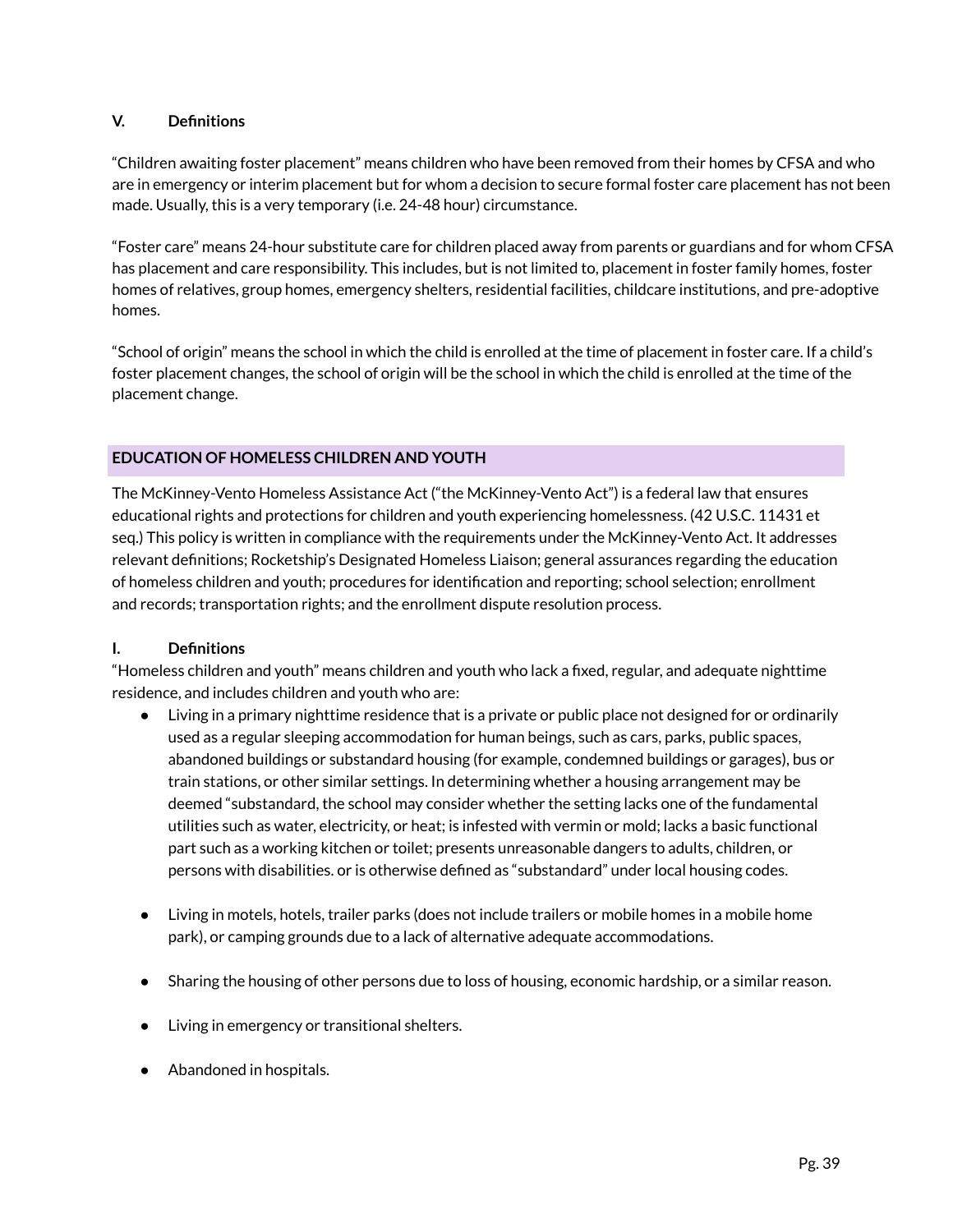### V. Definitions

"Children awaiting foster placement" means children who have been removed from their homes by CFSA and who are in emergency or interim placement but for whom a decision to secure formal foster care placement has not been made. Usually, this is a very temporary (i.e. 24-48 hour) circumstance.

"Foster care" means 24-hour substitute care for children placed away from parents or guardians and for whom CFSA has placement and care responsibility. This includes, but is not limited to, placement in foster family homes, foster homes of relatives, group homes, emergency shelters, residential facilities, childcare institutions, and pre-adoptive homes.

"School of origin" means the school in which the child is enrolled at the time of placement in foster care. If a child's foster placement changes, the school of origin will be the school in which the child is enrolled at the time of the placement change.

## EDUCATION OF HOMELESS CHILDREN AND YOUTH

The McKinney-Vento Homeless Assistance Act ("the McKinney-Vento Act") is a federal law that ensures educational rights and protections for children and youth experiencing homelessness. (42 U.S.C. 11431 et seq.) This policy is written in compliance with the requirements under the McKinney-Vento Act. It addresses relevant definitions; Rocketship's Designated Homeless Liaison; general assurances regarding the education of homeless children and youth; procedures for identification and reporting; school selection; enrollment and records; transportation rights; and the enrollment dispute resolution process.

### I. Definitions

"Homeless children and youth" means children and youth who lack a fixed, regular, and adequate nighttime residence, and includes children and youth who are:

- Living in a primary nighttime residence that is a private or public place not designed for or ordinarily used as a regular sleeping accommodation for human beings, such as cars, parks, public spaces, abandoned buildings or substandard housing (for example, condemned buildings or garages), bus or train stations, or other similar settings. In determining whether a housing arrangement may be deemed "substandard, the school may consider whether the setting lacks one of the fundamental utilities such as water, electricity, or heat; is infested with vermin or mold; lacks a basic functional part such as a working kitchen or toilet; presents unreasonable dangers to adults, children, or persons with disabilities. or is otherwise defined as "substandard" under local housing codes.

- Living in motels, hotels, trailer parks (does not include trailers or mobile homes in a mobile home park), or camping grounds due to a lack of alternative adequate accommodations.

- Sharing the housing of other persons due to loss of housing, economic hardship, or a similar reason.

- Living in emergency or transitional shelters.

- Abandoned in hospitals.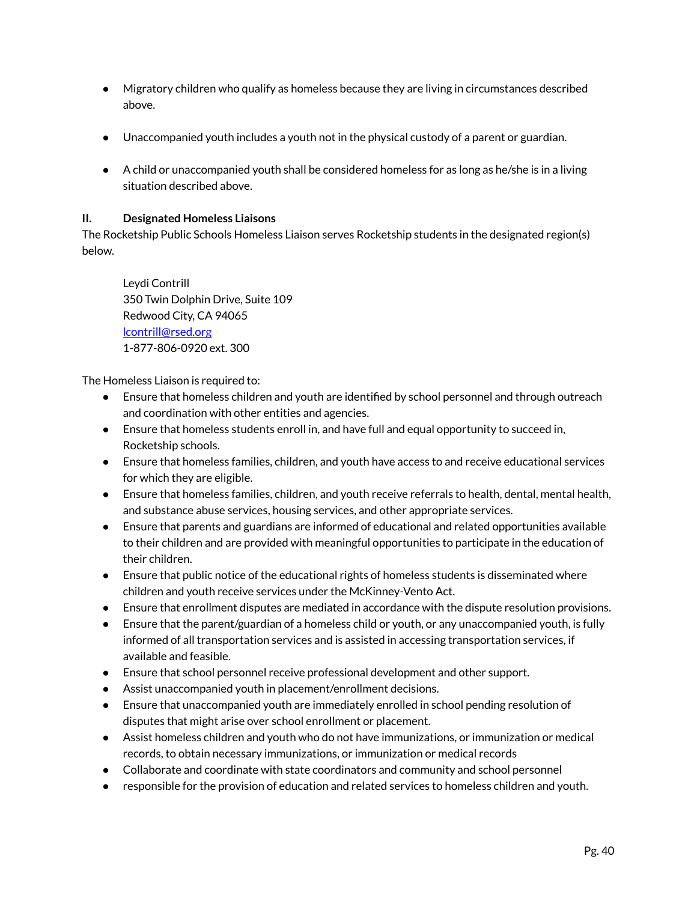- Migratory children who qualify as homeless because they are living in circumstances described above.

- Unaccompanied youth includes a youth not in the physical custody of a parent or guardian.

- A child or unaccompanied youth shall be considered homeless for as long as he/she is in a living situation described above.

### II. Designated Homeless Liaisons

The Rocketship Public Schools Homeless Liaison serves Rocketship students in the designated region(s) below.

> Leydi Contrill
> 350 Twin Dolphin Drive, Suite 109
> Redwood City, CA 94065
> [lcontrill@rsed.org](mailto:lcontrill@rsed.org)
> 1-877-806-0920 ext. 300

The Homeless Liaison is required to:

- Ensure that homeless children and youth are identified by school personnel and through outreach and coordination with other entities and agencies.
- Ensure that homeless students enroll in, and have full and equal opportunity to succeed in, Rocketship schools.
- Ensure that homeless families, children, and youth have access to and receive educational services for which they are eligible.
- Ensure that homeless families, children, and youth receive referrals to health, dental, mental health, and substance abuse services, housing services, and other appropriate services.
- Ensure that parents and guardians are informed of educational and related opportunities available to their children and are provided with meaningful opportunities to participate in the education of their children.
- Ensure that public notice of the educational rights of homeless students is disseminated where children and youth receive services under the McKinney-Vento Act.
- Ensure that enrollment disputes are mediated in accordance with the dispute resolution provisions.
- Ensure that the parent/guardian of a homeless child or youth, or any unaccompanied youth, is fully informed of all transportation services and is assisted in accessing transportation services, if available and feasible.
- Ensure that school personnel receive professional development and other support.
- Assist unaccompanied youth in placement/enrollment decisions.
- Ensure that unaccompanied youth are immediately enrolled in school pending resolution of disputes that might arise over school enrollment or placement.
- Assist homeless children and youth who do not have immunizations, or immunization or medical records, to obtain necessary immunizations, or immunization or medical records
- Collaborate and coordinate with state coordinators and community and school personnel
- responsible for the provision of education and related services to homeless children and youth.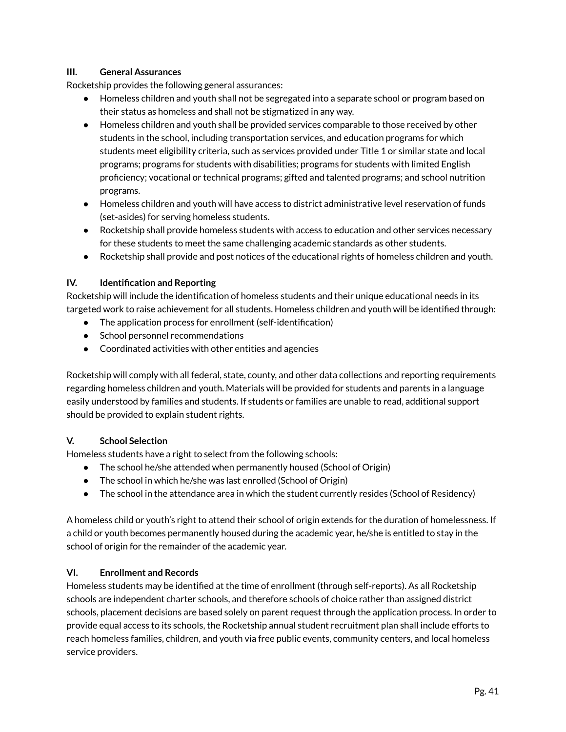### III. General Assurances

Rocketship provides the following general assurances:

- Homeless children and youth shall not be segregated into a separate school or program based on their status as homeless and shall not be stigmatized in any way.
- Homeless children and youth shall be provided services comparable to those received by other students in the school, including transportation services, and education programs for which students meet eligibility criteria, such as services provided under Title 1 or similar state and local programs; programs for students with disabilities; programs for students with limited English proficiency; vocational or technical programs; gifted and talented programs; and school nutrition programs.
- Homeless children and youth will have access to district administrative level reservation of funds (set-asides) for serving homeless students.
- Rocketship shall provide homeless students with access to education and other services necessary for these students to meet the same challenging academic standards as other students.
- Rocketship shall provide and post notices of the educational rights of homeless children and youth.

### IV. Identification and Reporting

Rocketship will include the identification of homeless students and their unique educational needs in its targeted work to raise achievement for all students. Homeless children and youth will be identified through:

- The application process for enrollment (self-identification)
- School personnel recommendations
- Coordinated activities with other entities and agencies

Rocketship will comply with all federal, state, county, and other data collections and reporting requirements regarding homeless children and youth. Materials will be provided for students and parents in a language easily understood by families and students. If students or families are unable to read, additional support should be provided to explain student rights.

### V. School Selection

Homeless students have a right to select from the following schools:

- The school he/she attended when permanently housed (School of Origin)
- The school in which he/she was last enrolled (School of Origin)
- The school in the attendance area in which the student currently resides (School of Residency)

A homeless child or youth's right to attend their school of origin extends for the duration of homelessness. If a child or youth becomes permanently housed during the academic year, he/she is entitled to stay in the school of origin for the remainder of the academic year.

### VI. Enrollment and Records

Homeless students may be identified at the time of enrollment (through self-reports). As all Rocketship schools are independent charter schools, and therefore schools of choice rather than assigned district schools, placement decisions are based solely on parent request through the application process. In order to provide equal access to its schools, the Rocketship annual student recruitment plan shall include efforts to reach homeless families, children, and youth via free public events, community centers, and local homeless service providers.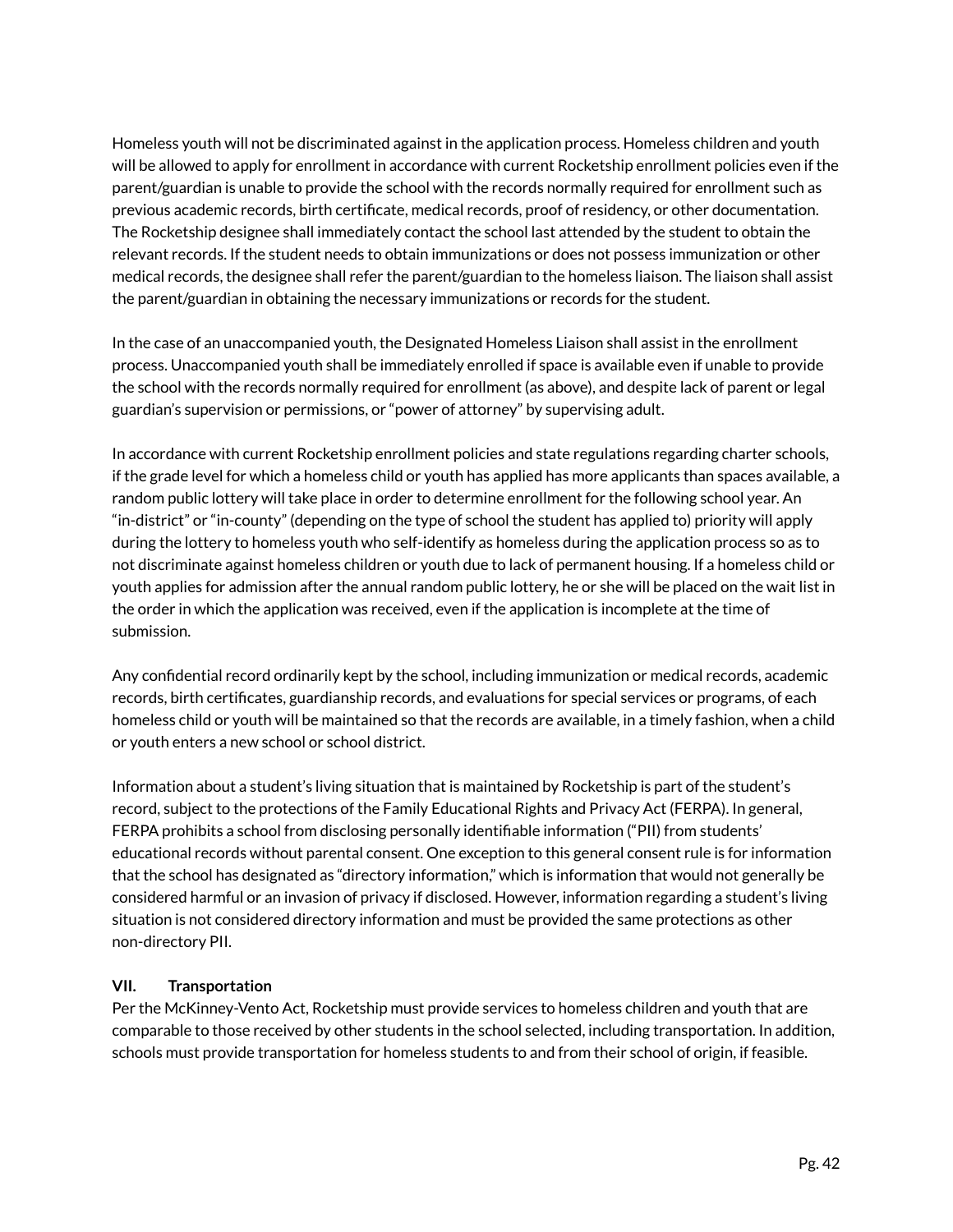Homeless youth will not be discriminated against in the application process. Homeless children and youth will be allowed to apply for enrollment in accordance with current Rocketship enrollment policies even if the parent/guardian is unable to provide the school with the records normally required for enrollment such as previous academic records, birth certificate, medical records, proof of residency, or other documentation. The Rocketship designee shall immediately contact the school last attended by the student to obtain the relevant records. If the student needs to obtain immunizations or does not possess immunization or other medical records, the designee shall refer the parent/guardian to the homeless liaison. The liaison shall assist the parent/guardian in obtaining the necessary immunizations or records for the student.

In the case of an unaccompanied youth, the Designated Homeless Liaison shall assist in the enrollment process. Unaccompanied youth shall be immediately enrolled if space is available even if unable to provide the school with the records normally required for enrollment (as above), and despite lack of parent or legal guardian's supervision or permissions, or "power of attorney" by supervising adult.

In accordance with current Rocketship enrollment policies and state regulations regarding charter schools, if the grade level for which a homeless child or youth has applied has more applicants than spaces available, a random public lottery will take place in order to determine enrollment for the following school year. An "in-district" or "in-county" (depending on the type of school the student has applied to) priority will apply during the lottery to homeless youth who self-identify as homeless during the application process so as to not discriminate against homeless children or youth due to lack of permanent housing. If a homeless child or youth applies for admission after the annual random public lottery, he or she will be placed on the wait list in the order in which the application was received, even if the application is incomplete at the time of submission.

Any confidential record ordinarily kept by the school, including immunization or medical records, academic records, birth certificates, guardianship records, and evaluations for special services or programs, of each homeless child or youth will be maintained so that the records are available, in a timely fashion, when a child or youth enters a new school or school district.

Information about a student's living situation that is maintained by Rocketship is part of the student's record, subject to the protections of the Family Educational Rights and Privacy Act (FERPA). In general, FERPA prohibits a school from disclosing personally identifiable information ("PII) from students' educational records without parental consent. One exception to this general consent rule is for information that the school has designated as "directory information," which is information that would not generally be considered harmful or an invasion of privacy if disclosed. However, information regarding a student's living situation is not considered directory information and must be provided the same protections as other non-directory PII.

### VII. Transportation

Per the McKinney-Vento Act, Rocketship must provide services to homeless children and youth that are comparable to those received by other students in the school selected, including transportation. In addition, schools must provide transportation for homeless students to and from their school of origin, if feasible.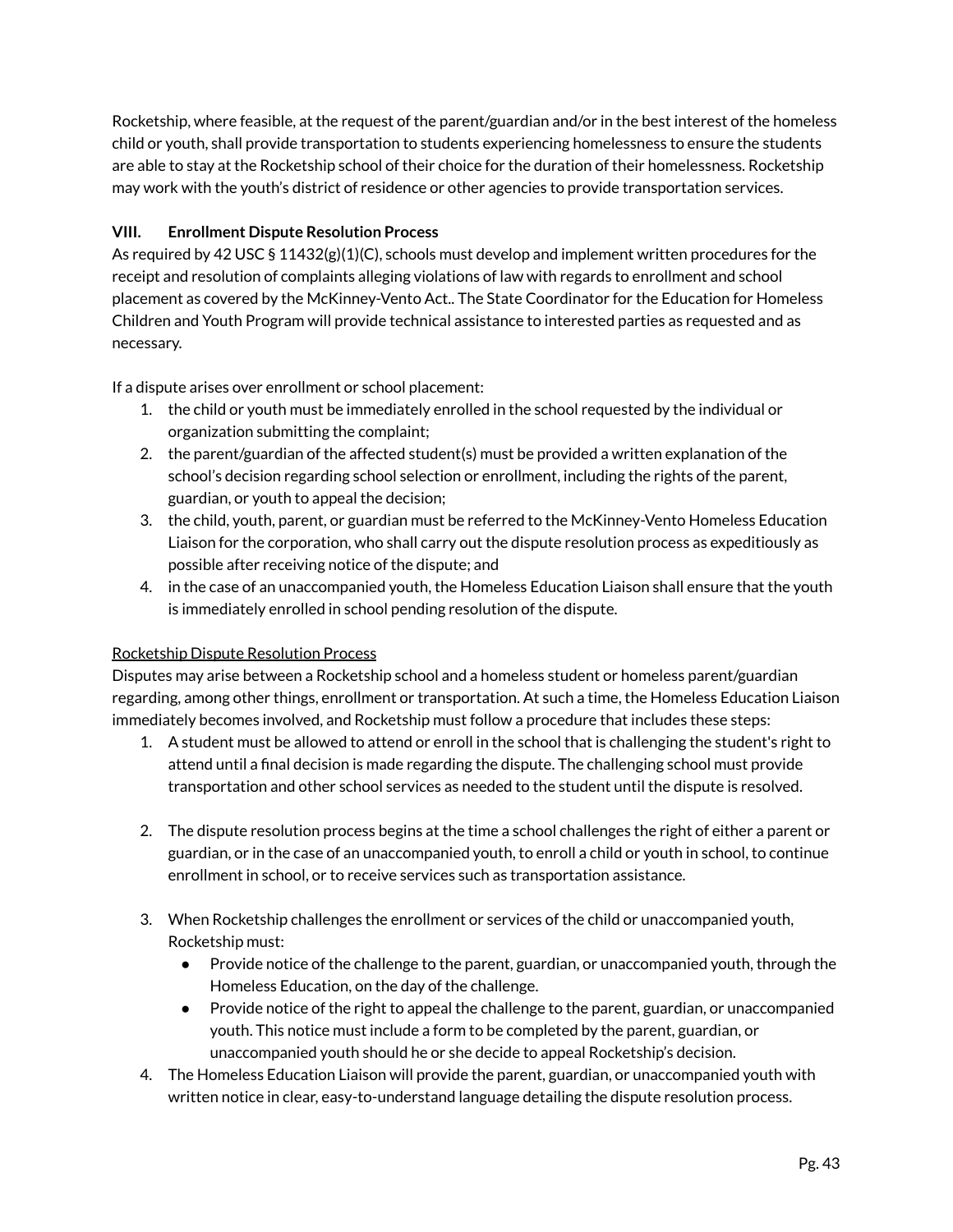Rocketship, where feasible, at the request of the parent/guardian and/or in the best interest of the homeless child or youth, shall provide transportation to students experiencing homelessness to ensure the students are able to stay at the Rocketship school of their choice for the duration of their homelessness. Rocketship may work with the youth's district of residence or other agencies to provide transportation services.

### VIII. Enrollment Dispute Resolution Process

As required by 42 USC § 11432(g)(1)(C), schools must develop and implement written procedures for the receipt and resolution of complaints alleging violations of law with regards to enrollment and school placement as covered by the McKinney-Vento Act.. The State Coordinator for the Education for Homeless Children and Youth Program will provide technical assistance to interested parties as requested and as necessary.

If a dispute arises over enrollment or school placement:

1. the child or youth must be immediately enrolled in the school requested by the individual or organization submitting the complaint;
2. the parent/guardian of the affected student(s) must be provided a written explanation of the school's decision regarding school selection or enrollment, including the rights of the parent, guardian, or youth to appeal the decision;
3. the child, youth, parent, or guardian must be referred to the McKinney-Vento Homeless Education Liaison for the corporation, who shall carry out the dispute resolution process as expeditiously as possible after receiving notice of the dispute; and
4. in the case of an unaccompanied youth, the Homeless Education Liaison shall ensure that the youth is immediately enrolled in school pending resolution of the dispute.

Rocketship Dispute Resolution Process

Disputes may arise between a Rocketship school and a homeless student or homeless parent/guardian regarding, among other things, enrollment or transportation. At such a time, the Homeless Education Liaison immediately becomes involved, and Rocketship must follow a procedure that includes these steps:

1. A student must be allowed to attend or enroll in the school that is challenging the student's right to attend until a final decision is made regarding the dispute. The challenging school must provide transportation and other school services as needed to the student until the dispute is resolved.

2. The dispute resolution process begins at the time a school challenges the right of either a parent or guardian, or in the case of an unaccompanied youth, to enroll a child or youth in school, to continue enrollment in school, or to receive services such as transportation assistance.

3. When Rocketship challenges the enrollment or services of the child or unaccompanied youth, Rocketship must:
   - Provide notice of the challenge to the parent, guardian, or unaccompanied youth, through the Homeless Education, on the day of the challenge.
   - Provide notice of the right to appeal the challenge to the parent, guardian, or unaccompanied youth. This notice must include a form to be completed by the parent, guardian, or unaccompanied youth should he or she decide to appeal Rocketship's decision.
4. The Homeless Education Liaison will provide the parent, guardian, or unaccompanied youth with written notice in clear, easy-to-understand language detailing the dispute resolution process.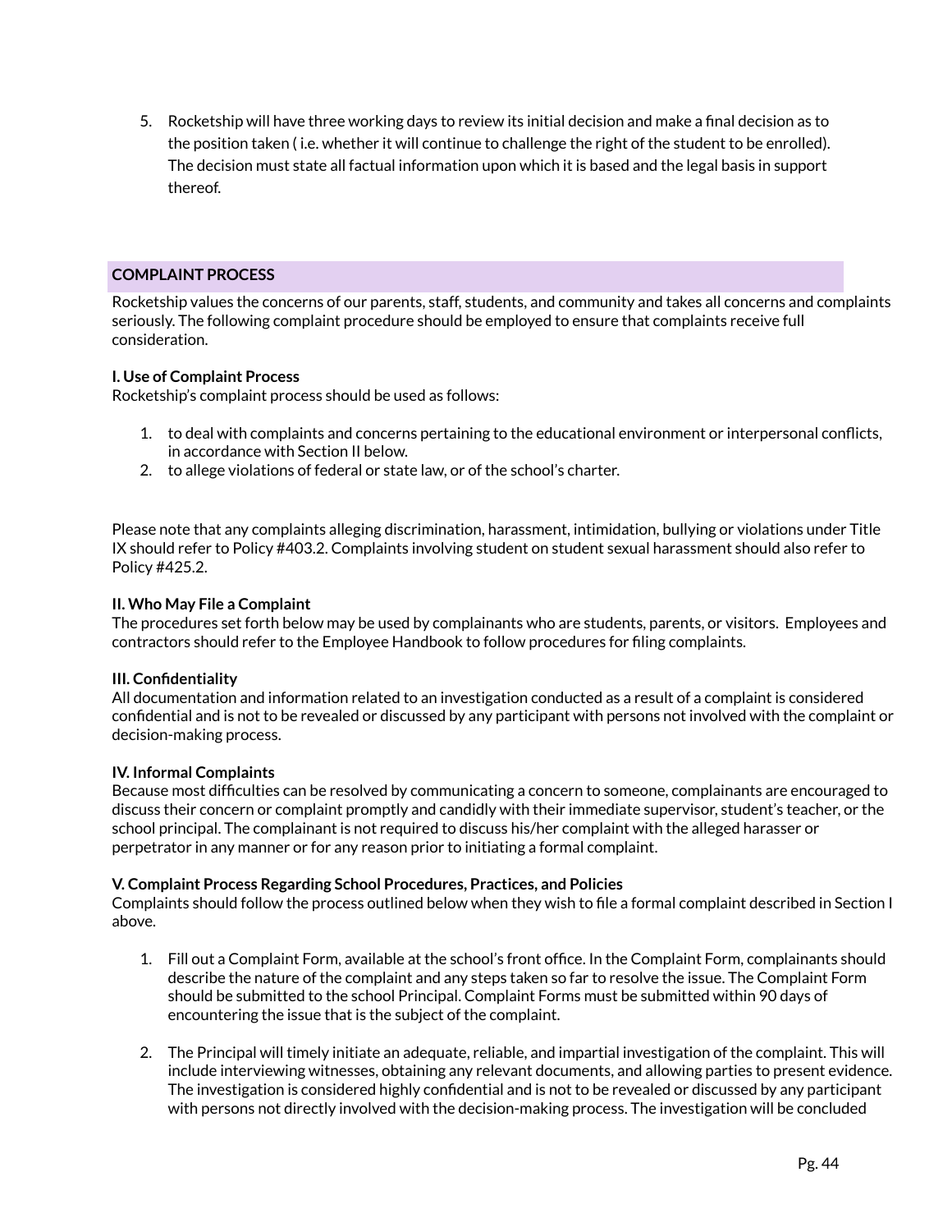5. Rocketship will have three working days to review its initial decision and make a final decision as to the position taken ( i.e. whether it will continue to challenge the right of the student to be enrolled). The decision must state all factual information upon which it is based and the legal basis in support thereof.

## COMPLAINT PROCESS

Rocketship values the concerns of our parents, staff, students, and community and takes all concerns and complaints seriously. The following complaint procedure should be employed to ensure that complaints receive full consideration.

**I. Use of Complaint Process**
Rocketship's complaint process should be used as follows:

1. to deal with complaints and concerns pertaining to the educational environment or interpersonal conflicts, in accordance with Section II below.
2. to allege violations of federal or state law, or of the school's charter.

Please note that any complaints alleging discrimination, harassment, intimidation, bullying or violations under Title IX should refer to Policy #403.2. Complaints involving student on student sexual harassment should also refer to Policy #425.2.

**II. Who May File a Complaint**
The procedures set forth below may be used by complainants who are students, parents, or visitors. Employees and contractors should refer to the Employee Handbook to follow procedures for filing complaints.

**III. Confidentiality**
All documentation and information related to an investigation conducted as a result of a complaint is considered confidential and is not to be revealed or discussed by any participant with persons not involved with the complaint or decision-making process.

**IV. Informal Complaints**
Because most difficulties can be resolved by communicating a concern to someone, complainants are encouraged to discuss their concern or complaint promptly and candidly with their immediate supervisor, student's teacher, or the school principal. The complainant is not required to discuss his/her complaint with the alleged harasser or perpetrator in any manner or for any reason prior to initiating a formal complaint.

**V. Complaint Process Regarding School Procedures, Practices, and Policies**
Complaints should follow the process outlined below when they wish to file a formal complaint described in Section I above.

1. Fill out a Complaint Form, available at the school's front office. In the Complaint Form, complainants should describe the nature of the complaint and any steps taken so far to resolve the issue. The Complaint Form should be submitted to the school Principal. Complaint Forms must be submitted within 90 days of encountering the issue that is the subject of the complaint.

2. The Principal will timely initiate an adequate, reliable, and impartial investigation of the complaint. This will include interviewing witnesses, obtaining any relevant documents, and allowing parties to present evidence. The investigation is considered highly confidential and is not to be revealed or discussed by any participant with persons not directly involved with the decision-making process. The investigation will be concluded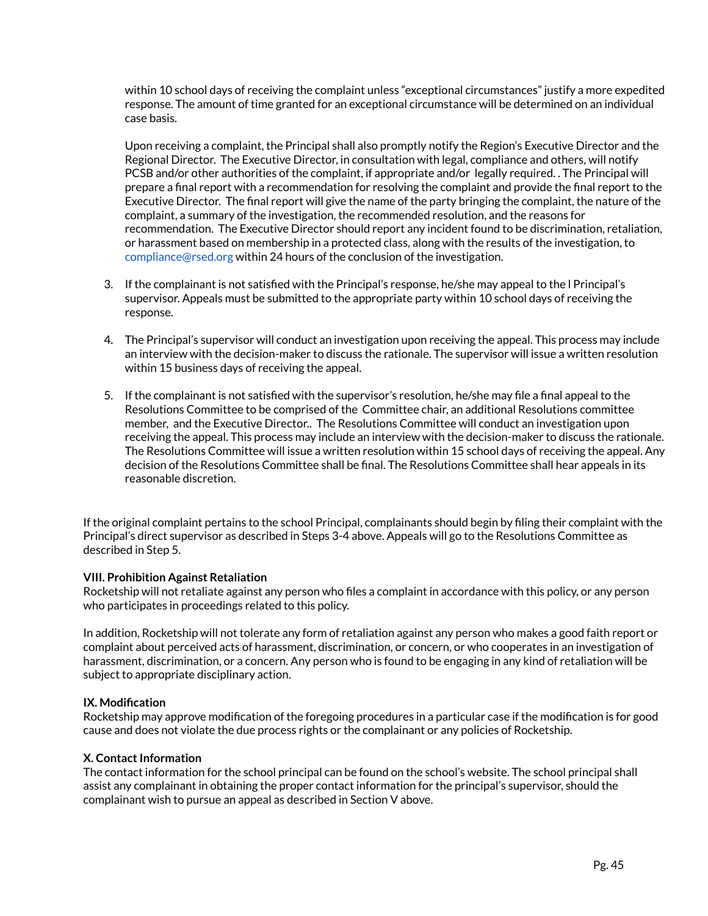within 10 school days of receiving the complaint unless "exceptional circumstances" justify a more expedited response. The amount of time granted for an exceptional circumstance will be determined on an individual case basis.

Upon receiving a complaint, the Principal shall also promptly notify the Region's Executive Director and the Regional Director. The Executive Director, in consultation with legal, compliance and others, will notify PCSB and/or other authorities of the complaint, if appropriate and/or legally required. . The Principal will prepare a final report with a recommendation for resolving the complaint and provide the final report to the Executive Director. The final report will give the name of the party bringing the complaint, the nature of the complaint, a summary of the investigation, the recommended resolution, and the reasons for recommendation. The Executive Director should report any incident found to be discrimination, retaliation, or harassment based on membership in a protected class, along with the results of the investigation, to compliance@rsed.org within 24 hours of the conclusion of the investigation.

3. If the complainant is not satisfied with the Principal's response, he/she may appeal to the l Principal's supervisor. Appeals must be submitted to the appropriate party within 10 school days of receiving the response.
4. The Principal's supervisor will conduct an investigation upon receiving the appeal. This process may include an interview with the decision-maker to discuss the rationale. The supervisor will issue a written resolution within 15 business days of receiving the appeal.
5. If the complainant is not satisfied with the supervisor's resolution, he/she may file a final appeal to the Resolutions Committee to be comprised of the Committee chair, an additional Resolutions committee member, and the Executive Director.. The Resolutions Committee will conduct an investigation upon receiving the appeal. This process may include an interview with the decision-maker to discuss the rationale. The Resolutions Committee will issue a written resolution within 15 school days of receiving the appeal. Any decision of the Resolutions Committee shall be final. The Resolutions Committee shall hear appeals in its reasonable discretion.

If the original complaint pertains to the school Principal, complainants should begin by filing their complaint with the Principal's direct supervisor as described in Steps 3-4 above. Appeals will go to the Resolutions Committee as described in Step 5.

**VIII. Prohibition Against Retaliation**
Rocketship will not retaliate against any person who files a complaint in accordance with this policy, or any person who participates in proceedings related to this policy.

In addition, Rocketship will not tolerate any form of retaliation against any person who makes a good faith report or complaint about perceived acts of harassment, discrimination, or concern, or who cooperates in an investigation of harassment, discrimination, or a concern. Any person who is found to be engaging in any kind of retaliation will be subject to appropriate disciplinary action.

**IX. Modification**
Rocketship may approve modification of the foregoing procedures in a particular case if the modification is for good cause and does not violate the due process rights or the complainant or any policies of Rocketship.

**X. Contact Information**
The contact information for the school principal can be found on the school's website. The school principal shall assist any complainant in obtaining the proper contact information for the principal's supervisor, should the complainant wish to pursue an appeal as described in Section V above.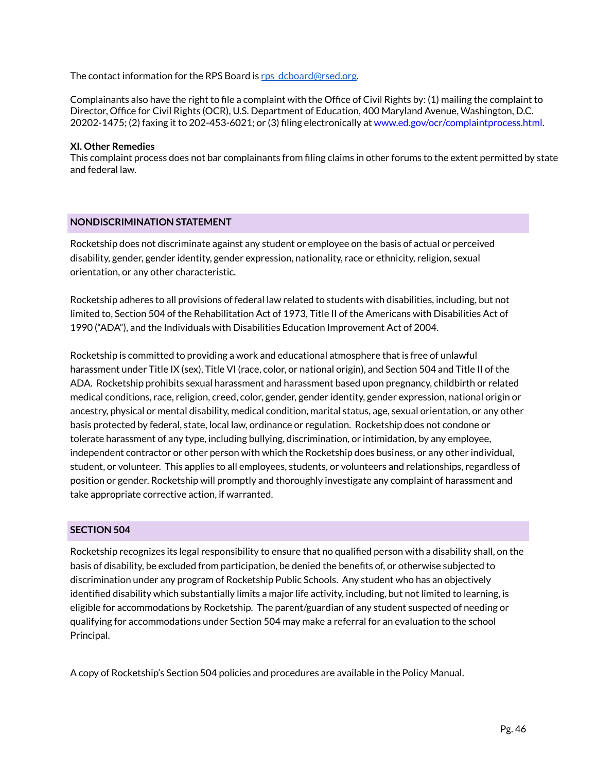The contact information for the RPS Board is rps_dcboard@rsed.org.

Complainants also have the right to file a complaint with the Office of Civil Rights by: (1) mailing the complaint to Director, Office for Civil Rights (OCR), U.S. Department of Education, 400 Maryland Avenue, Washington, D.C. 20202-1475; (2) faxing it to 202-453-6021; or (3) filing electronically at www.ed.gov/ocr/complaintprocess.html.

**XI. Other Remedies**

This complaint process does not bar complainants from filing claims in other forums to the extent permitted by state and federal law.

## NONDISCRIMINATION STATEMENT

Rocketship does not discriminate against any student or employee on the basis of actual or perceived disability, gender, gender identity, gender expression, nationality, race or ethnicity, religion, sexual orientation, or any other characteristic.

Rocketship adheres to all provisions of federal law related to students with disabilities, including, but not limited to, Section 504 of the Rehabilitation Act of 1973, Title II of the Americans with Disabilities Act of 1990 ("ADA"), and the Individuals with Disabilities Education Improvement Act of 2004.

Rocketship is committed to providing a work and educational atmosphere that is free of unlawful harassment under Title IX (sex), Title VI (race, color, or national origin), and Section 504 and Title II of the ADA. Rocketship prohibits sexual harassment and harassment based upon pregnancy, childbirth or related medical conditions, race, religion, creed, color, gender, gender identity, gender expression, national origin or ancestry, physical or mental disability, medical condition, marital status, age, sexual orientation, or any other basis protected by federal, state, local law, ordinance or regulation. Rocketship does not condone or tolerate harassment of any type, including bullying, discrimination, or intimidation, by any employee, independent contractor or other person with which the Rocketship does business, or any other individual, student, or volunteer. This applies to all employees, students, or volunteers and relationships, regardless of position or gender. Rocketship will promptly and thoroughly investigate any complaint of harassment and take appropriate corrective action, if warranted.

## SECTION 504

Rocketship recognizes its legal responsibility to ensure that no qualified person with a disability shall, on the basis of disability, be excluded from participation, be denied the benefits of, or otherwise subjected to discrimination under any program of Rocketship Public Schools. Any student who has an objectively identified disability which substantially limits a major life activity, including, but not limited to learning, is eligible for accommodations by Rocketship. The parent/guardian of any student suspected of needing or qualifying for accommodations under Section 504 may make a referral for an evaluation to the school Principal.

A copy of Rocketship's Section 504 policies and procedures are available in the Policy Manual.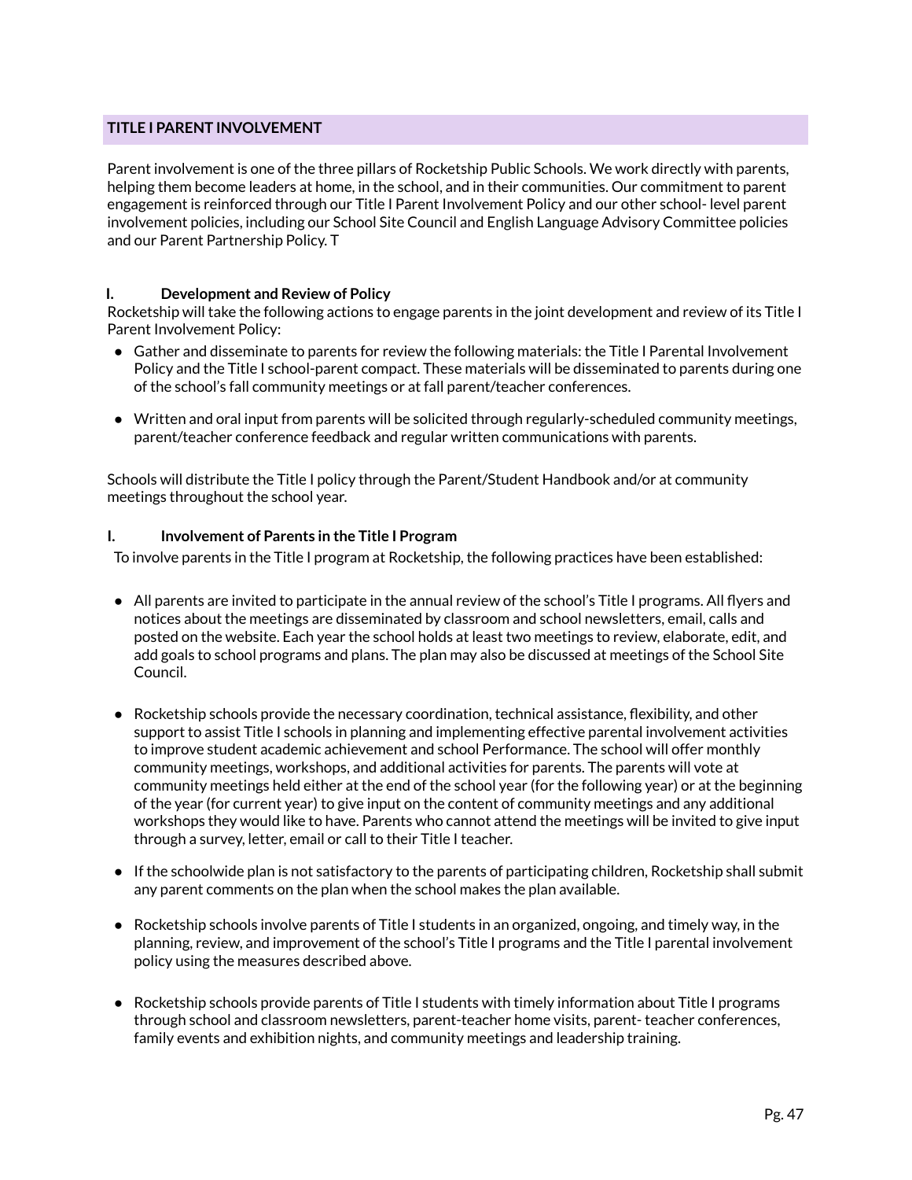## TITLE I PARENT INVOLVEMENT

Parent involvement is one of the three pillars of Rocketship Public Schools. We work directly with parents, helping them become leaders at home, in the school, and in their communities. Our commitment to parent engagement is reinforced through our Title I Parent Involvement Policy and our other school- level parent involvement policies, including our School Site Council and English Language Advisory Committee policies and our Parent Partnership Policy. T

### I. Development and Review of Policy

Rocketship will take the following actions to engage parents in the joint development and review of its Title I Parent Involvement Policy:

- Gather and disseminate to parents for review the following materials: the Title I Parental Involvement Policy and the Title I school-parent compact. These materials will be disseminated to parents during one of the school's fall community meetings or at fall parent/teacher conferences.

- Written and oral input from parents will be solicited through regularly-scheduled community meetings, parent/teacher conference feedback and regular written communications with parents.

Schools will distribute the Title I policy through the Parent/Student Handbook and/or at community meetings throughout the school year.

### I. Involvement of Parents in the Title I Program

To involve parents in the Title I program at Rocketship, the following practices have been established:

- All parents are invited to participate in the annual review of the school's Title I programs. All flyers and notices about the meetings are disseminated by classroom and school newsletters, email, calls and posted on the website. Each year the school holds at least two meetings to review, elaborate, edit, and add goals to school programs and plans. The plan may also be discussed at meetings of the School Site Council.

- Rocketship schools provide the necessary coordination, technical assistance, flexibility, and other support to assist Title I schools in planning and implementing effective parental involvement activities to improve student academic achievement and school Performance. The school will offer monthly community meetings, workshops, and additional activities for parents. The parents will vote at community meetings held either at the end of the school year (for the following year) or at the beginning of the year (for current year) to give input on the content of community meetings and any additional workshops they would like to have. Parents who cannot attend the meetings will be invited to give input through a survey, letter, email or call to their Title I teacher.

- If the schoolwide plan is not satisfactory to the parents of participating children, Rocketship shall submit any parent comments on the plan when the school makes the plan available.

- Rocketship schools involve parents of Title I students in an organized, ongoing, and timely way, in the planning, review, and improvement of the school's Title I programs and the Title I parental involvement policy using the measures described above.

- Rocketship schools provide parents of Title I students with timely information about Title I programs through school and classroom newsletters, parent-teacher home visits, parent- teacher conferences, family events and exhibition nights, and community meetings and leadership training.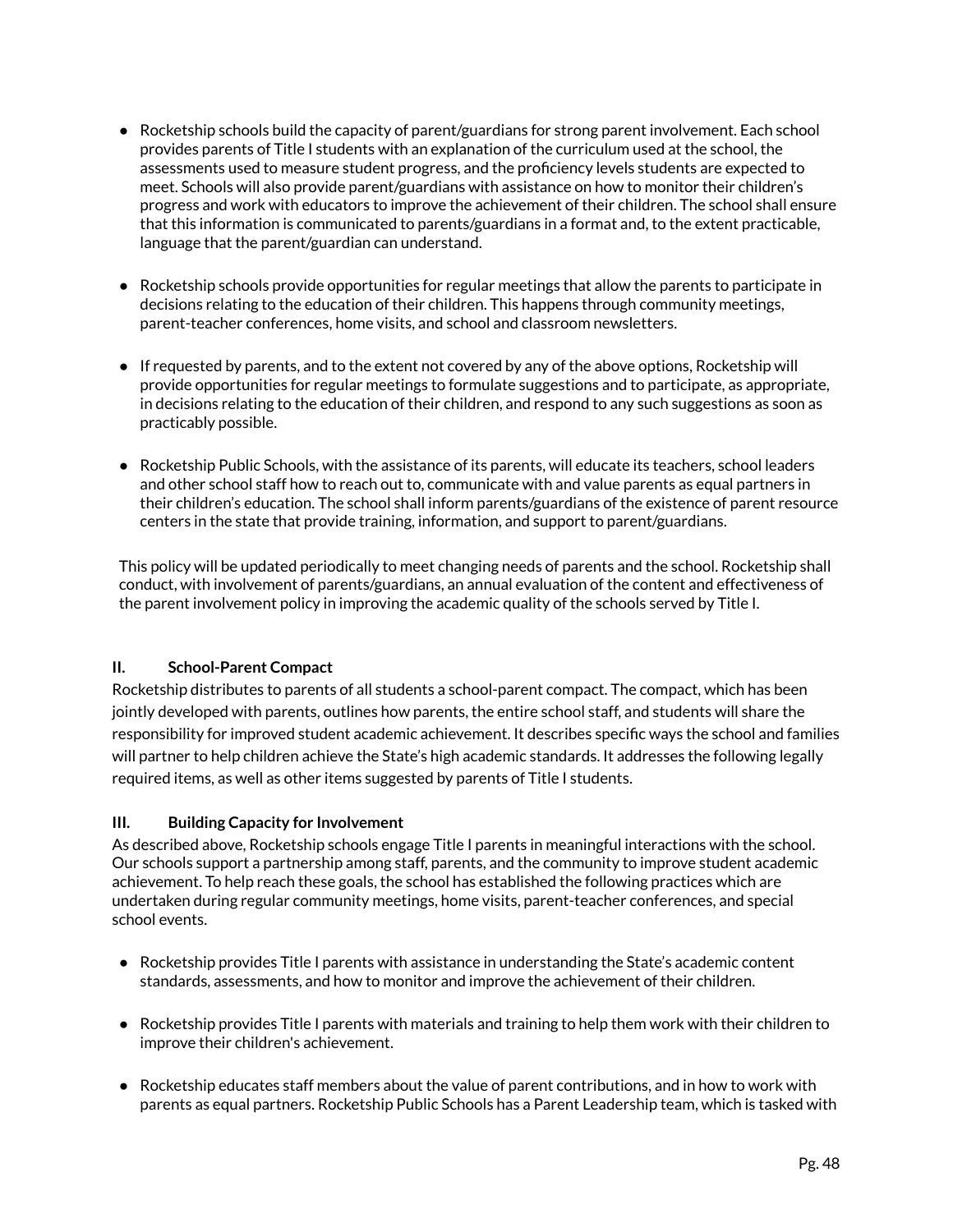- Rocketship schools build the capacity of parent/guardians for strong parent involvement. Each school provides parents of Title I students with an explanation of the curriculum used at the school, the assessments used to measure student progress, and the proficiency levels students are expected to meet. Schools will also provide parent/guardians with assistance on how to monitor their children's progress and work with educators to improve the achievement of their children. The school shall ensure that this information is communicated to parents/guardians in a format and, to the extent practicable, language that the parent/guardian can understand.

- Rocketship schools provide opportunities for regular meetings that allow the parents to participate in decisions relating to the education of their children. This happens through community meetings, parent-teacher conferences, home visits, and school and classroom newsletters.

- If requested by parents, and to the extent not covered by any of the above options, Rocketship will provide opportunities for regular meetings to formulate suggestions and to participate, as appropriate, in decisions relating to the education of their children, and respond to any such suggestions as soon as practicably possible.

- Rocketship Public Schools, with the assistance of its parents, will educate its teachers, school leaders and other school staff how to reach out to, communicate with and value parents as equal partners in their children's education. The school shall inform parents/guardians of the existence of parent resource centers in the state that provide training, information, and support to parent/guardians.

This policy will be updated periodically to meet changing needs of parents and the school. Rocketship shall conduct, with involvement of parents/guardians, an annual evaluation of the content and effectiveness of the parent involvement policy in improving the academic quality of the schools served by Title I.

### II. School-Parent Compact

Rocketship distributes to parents of all students a school-parent compact. The compact, which has been jointly developed with parents, outlines how parents, the entire school staff, and students will share the responsibility for improved student academic achievement. It describes specific ways the school and families will partner to help children achieve the State's high academic standards. It addresses the following legally required items, as well as other items suggested by parents of Title I students.

### III. Building Capacity for Involvement

As described above, Rocketship schools engage Title I parents in meaningful interactions with the school. Our schools support a partnership among staff, parents, and the community to improve student academic achievement. To help reach these goals, the school has established the following practices which are undertaken during regular community meetings, home visits, parent-teacher conferences, and special school events.

- Rocketship provides Title I parents with assistance in understanding the State's academic content standards, assessments, and how to monitor and improve the achievement of their children.

- Rocketship provides Title I parents with materials and training to help them work with their children to improve their children's achievement.

- Rocketship educates staff members about the value of parent contributions, and in how to work with parents as equal partners. Rocketship Public Schools has a Parent Leadership team, which is tasked with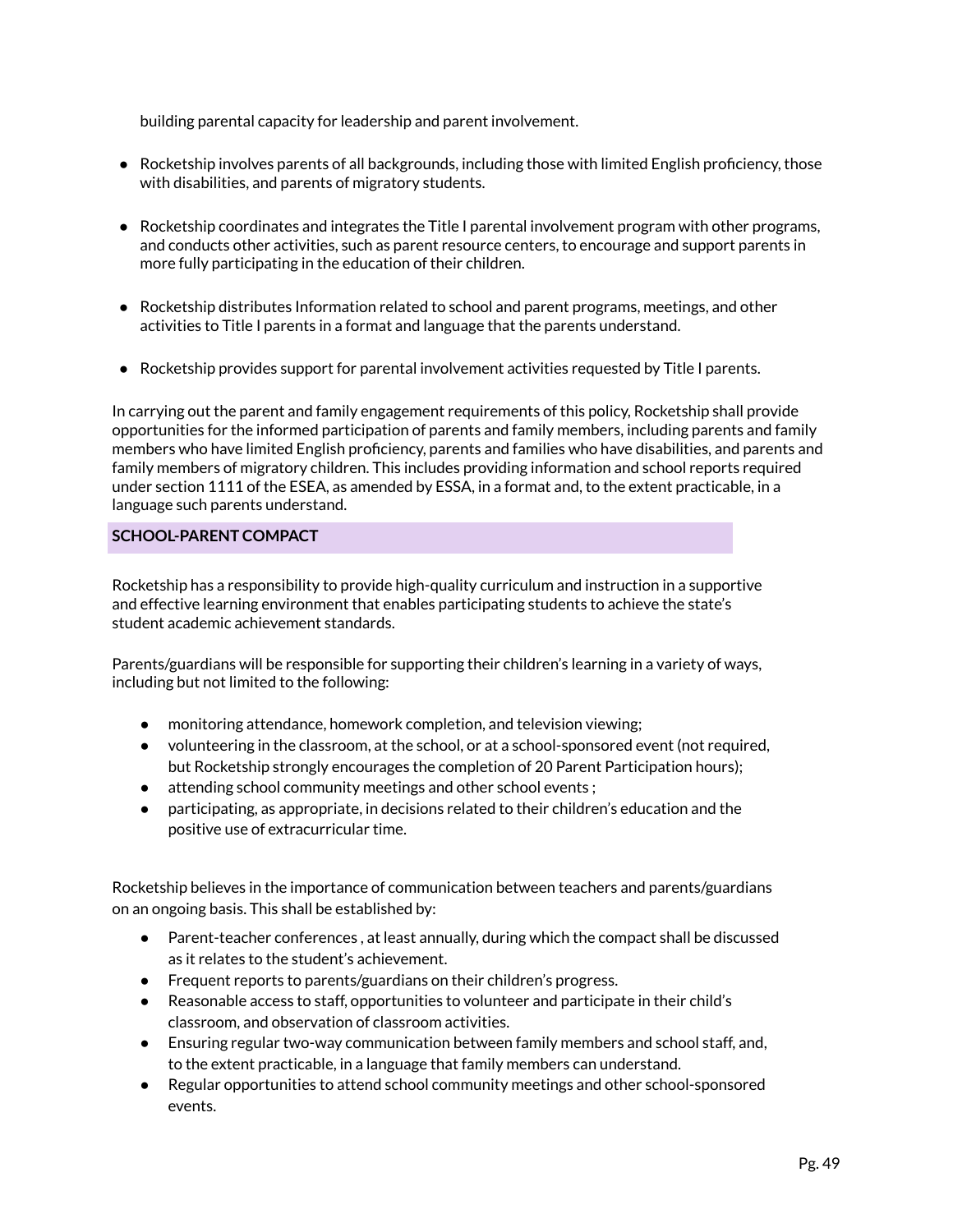building parental capacity for leadership and parent involvement.

- Rocketship involves parents of all backgrounds, including those with limited English proficiency, those with disabilities, and parents of migratory students.
- Rocketship coordinates and integrates the Title I parental involvement program with other programs, and conducts other activities, such as parent resource centers, to encourage and support parents in more fully participating in the education of their children.
- Rocketship distributes Information related to school and parent programs, meetings, and other activities to Title I parents in a format and language that the parents understand.
- Rocketship provides support for parental involvement activities requested by Title I parents.

In carrying out the parent and family engagement requirements of this policy, Rocketship shall provide opportunities for the informed participation of parents and family members, including parents and family members who have limited English proficiency, parents and families who have disabilities, and parents and family members of migratory children. This includes providing information and school reports required under section 1111 of the ESEA, as amended by ESSA, in a format and, to the extent practicable, in a language such parents understand.

## SCHOOL-PARENT COMPACT

Rocketship has a responsibility to provide high-quality curriculum and instruction in a supportive and effective learning environment that enables participating students to achieve the state's student academic achievement standards.

Parents/guardians will be responsible for supporting their children's learning in a variety of ways, including but not limited to the following:

- monitoring attendance, homework completion, and television viewing;
- volunteering in the classroom, at the school, or at a school-sponsored event (not required, but Rocketship strongly encourages the completion of 20 Parent Participation hours);
- attending school community meetings and other school events ;
- participating, as appropriate, in decisions related to their children's education and the positive use of extracurricular time.

Rocketship believes in the importance of communication between teachers and parents/guardians on an ongoing basis. This shall be established by:

- Parent-teacher conferences , at least annually, during which the compact shall be discussed as it relates to the student's achievement.
- Frequent reports to parents/guardians on their children's progress.
- Reasonable access to staff, opportunities to volunteer and participate in their child's classroom, and observation of classroom activities.
- Ensuring regular two-way communication between family members and school staff, and, to the extent practicable, in a language that family members can understand.
- Regular opportunities to attend school community meetings and other school-sponsored events.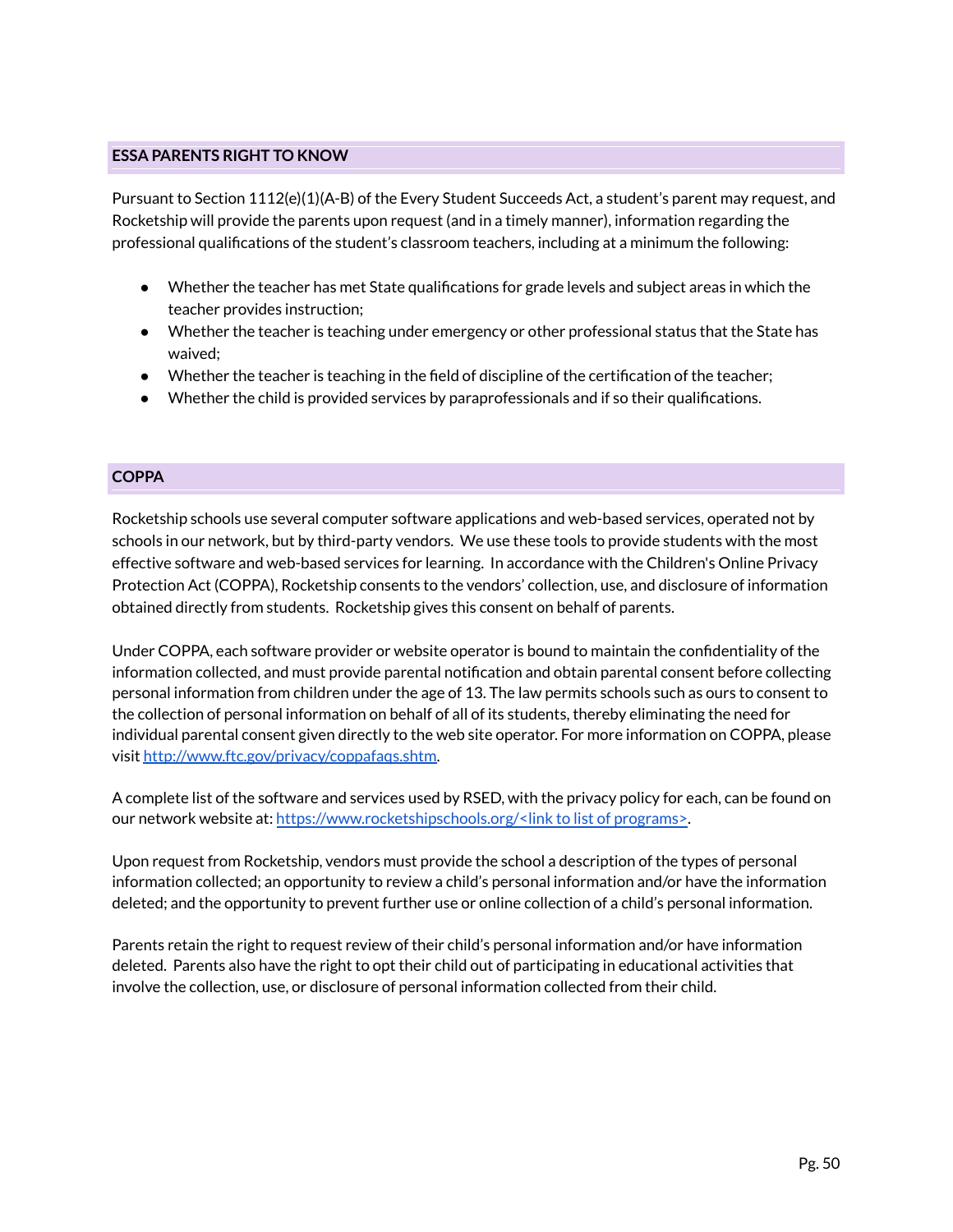## ESSA PARENTS RIGHT TO KNOW

Pursuant to Section 1112(e)(1)(A-B) of the Every Student Succeeds Act, a student's parent may request, and Rocketship will provide the parents upon request (and in a timely manner), information regarding the professional qualifications of the student's classroom teachers, including at a minimum the following:

- Whether the teacher has met State qualifications for grade levels and subject areas in which the teacher provides instruction;
- Whether the teacher is teaching under emergency or other professional status that the State has waived;
- Whether the teacher is teaching in the field of discipline of the certification of the teacher;
- Whether the child is provided services by paraprofessionals and if so their qualifications.

## COPPA

Rocketship schools use several computer software applications and web-based services, operated not by schools in our network, but by third-party vendors. We use these tools to provide students with the most effective software and web-based services for learning. In accordance with the Children's Online Privacy Protection Act (COPPA), Rocketship consents to the vendors' collection, use, and disclosure of information obtained directly from students. Rocketship gives this consent on behalf of parents.

Under COPPA, each software provider or website operator is bound to maintain the confidentiality of the information collected, and must provide parental notification and obtain parental consent before collecting personal information from children under the age of 13. The law permits schools such as ours to consent to the collection of personal information on behalf of all of its students, thereby eliminating the need for individual parental consent given directly to the web site operator. For more information on COPPA, please visit http://www.ftc.gov/privacy/coppafaqs.shtm.

A complete list of the software and services used by RSED, with the privacy policy for each, can be found on our network website at: https://www.rocketshipschools.org/<link to list of programs>.

Upon request from Rocketship, vendors must provide the school a description of the types of personal information collected; an opportunity to review a child's personal information and/or have the information deleted; and the opportunity to prevent further use or online collection of a child's personal information.

Parents retain the right to request review of their child's personal information and/or have information deleted. Parents also have the right to opt their child out of participating in educational activities that involve the collection, use, or disclosure of personal information collected from their child.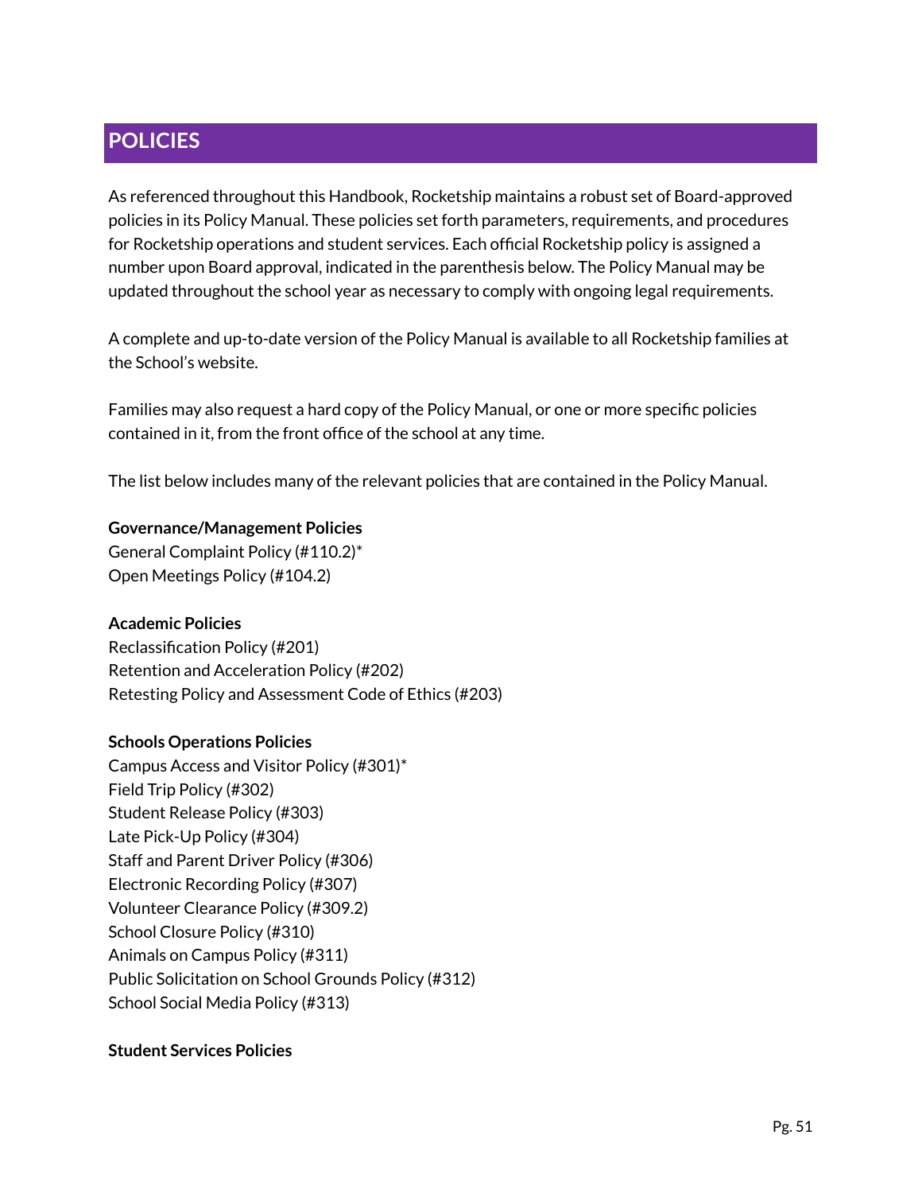## POLICIES

As referenced throughout this Handbook, Rocketship maintains a robust set of Board-approved policies in its Policy Manual. These policies set forth parameters, requirements, and procedures for Rocketship operations and student services. Each official Rocketship policy is assigned a number upon Board approval, indicated in the parenthesis below. The Policy Manual may be updated throughout the school year as necessary to comply with ongoing legal requirements.

A complete and up-to-date version of the Policy Manual is available to all Rocketship families at the School's website.

Families may also request a hard copy of the Policy Manual, or one or more specific policies contained in it, from the front office of the school at any time.

The list below includes many of the relevant policies that are contained in the Policy Manual.

**Governance/Management Policies**
General Complaint Policy (#110.2)*
Open Meetings Policy (#104.2)

**Academic Policies**
Reclassification Policy (#201)
Retention and Acceleration Policy (#202)
Retesting Policy and Assessment Code of Ethics (#203)

**Schools Operations Policies**
Campus Access and Visitor Policy (#301)*
Field Trip Policy (#302)
Student Release Policy (#303)
Late Pick-Up Policy (#304)
Staff and Parent Driver Policy (#306)
Electronic Recording Policy (#307)
Volunteer Clearance Policy (#309.2)
School Closure Policy (#310)
Animals on Campus Policy (#311)
Public Solicitation on School Grounds Policy (#312)
School Social Media Policy (#313)

**Student Services Policies**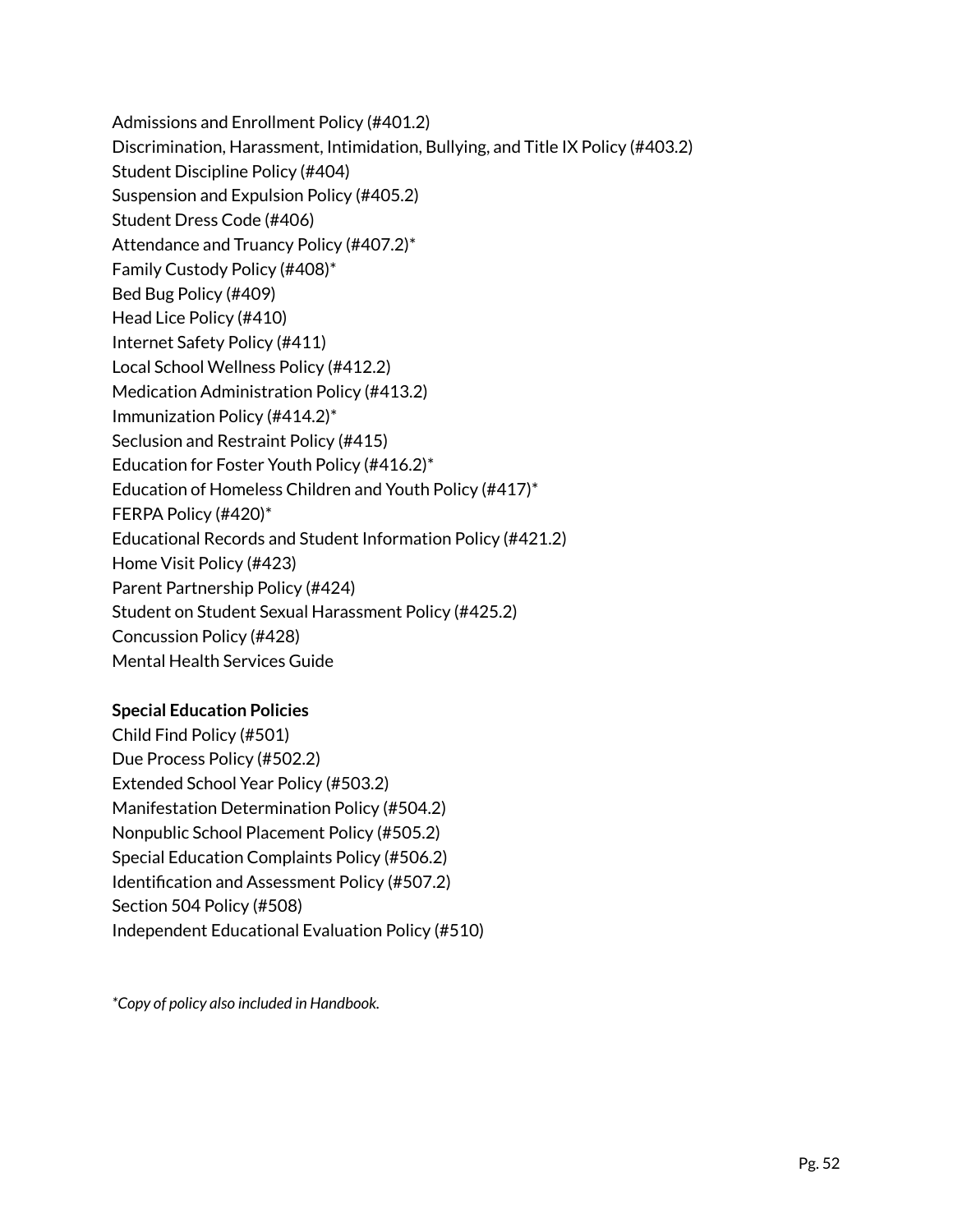Admissions and Enrollment Policy (#401.2)
Discrimination, Harassment, Intimidation, Bullying, and Title IX Policy (#403.2)
Student Discipline Policy (#404)
Suspension and Expulsion Policy (#405.2)
Student Dress Code (#406)
Attendance and Truancy Policy (#407.2)*
Family Custody Policy (#408)*
Bed Bug Policy (#409)
Head Lice Policy (#410)
Internet Safety Policy (#411)
Local School Wellness Policy (#412.2)
Medication Administration Policy (#413.2)
Immunization Policy (#414.2)*
Seclusion and Restraint Policy (#415)
Education for Foster Youth Policy (#416.2)*
Education of Homeless Children and Youth Policy (#417)*
FERPA Policy (#420)*
Educational Records and Student Information Policy (#421.2)
Home Visit Policy (#423)
Parent Partnership Policy (#424)
Student on Student Sexual Harassment Policy (#425.2)
Concussion Policy (#428)
Mental Health Services Guide

**Special Education Policies**
Child Find Policy (#501)
Due Process Policy (#502.2)
Extended School Year Policy (#503.2)
Manifestation Determination Policy (#504.2)
Nonpublic School Placement Policy (#505.2)
Special Education Complaints Policy (#506.2)
Identification and Assessment Policy (#507.2)
Section 504 Policy (#508)
Independent Educational Evaluation Policy (#510)

*\*Copy of policy also included in Handbook.*